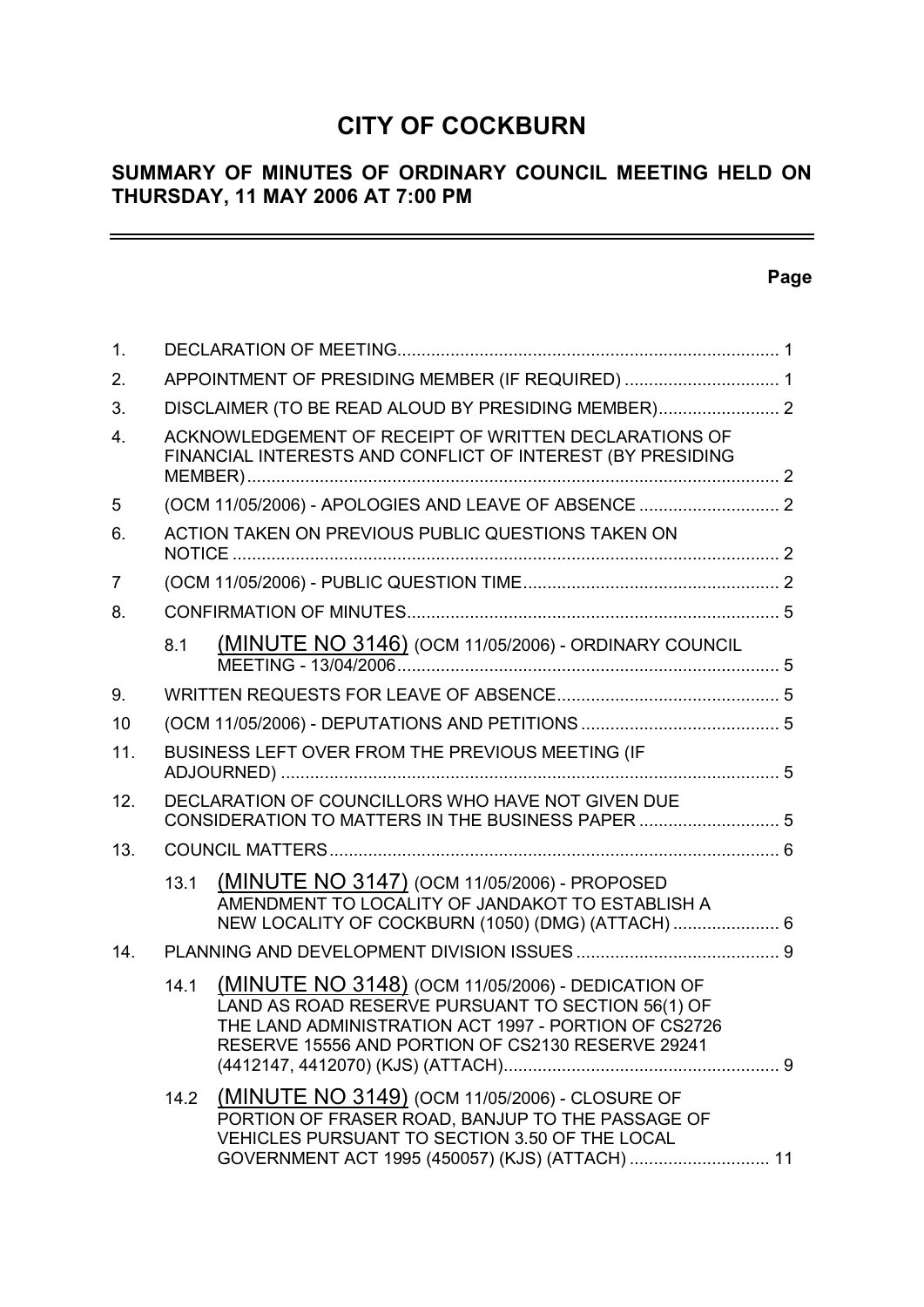# CITY OF COCKBURN

## SUMMARY OF MINUTES OF ORDINARY COUNCIL MEETING HELD ON THURSDAY, 11 MAY 2006 AT 7:00 PM

| | | Page |
|---|---|---|
| 1. | DECLARATION OF MEETING | 1 |
| 2. | APPOINTMENT OF PRESIDING MEMBER (IF REQUIRED) | 1 |
| 3. | DISCLAIMER (TO BE READ ALOUD BY PRESIDING MEMBER) | 2 |
| 4. | ACKNOWLEDGEMENT OF RECEIPT OF WRITTEN DECLARATIONS OF FINANCIAL INTERESTS AND CONFLICT OF INTEREST (BY PRESIDING MEMBER) | 2 |
| 5 | (OCM 11/05/2006) - APOLOGIES AND LEAVE OF ABSENCE | 2 |
| 6. | ACTION TAKEN ON PREVIOUS PUBLIC QUESTIONS TAKEN ON NOTICE | 2 |
| 7 | (OCM 11/05/2006) - PUBLIC QUESTION TIME | 2 |
| 8. | CONFIRMATION OF MINUTES | 5 |
| 8.1 | (MINUTE NO 3146) (OCM 11/05/2006) - ORDINARY COUNCIL MEETING - 13/04/2006 | 5 |
| 9. | WRITTEN REQUESTS FOR LEAVE OF ABSENCE | 5 |
| 10 | (OCM 11/05/2006) - DEPUTATIONS AND PETITIONS | 5 |
| 11. | BUSINESS LEFT OVER FROM THE PREVIOUS MEETING (IF ADJOURNED) | 5 |
| 12. | DECLARATION OF COUNCILLORS WHO HAVE NOT GIVEN DUE CONSIDERATION TO MATTERS IN THE BUSINESS PAPER | 5 |
| 13. | COUNCIL MATTERS | 6 |
| 13.1 | (MINUTE NO 3147) (OCM 11/05/2006) - PROPOSED AMENDMENT TO LOCALITY OF JANDAKOT TO ESTABLISH A NEW LOCALITY OF COCKBURN (1050) (DMG) (ATTACH) | 6 |
| 14. | PLANNING AND DEVELOPMENT DIVISION ISSUES | 9 |
| 14.1 | (MINUTE NO 3148) (OCM 11/05/2006) - DEDICATION OF LAND AS ROAD RESERVE PURSUANT TO SECTION 56(1) OF THE LAND ADMINISTRATION ACT 1997 - PORTION OF CS2726 RESERVE 15556 AND PORTION OF CS2130 RESERVE 29241 (4412147, 4412070) (KJS) (ATTACH) | 9 |
| 14.2 | (MINUTE NO 3149) (OCM 11/05/2006) - CLOSURE OF PORTION OF FRASER ROAD, BANJUP TO THE PASSAGE OF VEHICLES PURSUANT TO SECTION 3.50 OF THE LOCAL GOVERNMENT ACT 1995 (450057) (KJS) (ATTACH) | 11 |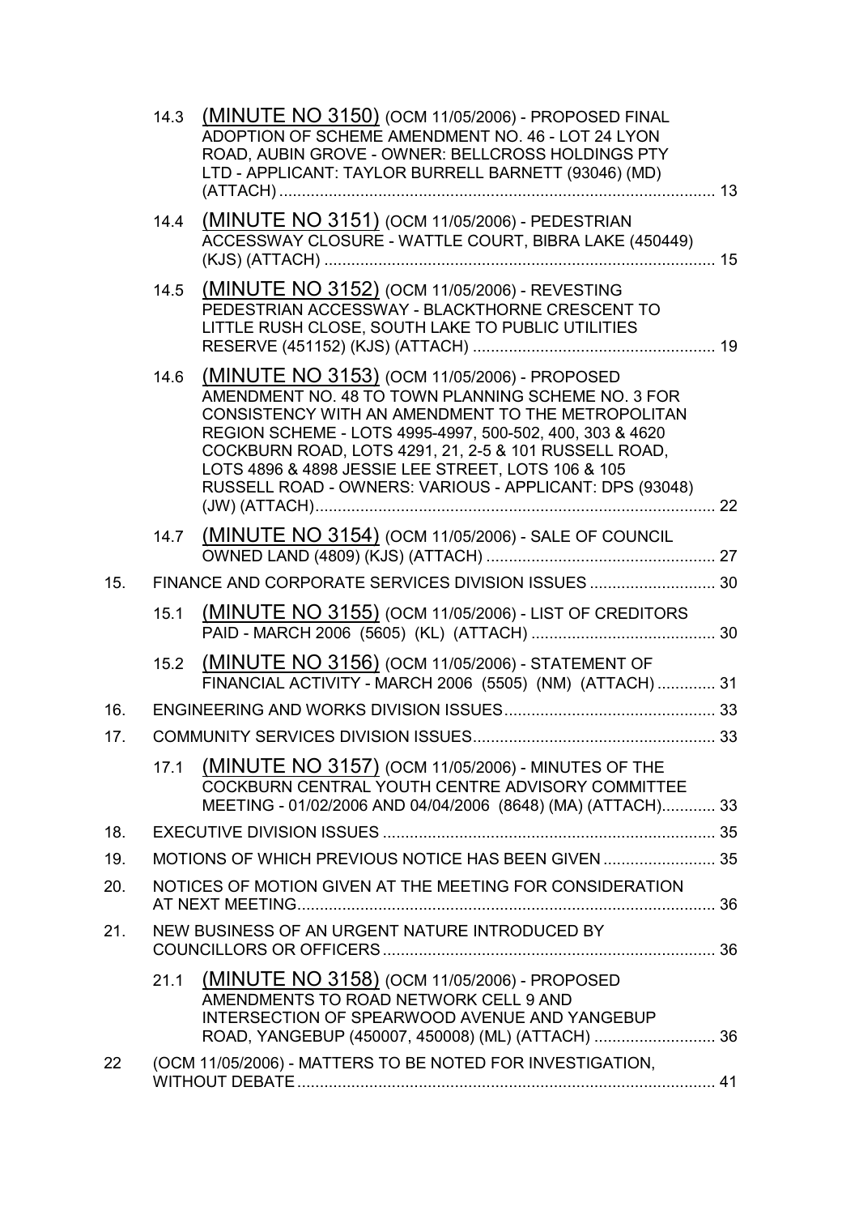14.3 (MINUTE NO 3150) (OCM 11/05/2006) - PROPOSED FINAL ADOPTION OF SCHEME AMENDMENT NO. 46 - LOT 24 LYON ROAD, AUBIN GROVE - OWNER: BELLCROSS HOLDINGS PTY LTD - APPLICANT: TAYLOR BURRELL BARNETT (93046) (MD) (ATTACH) ................................................................................................ 13

14.4 (MINUTE NO 3151) (OCM 11/05/2006) - PEDESTRIAN ACCESSWAY CLOSURE - WATTLE COURT, BIBRA LAKE (450449) (KJS) (ATTACH) ...................................................................................... 15

14.5 (MINUTE NO 3152) (OCM 11/05/2006) - REVESTING PEDESTRIAN ACCESSWAY - BLACKTHORNE CRESCENT TO LITTLE RUSH CLOSE, SOUTH LAKE TO PUBLIC UTILITIES RESERVE (451152) (KJS) (ATTACH) ...................................................... 19

14.6 (MINUTE NO 3153) (OCM 11/05/2006) - PROPOSED AMENDMENT NO. 48 TO TOWN PLANNING SCHEME NO. 3 FOR CONSISTENCY WITH AN AMENDMENT TO THE METROPOLITAN REGION SCHEME - LOTS 4995-4997, 500-502, 400, 303 & 4620 COCKBURN ROAD, LOTS 4291, 21, 2-5 & 101 RUSSELL ROAD, LOTS 4896 & 4898 JESSIE LEE STREET, LOTS 106 & 105 RUSSELL ROAD - OWNERS: VARIOUS - APPLICANT: DPS (93048) (JW) (ATTACH)........................................................................................ 22

14.7 (MINUTE NO 3154) (OCM 11/05/2006) - SALE OF COUNCIL OWNED LAND (4809) (KJS) (ATTACH) .................................................. 27

15. FINANCE AND CORPORATE SERVICES DIVISION ISSUES ............................ 30

15.1 (MINUTE NO 3155) (OCM 11/05/2006) - LIST OF CREDITORS PAID - MARCH 2006 (5605) (KL) (ATTACH) ......................................... 30

15.2 (MINUTE NO 3156) (OCM 11/05/2006) - STATEMENT OF FINANCIAL ACTIVITY - MARCH 2006 (5505) (NM) (ATTACH) ............. 31

16. ENGINEERING AND WORKS DIVISION ISSUES............................................... 33

17. COMMUNITY SERVICES DIVISION ISSUES...................................................... 33

17.1 (MINUTE NO 3157) (OCM 11/05/2006) - MINUTES OF THE COCKBURN CENTRAL YOUTH CENTRE ADVISORY COMMITTEE MEETING - 01/02/2006 AND 04/04/2006 (8648) (MA) (ATTACH)............ 33

18. EXECUTIVE DIVISION ISSUES .......................................................................... 35

19. MOTIONS OF WHICH PREVIOUS NOTICE HAS BEEN GIVEN ......................... 35

20. NOTICES OF MOTION GIVEN AT THE MEETING FOR CONSIDERATION AT NEXT MEETING............................................................................................. 36

21. NEW BUSINESS OF AN URGENT NATURE INTRODUCED BY COUNCILLORS OR OFFICERS.......................................................................... 36

21.1 (MINUTE NO 3158) (OCM 11/05/2006) - PROPOSED AMENDMENTS TO ROAD NETWORK CELL 9 AND INTERSECTION OF SPEARWOOD AVENUE AND YANGEBUP ROAD, YANGEBUP (450007, 450008) (ML) (ATTACH) ........................... 36

22 (OCM 11/05/2006) - MATTERS TO BE NOTED FOR INVESTIGATION, WITHOUT DEBATE ............................................................................................. 41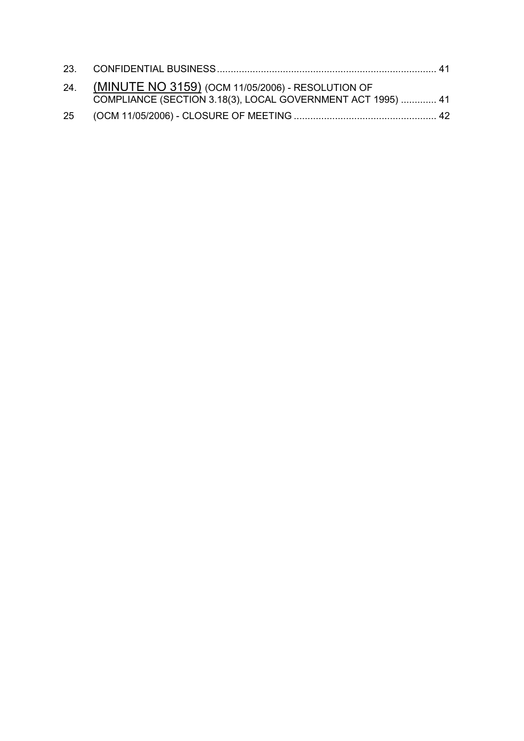23. CONFIDENTIAL BUSINESS ................................................................................ 41

24. (MINUTE NO 3159) (OCM 11/05/2006) - RESOLUTION OF COMPLIANCE (SECTION 3.18(3), LOCAL GOVERNMENT ACT 1995) ............. 41

25 (OCM 11/05/2006) - CLOSURE OF MEETING .................................................... 42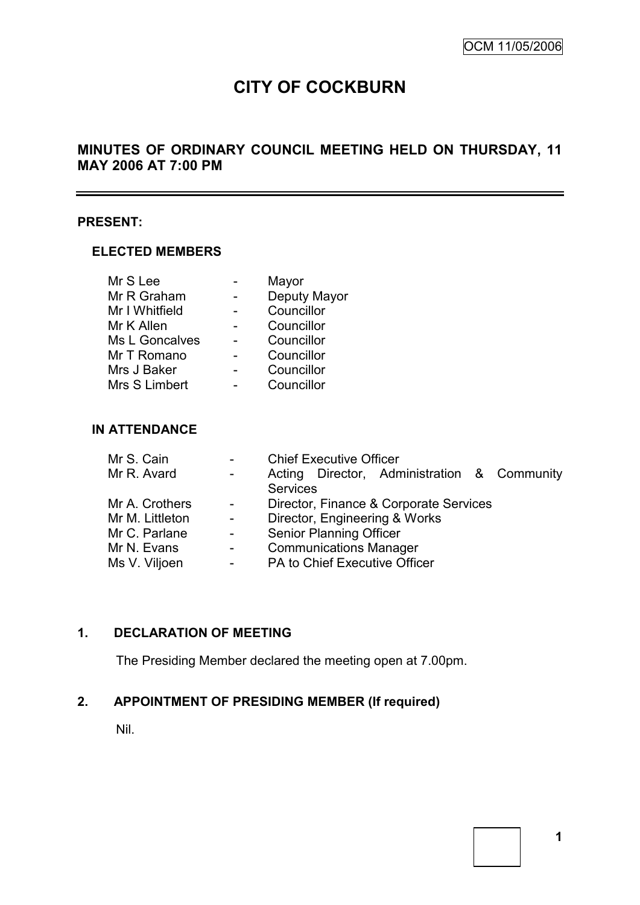# CITY OF COCKBURN

## MINUTES OF ORDINARY COUNCIL MEETING HELD ON THURSDAY, 11 MAY 2006 AT 7:00 PM

---

**PRESENT:**

### ELECTED MEMBERS

| | | |
|---|---|---|
| Mr S Lee | - | Mayor |
| Mr R Graham | - | Deputy Mayor |
| Mr I Whitfield | - | Councillor |
| Mr K Allen | - | Councillor |
| Ms L Goncalves | - | Councillor |
| Mr T Romano | - | Councillor |
| Mrs J Baker | - | Councillor |
| Mrs S Limbert | - | Councillor |

### IN ATTENDANCE

| | | |
|---|---|---|
| Mr S. Cain | - | Chief Executive Officer |
| Mr R. Avard | - | Acting Director, Administration & Community Services |
| Mr A. Crothers | - | Director, Finance & Corporate Services |
| Mr M. Littleton | - | Director, Engineering & Works |
| Mr C. Parlane | - | Senior Planning Officer |
| Mr N. Evans | - | Communications Manager |
| Ms V. Viljoen | - | PA to Chief Executive Officer |

## 1. DECLARATION OF MEETING

The Presiding Member declared the meeting open at 7.00pm.

## 2. APPOINTMENT OF PRESIDING MEMBER (If required)

Nil.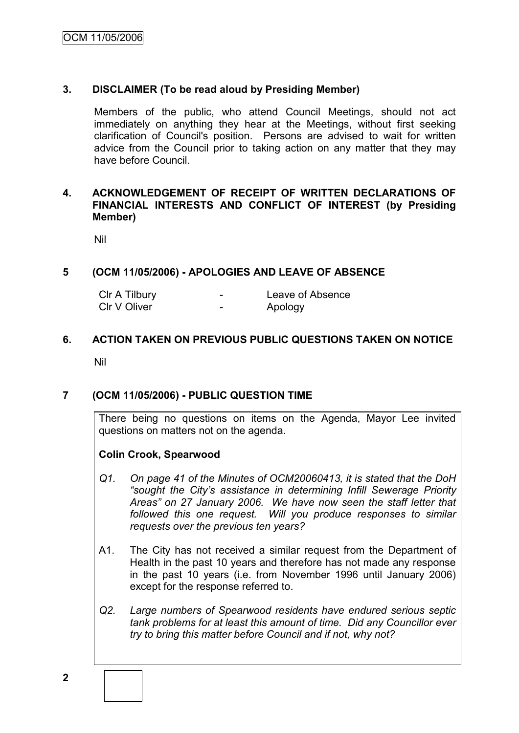## 3. DISCLAIMER (To be read aloud by Presiding Member)

Members of the public, who attend Council Meetings, should not act immediately on anything they hear at the Meetings, without first seeking clarification of Council's position. Persons are advised to wait for written advice from the Council prior to taking action on any matter that they may have before Council.

## 4. ACKNOWLEDGEMENT OF RECEIPT OF WRITTEN DECLARATIONS OF FINANCIAL INTERESTS AND CONFLICT OF INTEREST (by Presiding Member)

Nil

## 5 (OCM 11/05/2006) - APOLOGIES AND LEAVE OF ABSENCE

| | | |
|---|---|---|
| Clr A Tilbury | - | Leave of Absence |
| Clr V Oliver | - | Apology |

## 6. ACTION TAKEN ON PREVIOUS PUBLIC QUESTIONS TAKEN ON NOTICE

Nil

## 7 (OCM 11/05/2006) - PUBLIC QUESTION TIME

There being no questions on items on the Agenda, Mayor Lee invited questions on matters not on the agenda.

**Colin Crook, Spearwood**

*Q1. On page 41 of the Minutes of OCM20060413, it is stated that the DoH "sought the City's assistance in determining Infill Sewerage Priority Areas" on 27 January 2006. We have now seen the staff letter that followed this one request. Will you produce responses to similar requests over the previous ten years?*

A1. The City has not received a similar request from the Department of Health in the past 10 years and therefore has not made any response in the past 10 years (i.e. from November 1996 until January 2006) except for the response referred to.

*Q2. Large numbers of Spearwood residents have endured serious septic tank problems for at least this amount of time. Did any Councillor ever try to bring this matter before Council and if not, why not?*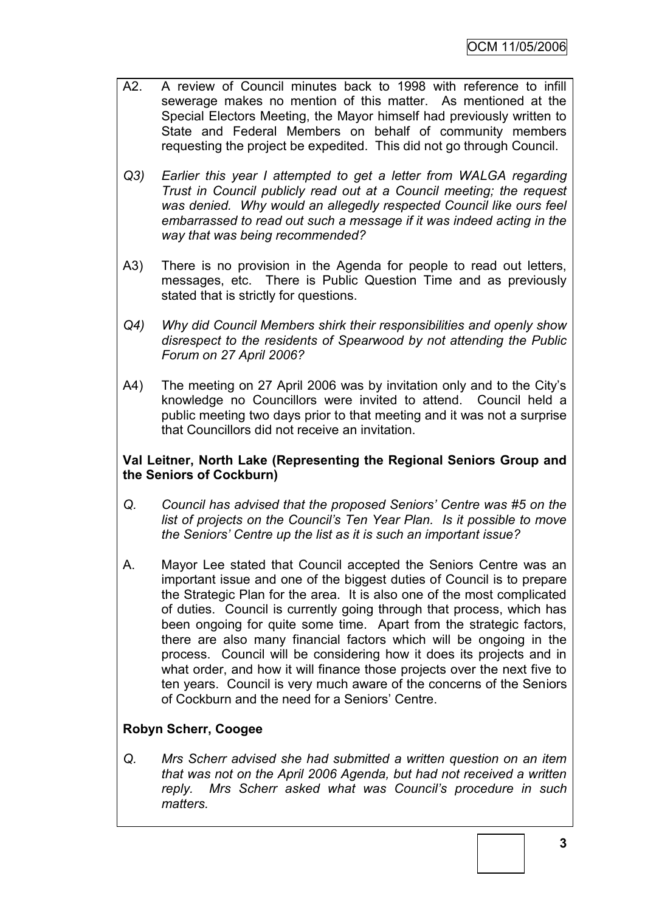A2. A review of Council minutes back to 1998 with reference to infill sewerage makes no mention of this matter. As mentioned at the Special Electors Meeting, the Mayor himself had previously written to State and Federal Members on behalf of community members requesting the project be expedited. This did not go through Council.

*Q3) Earlier this year I attempted to get a letter from WALGA regarding Trust in Council publicly read out at a Council meeting; the request was denied. Why would an allegedly respected Council like ours feel embarrassed to read out such a message if it was indeed acting in the way that was being recommended?*

A3) There is no provision in the Agenda for people to read out letters, messages, etc. There is Public Question Time and as previously stated that is strictly for questions.

*Q4) Why did Council Members shirk their responsibilities and openly show disrespect to the residents of Spearwood by not attending the Public Forum on 27 April 2006?*

A4) The meeting on 27 April 2006 was by invitation only and to the City's knowledge no Councillors were invited to attend. Council held a public meeting two days prior to that meeting and it was not a surprise that Councillors did not receive an invitation.

**Val Leitner, North Lake (Representing the Regional Seniors Group and the Seniors of Cockburn)**

*Q. Council has advised that the proposed Seniors' Centre was #5 on the list of projects on the Council's Ten Year Plan. Is it possible to move the Seniors' Centre up the list as it is such an important issue?*

A. Mayor Lee stated that Council accepted the Seniors Centre was an important issue and one of the biggest duties of Council is to prepare the Strategic Plan for the area. It is also one of the most complicated of duties. Council is currently going through that process, which has been ongoing for quite some time. Apart from the strategic factors, there are also many financial factors which will be ongoing in the process. Council will be considering how it does its projects and in what order, and how it will finance those projects over the next five to ten years. Council is very much aware of the concerns of the Seniors of Cockburn and the need for a Seniors' Centre.

**Robyn Scherr, Coogee**

*Q. Mrs Scherr advised she had submitted a written question on an item that was not on the April 2006 Agenda, but had not received a written reply. Mrs Scherr asked what was Council's procedure in such matters.*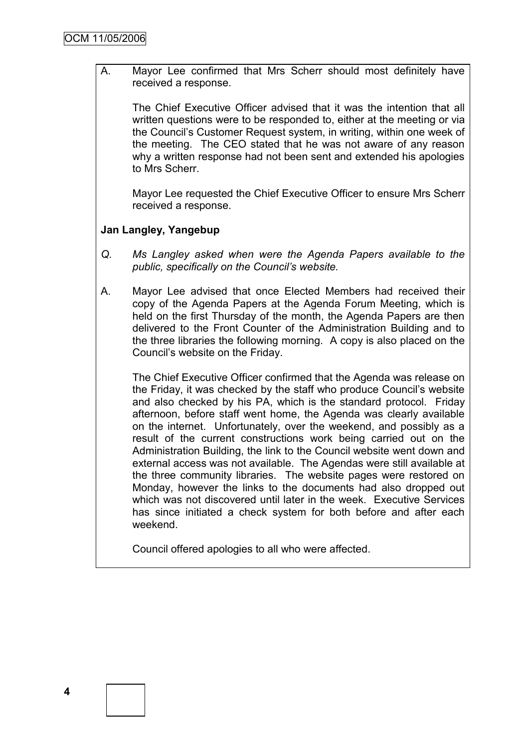A. Mayor Lee confirmed that Mrs Scherr should most definitely have received a response.

The Chief Executive Officer advised that it was the intention that all written questions were to be responded to, either at the meeting or via the Council's Customer Request system, in writing, within one week of the meeting. The CEO stated that he was not aware of any reason why a written response had not been sent and extended his apologies to Mrs Scherr.

Mayor Lee requested the Chief Executive Officer to ensure Mrs Scherr received a response.

**Jan Langley, Yangebup**

Q. *Ms Langley asked when were the Agenda Papers available to the public, specifically on the Council's website.*

A. Mayor Lee advised that once Elected Members had received their copy of the Agenda Papers at the Agenda Forum Meeting, which is held on the first Thursday of the month, the Agenda Papers are then delivered to the Front Counter of the Administration Building and to the three libraries the following morning. A copy is also placed on the Council's website on the Friday.

The Chief Executive Officer confirmed that the Agenda was release on the Friday, it was checked by the staff who produce Council's website and also checked by his PA, which is the standard protocol. Friday afternoon, before staff went home, the Agenda was clearly available on the internet. Unfortunately, over the weekend, and possibly as a result of the current constructions work being carried out on the Administration Building, the link to the Council website went down and external access was not available. The Agendas were still available at the three community libraries. The website pages were restored on Monday, however the links to the documents had also dropped out which was not discovered until later in the week. Executive Services has since initiated a check system for both before and after each weekend.

Council offered apologies to all who were affected.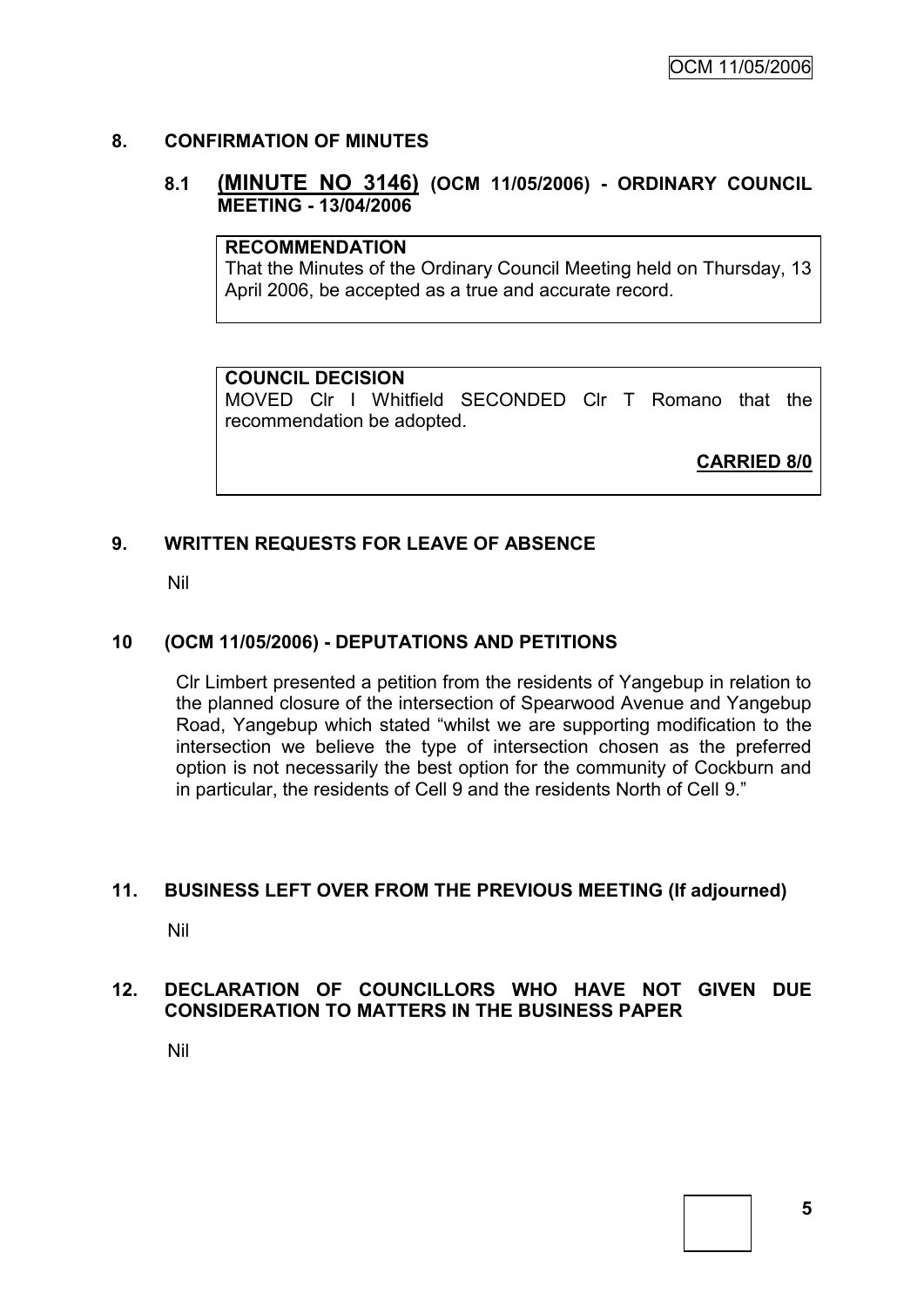## 8. CONFIRMATION OF MINUTES

### 8.1 (MINUTE NO 3146) (OCM 11/05/2006) - ORDINARY COUNCIL MEETING - 13/04/2006

**RECOMMENDATION**
That the Minutes of the Ordinary Council Meeting held on Thursday, 13 April 2006, be accepted as a true and accurate record.

**COUNCIL DECISION**
MOVED Clr I Whitfield SECONDED Clr T Romano that the recommendation be adopted.

**CARRIED 8/0**

## 9. WRITTEN REQUESTS FOR LEAVE OF ABSENCE

Nil

## 10 (OCM 11/05/2006) - DEPUTATIONS AND PETITIONS

Clr Limbert presented a petition from the residents of Yangebup in relation to the planned closure of the intersection of Spearwood Avenue and Yangebup Road, Yangebup which stated "whilst we are supporting modification to the intersection we believe the type of intersection chosen as the preferred option is not necessarily the best option for the community of Cockburn and in particular, the residents of Cell 9 and the residents North of Cell 9."

## 11. BUSINESS LEFT OVER FROM THE PREVIOUS MEETING (If adjourned)

Nil

## 12. DECLARATION OF COUNCILLORS WHO HAVE NOT GIVEN DUE CONSIDERATION TO MATTERS IN THE BUSINESS PAPER

Nil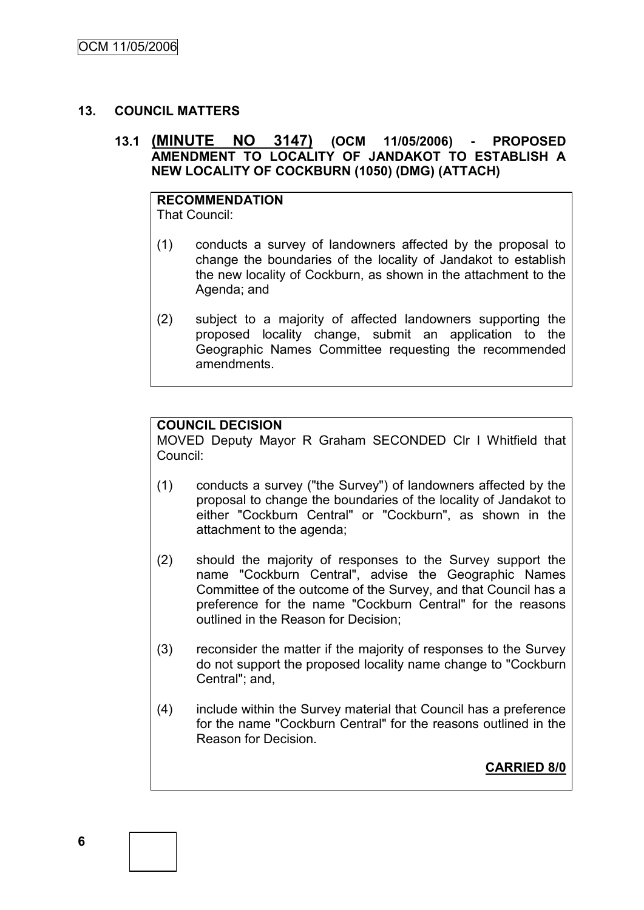## 13. COUNCIL MATTERS

### 13.1 (MINUTE NO 3147) (OCM 11/05/2006) - PROPOSED AMENDMENT TO LOCALITY OF JANDAKOT TO ESTABLISH A NEW LOCALITY OF COCKBURN (1050) (DMG) (ATTACH)

**RECOMMENDATION**
That Council:

(1) conducts a survey of landowners affected by the proposal to change the boundaries of the locality of Jandakot to establish the new locality of Cockburn, as shown in the attachment to the Agenda; and

(2) subject to a majority of affected landowners supporting the proposed locality change, submit an application to the Geographic Names Committee requesting the recommended amendments.

**COUNCIL DECISION**
MOVED Deputy Mayor R Graham SECONDED Clr I Whitfield that Council:

(1) conducts a survey ("the Survey") of landowners affected by the proposal to change the boundaries of the locality of Jandakot to either "Cockburn Central" or "Cockburn", as shown in the attachment to the agenda;

(2) should the majority of responses to the Survey support the name "Cockburn Central", advise the Geographic Names Committee of the outcome of the Survey, and that Council has a preference for the name "Cockburn Central" for the reasons outlined in the Reason for Decision;

(3) reconsider the matter if the majority of responses to the Survey do not support the proposed locality name change to "Cockburn Central"; and,

(4) include within the Survey material that Council has a preference for the name "Cockburn Central" for the reasons outlined in the Reason for Decision.

**CARRIED 8/0**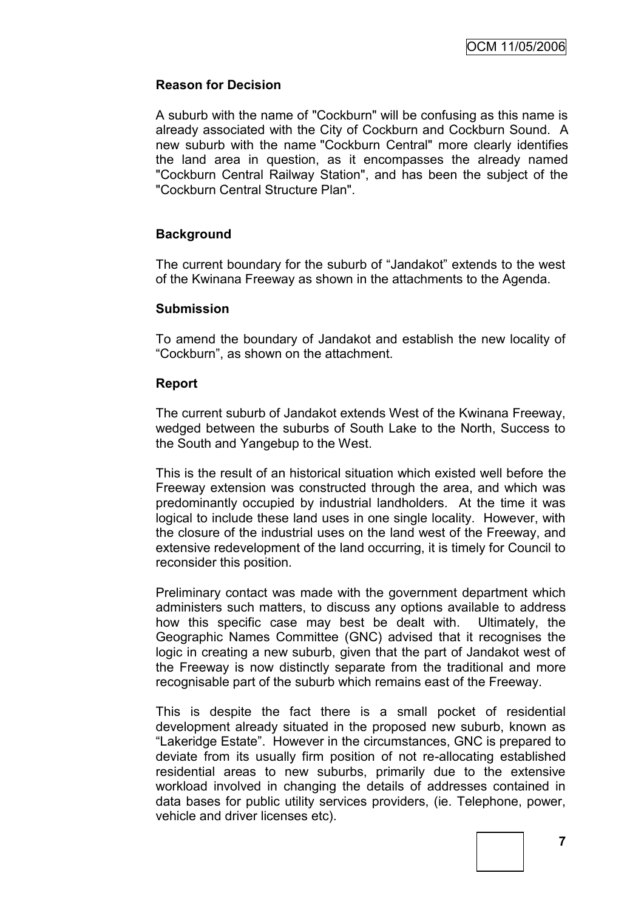**Reason for Decision**

A suburb with the name of "Cockburn" will be confusing as this name is already associated with the City of Cockburn and Cockburn Sound. A new suburb with the name "Cockburn Central" more clearly identifies the land area in question, as it encompasses the already named "Cockburn Central Railway Station", and has been the subject of the "Cockburn Central Structure Plan".

**Background**

The current boundary for the suburb of "Jandakot" extends to the west of the Kwinana Freeway as shown in the attachments to the Agenda.

**Submission**

To amend the boundary of Jandakot and establish the new locality of "Cockburn", as shown on the attachment.

**Report**

The current suburb of Jandakot extends West of the Kwinana Freeway, wedged between the suburbs of South Lake to the North, Success to the South and Yangebup to the West.

This is the result of an historical situation which existed well before the Freeway extension was constructed through the area, and which was predominantly occupied by industrial landholders. At the time it was logical to include these land uses in one single locality. However, with the closure of the industrial uses on the land west of the Freeway, and extensive redevelopment of the land occurring, it is timely for Council to reconsider this position.

Preliminary contact was made with the government department which administers such matters, to discuss any options available to address how this specific case may best be dealt with. Ultimately, the Geographic Names Committee (GNC) advised that it recognises the logic in creating a new suburb, given that the part of Jandakot west of the Freeway is now distinctly separate from the traditional and more recognisable part of the suburb which remains east of the Freeway.

This is despite the fact there is a small pocket of residential development already situated in the proposed new suburb, known as "Lakeridge Estate". However in the circumstances, GNC is prepared to deviate from its usually firm position of not re-allocating established residential areas to new suburbs, primarily due to the extensive workload involved in changing the details of addresses contained in data bases for public utility services providers, (ie. Telephone, power, vehicle and driver licenses etc).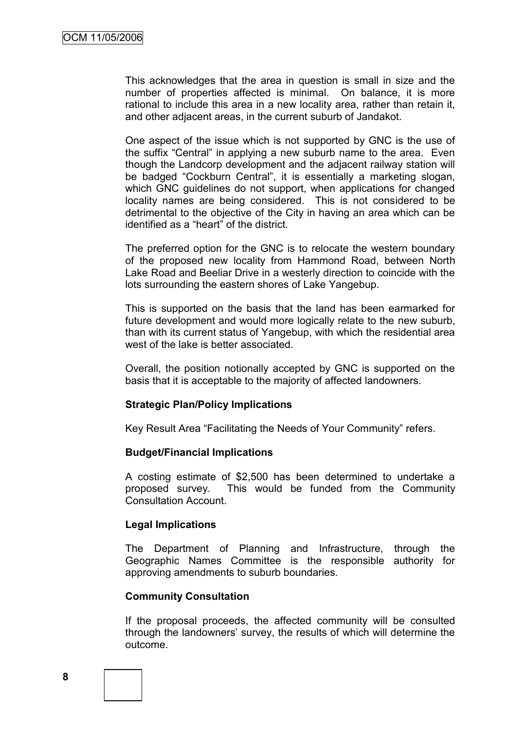This acknowledges that the area in question is small in size and the number of properties affected is minimal. On balance, it is more rational to include this area in a new locality area, rather than retain it, and other adjacent areas, in the current suburb of Jandakot.

One aspect of the issue which is not supported by GNC is the use of the suffix "Central" in applying a new suburb name to the area. Even though the Landcorp development and the adjacent railway station will be badged "Cockburn Central", it is essentially a marketing slogan, which GNC guidelines do not support, when applications for changed locality names are being considered. This is not considered to be detrimental to the objective of the City in having an area which can be identified as a "heart" of the district.

The preferred option for the GNC is to relocate the western boundary of the proposed new locality from Hammond Road, between North Lake Road and Beeliar Drive in a westerly direction to coincide with the lots surrounding the eastern shores of Lake Yangebup.

This is supported on the basis that the land has been earmarked for future development and would more logically relate to the new suburb, than with its current status of Yangebup, with which the residential area west of the lake is better associated.

Overall, the position notionally accepted by GNC is supported on the basis that it is acceptable to the majority of affected landowners.

**Strategic Plan/Policy Implications**

Key Result Area "Facilitating the Needs of Your Community" refers.

**Budget/Financial Implications**

A costing estimate of $2,500 has been determined to undertake a proposed survey. This would be funded from the Community Consultation Account.

**Legal Implications**

The Department of Planning and Infrastructure, through the Geographic Names Committee is the responsible authority for approving amendments to suburb boundaries.

**Community Consultation**

If the proposal proceeds, the affected community will be consulted through the landowners' survey, the results of which will determine the outcome.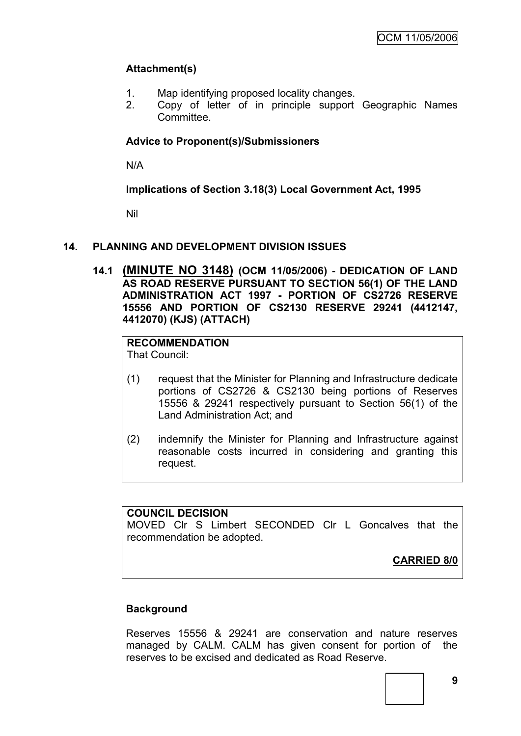**Attachment(s)**

1. Map identifying proposed locality changes.
2. Copy of letter of in principle support Geographic Names Committee.

**Advice to Proponent(s)/Submissioners**

N/A

**Implications of Section 3.18(3) Local Government Act, 1995**

Nil

## 14. PLANNING AND DEVELOPMENT DIVISION ISSUES

### 14.1 (MINUTE NO 3148) (OCM 11/05/2006) - DEDICATION OF LAND AS ROAD RESERVE PURSUANT TO SECTION 56(1) OF THE LAND ADMINISTRATION ACT 1997 - PORTION OF CS2726 RESERVE 15556 AND PORTION OF CS2130 RESERVE 29241 (4412147, 4412070) (KJS) (ATTACH)

**RECOMMENDATION**
That Council:

(1) request that the Minister for Planning and Infrastructure dedicate portions of CS2726 & CS2130 being portions of Reserves 15556 & 29241 respectively pursuant to Section 56(1) of the Land Administration Act; and

(2) indemnify the Minister for Planning and Infrastructure against reasonable costs incurred in considering and granting this request.

**COUNCIL DECISION**
MOVED Clr S Limbert SECONDED Clr L Goncalves that the recommendation be adopted.

**CARRIED 8/0**

**Background**

Reserves 15556 & 29241 are conservation and nature reserves managed by CALM. CALM has given consent for portion of the reserves to be excised and dedicated as Road Reserve.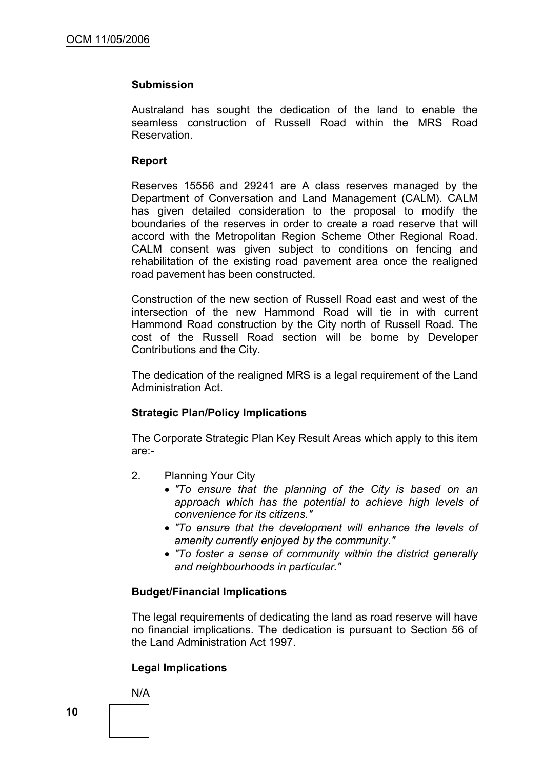**Submission**

Australand has sought the dedication of the land to enable the seamless construction of Russell Road within the MRS Road Reservation.

**Report**

Reserves 15556 and 29241 are A class reserves managed by the Department of Conversation and Land Management (CALM). CALM has given detailed consideration to the proposal to modify the boundaries of the reserves in order to create a road reserve that will accord with the Metropolitan Region Scheme Other Regional Road. CALM consent was given subject to conditions on fencing and rehabilitation of the existing road pavement area once the realigned road pavement has been constructed.

Construction of the new section of Russell Road east and west of the intersection of the new Hammond Road will tie in with current Hammond Road construction by the City north of Russell Road. The cost of the Russell Road section will be borne by Developer Contributions and the City.

The dedication of the realigned MRS is a legal requirement of the Land Administration Act.

**Strategic Plan/Policy Implications**

The Corporate Strategic Plan Key Result Areas which apply to this item are:-

2. Planning Your City
   - *"To ensure that the planning of the City is based on an approach which has the potential to achieve high levels of convenience for its citizens."*
   - *"To ensure that the development will enhance the levels of amenity currently enjoyed by the community."*
   - *"To foster a sense of community within the district generally and neighbourhoods in particular."*

**Budget/Financial Implications**

The legal requirements of dedicating the land as road reserve will have no financial implications. The dedication is pursuant to Section 56 of the Land Administration Act 1997.

**Legal Implications**

N/A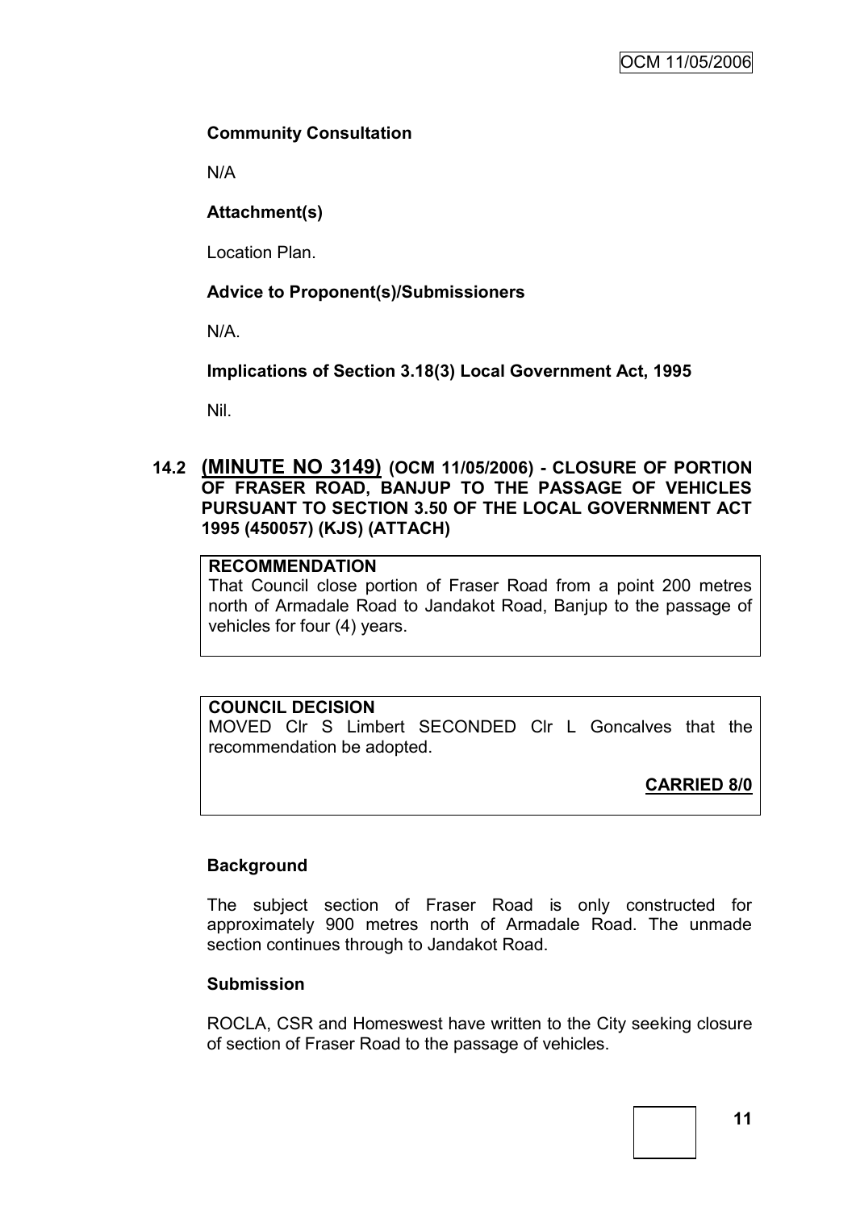**Community Consultation**

N/A

**Attachment(s)**

Location Plan.

**Advice to Proponent(s)/Submissioners**

N/A.

**Implications of Section 3.18(3) Local Government Act, 1995**

Nil.

## 14.2 (MINUTE NO 3149) (OCM 11/05/2006) - CLOSURE OF PORTION OF FRASER ROAD, BANJUP TO THE PASSAGE OF VEHICLES PURSUANT TO SECTION 3.50 OF THE LOCAL GOVERNMENT ACT 1995 (450057) (KJS) (ATTACH)

**RECOMMENDATION**

That Council close portion of Fraser Road from a point 200 metres north of Armadale Road to Jandakot Road, Banjup to the passage of vehicles for four (4) years.

**COUNCIL DECISION**

MOVED Clr S Limbert SECONDED Clr L Goncalves that the recommendation be adopted.

**CARRIED 8/0**

**Background**

The subject section of Fraser Road is only constructed for approximately 900 metres north of Armadale Road. The unmade section continues through to Jandakot Road.

**Submission**

ROCLA, CSR and Homeswest have written to the City seeking closure of section of Fraser Road to the passage of vehicles.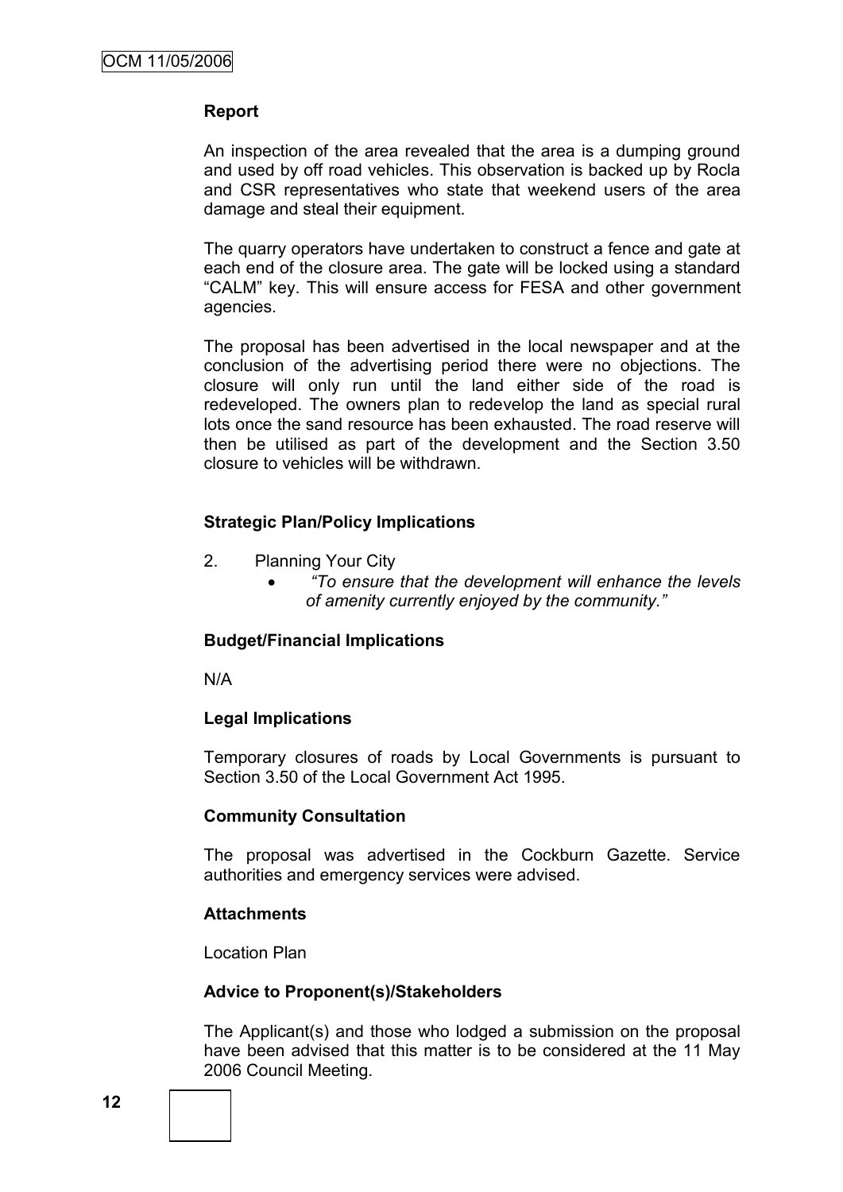**Report**

An inspection of the area revealed that the area is a dumping ground and used by off road vehicles. This observation is backed up by Rocla and CSR representatives who state that weekend users of the area damage and steal their equipment.

The quarry operators have undertaken to construct a fence and gate at each end of the closure area. The gate will be locked using a standard "CALM" key. This will ensure access for FESA and other government agencies.

The proposal has been advertised in the local newspaper and at the conclusion of the advertising period there were no objections. The closure will only run until the land either side of the road is redeveloped. The owners plan to redevelop the land as special rural lots once the sand resource has been exhausted. The road reserve will then be utilised as part of the development and the Section 3.50 closure to vehicles will be withdrawn.

**Strategic Plan/Policy Implications**

2. Planning Your City
   - *"To ensure that the development will enhance the levels of amenity currently enjoyed by the community."*

**Budget/Financial Implications**

N/A

**Legal Implications**

Temporary closures of roads by Local Governments is pursuant to Section 3.50 of the Local Government Act 1995.

**Community Consultation**

The proposal was advertised in the Cockburn Gazette. Service authorities and emergency services were advised.

**Attachments**

Location Plan

**Advice to Proponent(s)/Stakeholders**

The Applicant(s) and those who lodged a submission on the proposal have been advised that this matter is to be considered at the 11 May 2006 Council Meeting.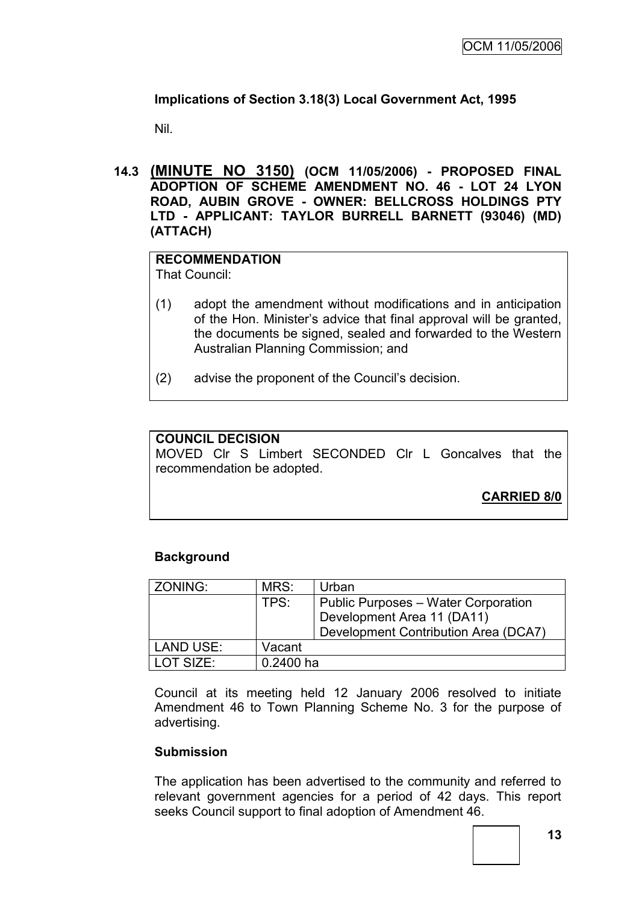**Implications of Section 3.18(3) Local Government Act, 1995**

Nil.

## 14.3 (MINUTE NO 3150) (OCM 11/05/2006) - PROPOSED FINAL ADOPTION OF SCHEME AMENDMENT NO. 46 - LOT 24 LYON ROAD, AUBIN GROVE - OWNER: BELLCROSS HOLDINGS PTY LTD - APPLICANT: TAYLOR BURRELL BARNETT (93046) (MD) (ATTACH)

**RECOMMENDATION**

That Council:

(1) adopt the amendment without modifications and in anticipation of the Hon. Minister's advice that final approval will be granted, the documents be signed, sealed and forwarded to the Western Australian Planning Commission; and

(2) advise the proponent of the Council's decision.

**COUNCIL DECISION**

MOVED Clr S Limbert SECONDED Clr L Goncalves that the recommendation be adopted.

**CARRIED 8/0**

**Background**

| ZONING: | MRS: | Urban |
|---|---|---|
| | TPS: | Public Purposes – Water Corporation<br>Development Area 11 (DA11)<br>Development Contribution Area (DCA7) |
| LAND USE: | Vacant | |
| LOT SIZE: | 0.2400 ha | |

Council at its meeting held 12 January 2006 resolved to initiate Amendment 46 to Town Planning Scheme No. 3 for the purpose of advertising.

**Submission**

The application has been advertised to the community and referred to relevant government agencies for a period of 42 days. This report seeks Council support to final adoption of Amendment 46.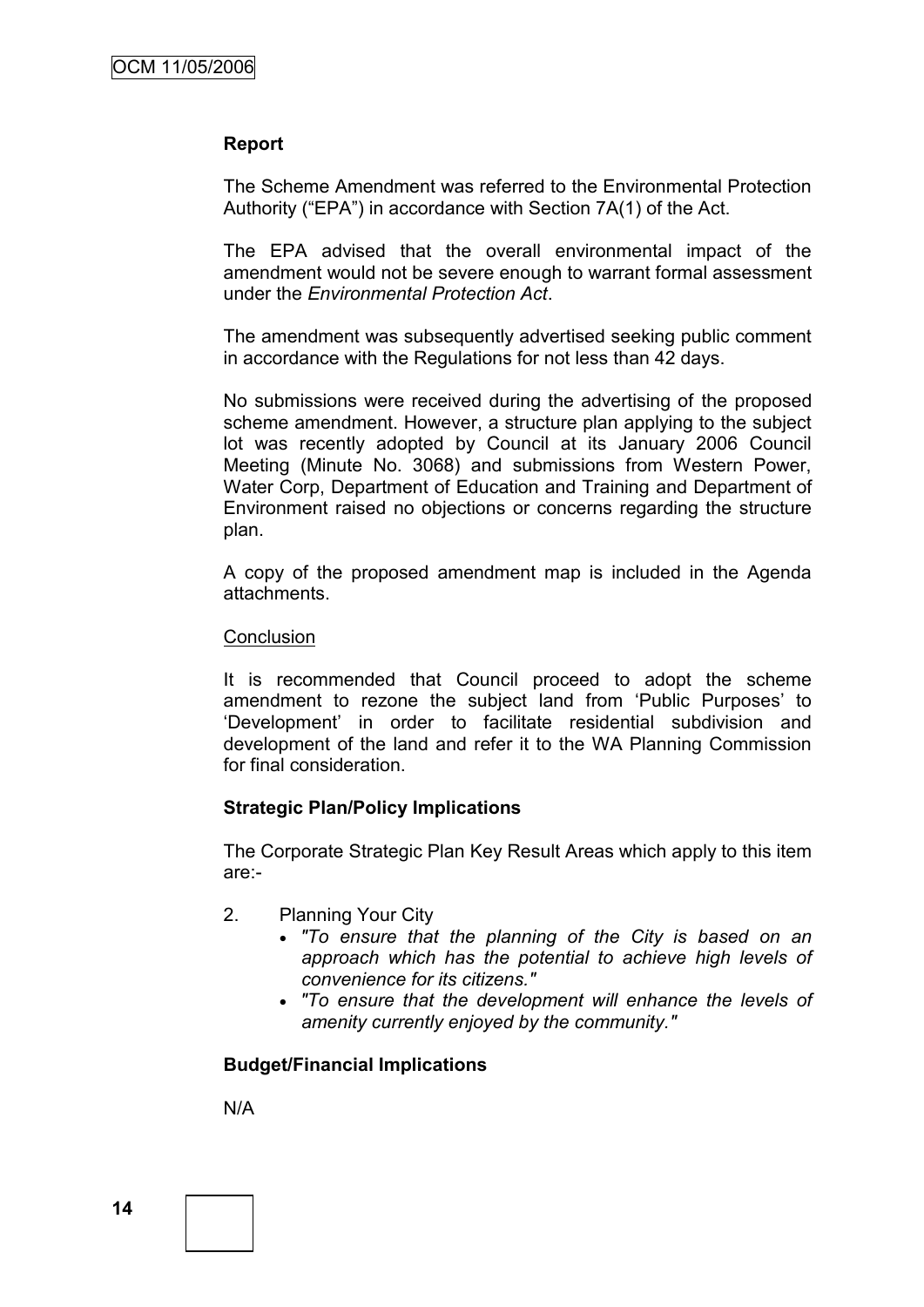**Report**

The Scheme Amendment was referred to the Environmental Protection Authority ("EPA") in accordance with Section 7A(1) of the Act.

The EPA advised that the overall environmental impact of the amendment would not be severe enough to warrant formal assessment under the *Environmental Protection Act*.

The amendment was subsequently advertised seeking public comment in accordance with the Regulations for not less than 42 days.

No submissions were received during the advertising of the proposed scheme amendment. However, a structure plan applying to the subject lot was recently adopted by Council at its January 2006 Council Meeting (Minute No. 3068) and submissions from Western Power, Water Corp, Department of Education and Training and Department of Environment raised no objections or concerns regarding the structure plan.

A copy of the proposed amendment map is included in the Agenda attachments.

Conclusion

It is recommended that Council proceed to adopt the scheme amendment to rezone the subject land from 'Public Purposes' to 'Development' in order to facilitate residential subdivision and development of the land and refer it to the WA Planning Commission for final consideration.

**Strategic Plan/Policy Implications**

The Corporate Strategic Plan Key Result Areas which apply to this item are:-

2. Planning Your City
   - *"To ensure that the planning of the City is based on an approach which has the potential to achieve high levels of convenience for its citizens."*
   - *"To ensure that the development will enhance the levels of amenity currently enjoyed by the community."*

**Budget/Financial Implications**

N/A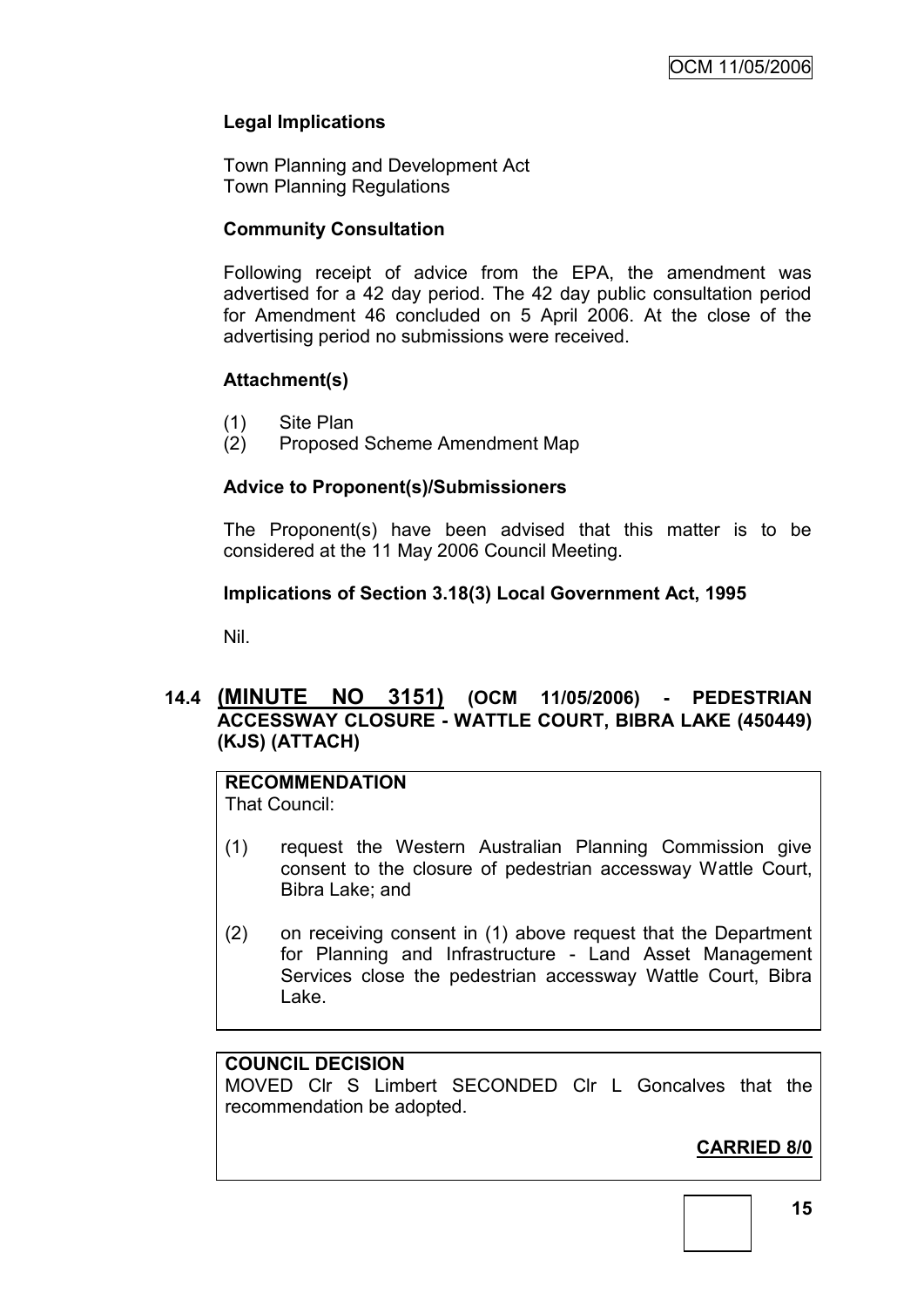### Legal Implications

Town Planning and Development Act
Town Planning Regulations

### Community Consultation

Following receipt of advice from the EPA, the amendment was advertised for a 42 day period. The 42 day public consultation period for Amendment 46 concluded on 5 April 2006. At the close of the advertising period no submissions were received.

### Attachment(s)

(1) Site Plan
(2) Proposed Scheme Amendment Map

### Advice to Proponent(s)/Submissioners

The Proponent(s) have been advised that this matter is to be considered at the 11 May 2006 Council Meeting.

### Implications of Section 3.18(3) Local Government Act, 1995

Nil.

## 14.4 (MINUTE NO 3151) (OCM 11/05/2006) - PEDESTRIAN ACCESSWAY CLOSURE - WATTLE COURT, BIBRA LAKE (450449) (KJS) (ATTACH)

**RECOMMENDATION**
That Council:

(1) request the Western Australian Planning Commission give consent to the closure of pedestrian accessway Wattle Court, Bibra Lake; and

(2) on receiving consent in (1) above request that the Department for Planning and Infrastructure - Land Asset Management Services close the pedestrian accessway Wattle Court, Bibra Lake.

**COUNCIL DECISION**
MOVED Clr S Limbert SECONDED Clr L Goncalves that the recommendation be adopted.

**CARRIED 8/0**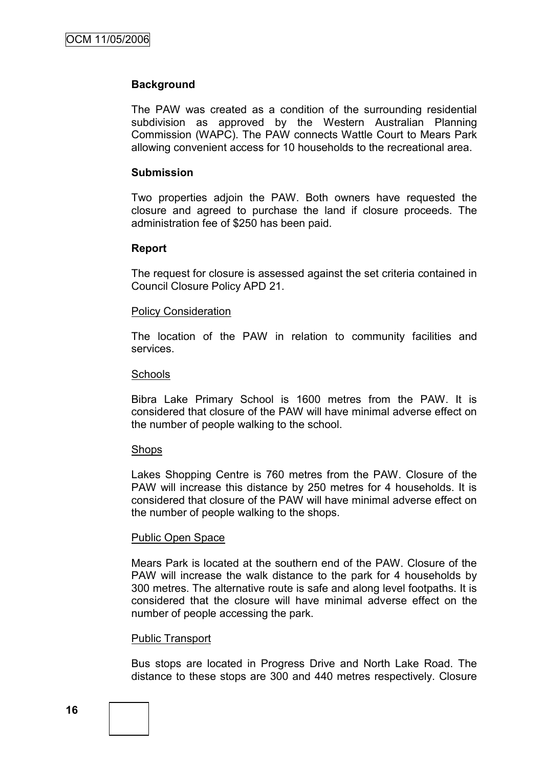**Background**

The PAW was created as a condition of the surrounding residential subdivision as approved by the Western Australian Planning Commission (WAPC). The PAW connects Wattle Court to Mears Park allowing convenient access for 10 households to the recreational area.

**Submission**

Two properties adjoin the PAW. Both owners have requested the closure and agreed to purchase the land if closure proceeds. The administration fee of $250 has been paid.

**Report**

The request for closure is assessed against the set criteria contained in Council Closure Policy APD 21.

Policy Consideration

The location of the PAW in relation to community facilities and services.

Schools

Bibra Lake Primary School is 1600 metres from the PAW. It is considered that closure of the PAW will have minimal adverse effect on the number of people walking to the school.

Shops

Lakes Shopping Centre is 760 metres from the PAW. Closure of the PAW will increase this distance by 250 metres for 4 households. It is considered that closure of the PAW will have minimal adverse effect on the number of people walking to the shops.

Public Open Space

Mears Park is located at the southern end of the PAW. Closure of the PAW will increase the walk distance to the park for 4 households by 300 metres. The alternative route is safe and along level footpaths. It is considered that the closure will have minimal adverse effect on the number of people accessing the park.

Public Transport

Bus stops are located in Progress Drive and North Lake Road. The distance to these stops are 300 and 440 metres respectively. Closure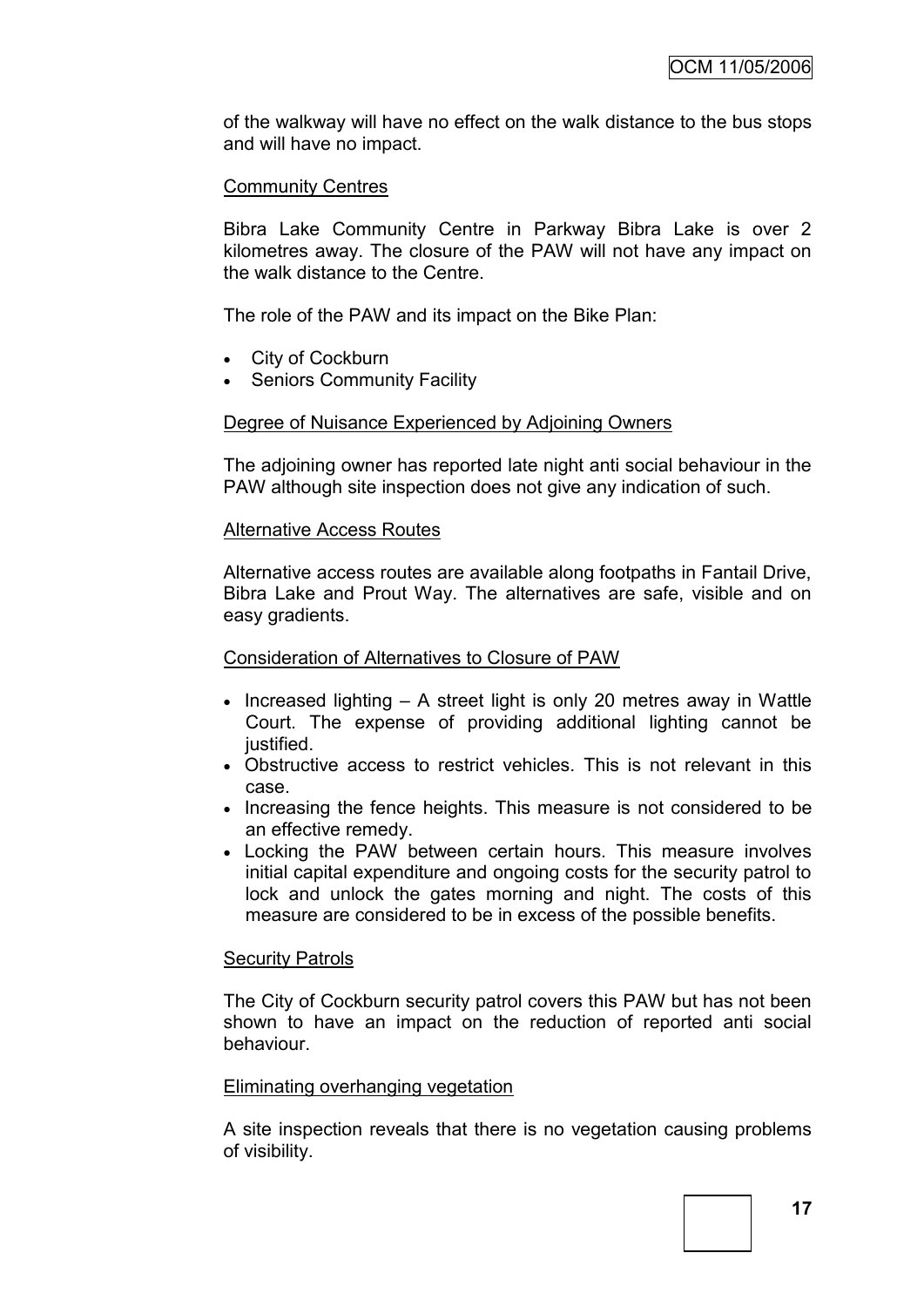of the walkway will have no effect on the walk distance to the bus stops and will have no impact.

<u>Community Centres</u>

Bibra Lake Community Centre in Parkway Bibra Lake is over 2 kilometres away. The closure of the PAW will not have any impact on the walk distance to the Centre.

The role of the PAW and its impact on the Bike Plan:

- City of Cockburn
- Seniors Community Facility

<u>Degree of Nuisance Experienced by Adjoining Owners</u>

The adjoining owner has reported late night anti social behaviour in the PAW although site inspection does not give any indication of such.

<u>Alternative Access Routes</u>

Alternative access routes are available along footpaths in Fantail Drive, Bibra Lake and Prout Way. The alternatives are safe, visible and on easy gradients.

<u>Consideration of Alternatives to Closure of PAW</u>

- Increased lighting – A street light is only 20 metres away in Wattle Court. The expense of providing additional lighting cannot be justified.
- Obstructive access to restrict vehicles. This is not relevant in this case.
- Increasing the fence heights. This measure is not considered to be an effective remedy.
- Locking the PAW between certain hours. This measure involves initial capital expenditure and ongoing costs for the security patrol to lock and unlock the gates morning and night. The costs of this measure are considered to be in excess of the possible benefits.

<u>Security Patrols</u>

The City of Cockburn security patrol covers this PAW but has not been shown to have an impact on the reduction of reported anti social behaviour.

<u>Eliminating overhanging vegetation</u>

A site inspection reveals that there is no vegetation causing problems of visibility.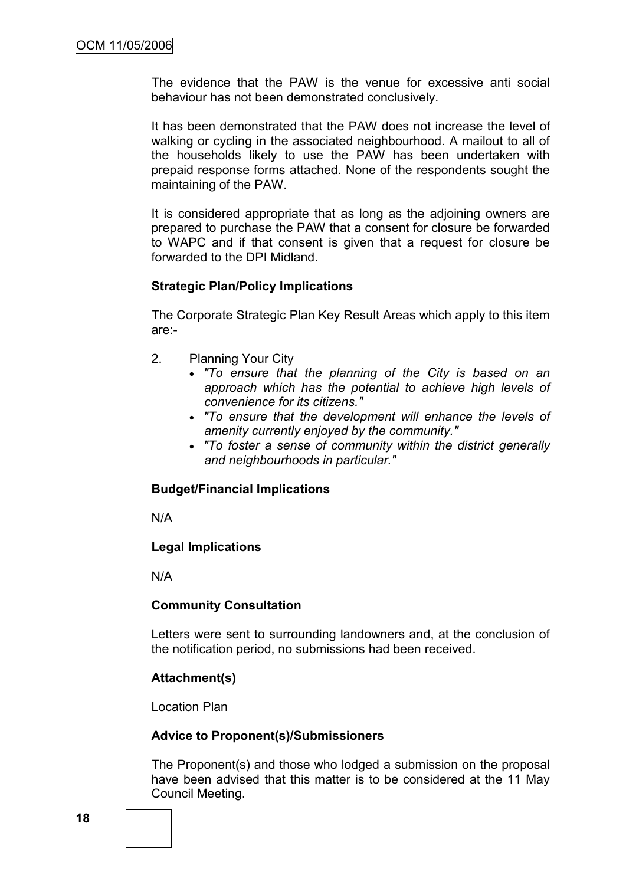The evidence that the PAW is the venue for excessive anti social behaviour has not been demonstrated conclusively.

It has been demonstrated that the PAW does not increase the level of walking or cycling in the associated neighbourhood. A mailout to all of the households likely to use the PAW has been undertaken with prepaid response forms attached. None of the respondents sought the maintaining of the PAW.

It is considered appropriate that as long as the adjoining owners are prepared to purchase the PAW that a consent for closure be forwarded to WAPC and if that consent is given that a request for closure be forwarded to the DPI Midland.

**Strategic Plan/Policy Implications**

The Corporate Strategic Plan Key Result Areas which apply to this item are:-

2. Planning Your City
   - *"To ensure that the planning of the City is based on an approach which has the potential to achieve high levels of convenience for its citizens."*
   - *"To ensure that the development will enhance the levels of amenity currently enjoyed by the community."*
   - *"To foster a sense of community within the district generally and neighbourhoods in particular."*

**Budget/Financial Implications**

N/A

**Legal Implications**

N/A

**Community Consultation**

Letters were sent to surrounding landowners and, at the conclusion of the notification period, no submissions had been received.

**Attachment(s)**

Location Plan

**Advice to Proponent(s)/Submissioners**

The Proponent(s) and those who lodged a submission on the proposal have been advised that this matter is to be considered at the 11 May Council Meeting.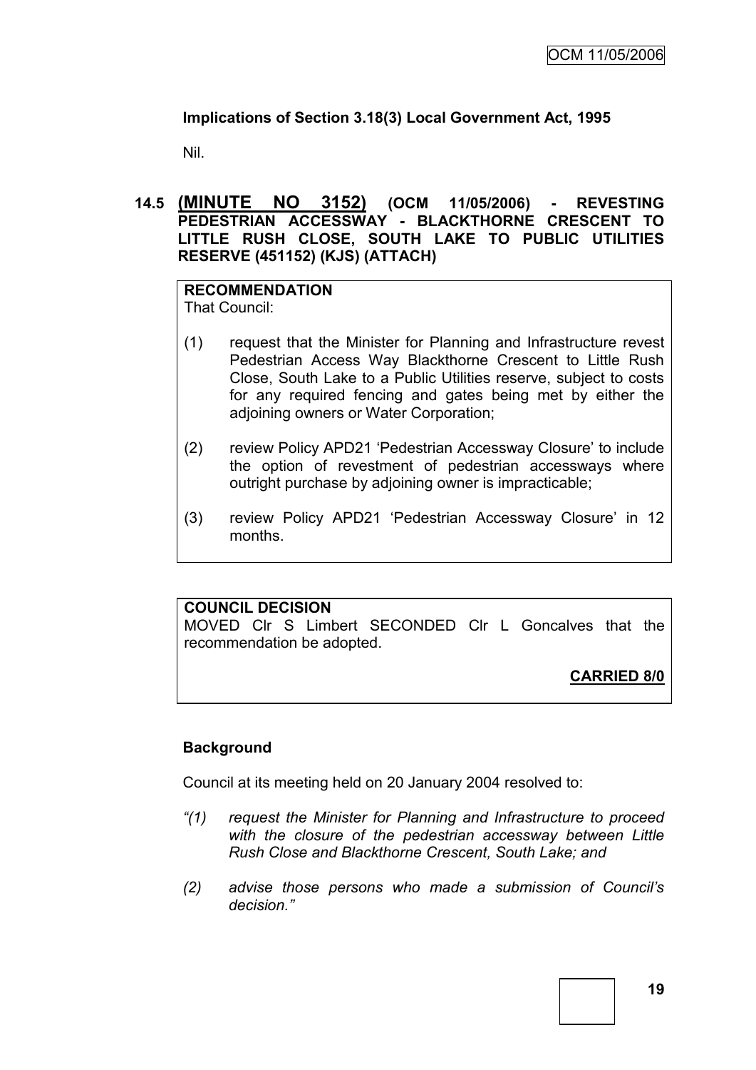**Implications of Section 3.18(3) Local Government Act, 1995**

Nil.

## 14.5 (MINUTE NO 3152) (OCM 11/05/2006) - REVESTING PEDESTRIAN ACCESSWAY - BLACKTHORNE CRESCENT TO LITTLE RUSH CLOSE, SOUTH LAKE TO PUBLIC UTILITIES RESERVE (451152) (KJS) (ATTACH)

**RECOMMENDATION**
That Council:

(1) request that the Minister for Planning and Infrastructure revest Pedestrian Access Way Blackthorne Crescent to Little Rush Close, South Lake to a Public Utilities reserve, subject to costs for any required fencing and gates being met by either the adjoining owners or Water Corporation;

(2) review Policy APD21 'Pedestrian Accessway Closure' to include the option of revestment of pedestrian accessways where outright purchase by adjoining owner is impracticable;

(3) review Policy APD21 'Pedestrian Accessway Closure' in 12 months.

**COUNCIL DECISION**
MOVED Clr S Limbert SECONDED Clr L Goncalves that the recommendation be adopted.

**CARRIED 8/0**

**Background**

Council at its meeting held on 20 January 2004 resolved to:

*"(1) request the Minister for Planning and Infrastructure to proceed with the closure of the pedestrian accessway between Little Rush Close and Blackthorne Crescent, South Lake; and*

*(2) advise those persons who made a submission of Council's decision."*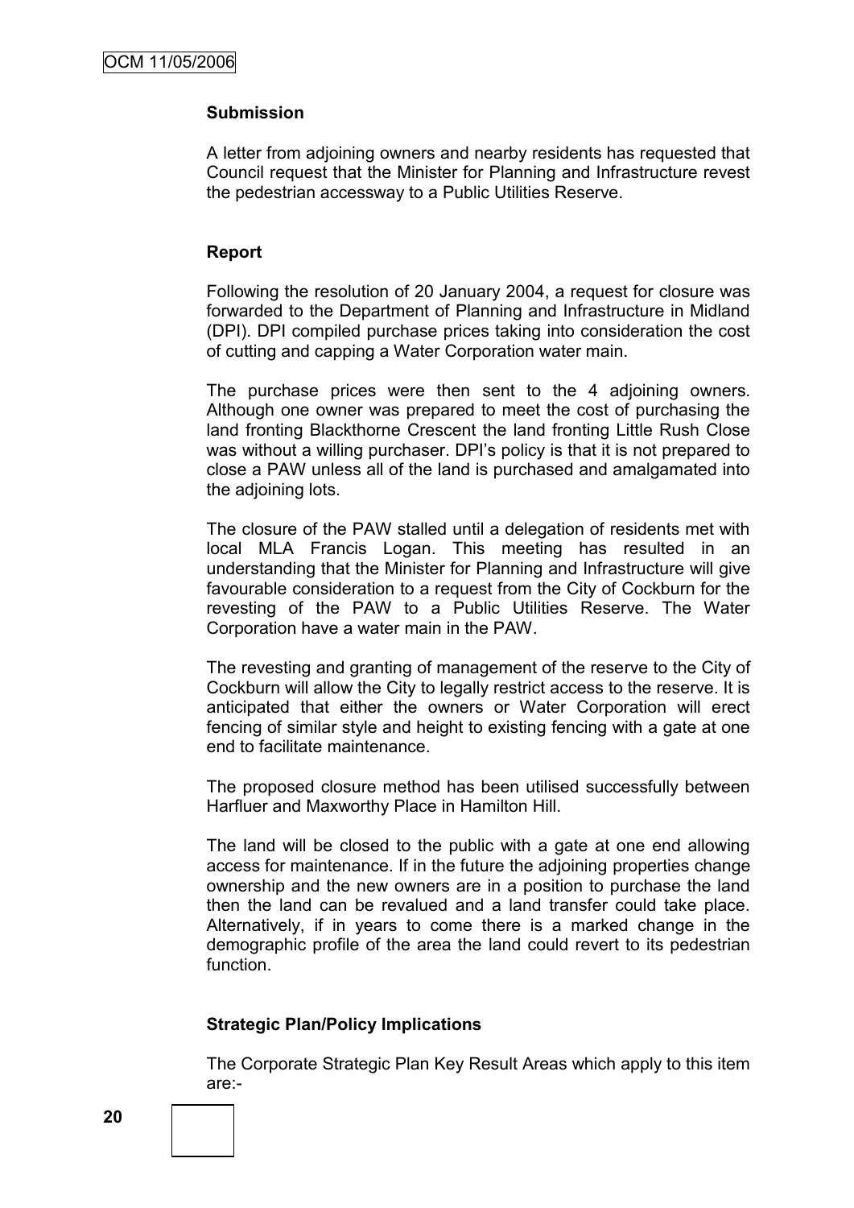**Submission**

A letter from adjoining owners and nearby residents has requested that Council request that the Minister for Planning and Infrastructure revest the pedestrian accessway to a Public Utilities Reserve.

**Report**

Following the resolution of 20 January 2004, a request for closure was forwarded to the Department of Planning and Infrastructure in Midland (DPI). DPI compiled purchase prices taking into consideration the cost of cutting and capping a Water Corporation water main.

The purchase prices were then sent to the 4 adjoining owners. Although one owner was prepared to meet the cost of purchasing the land fronting Blackthorne Crescent the land fronting Little Rush Close was without a willing purchaser. DPI's policy is that it is not prepared to close a PAW unless all of the land is purchased and amalgamated into the adjoining lots.

The closure of the PAW stalled until a delegation of residents met with local MLA Francis Logan. This meeting has resulted in an understanding that the Minister for Planning and Infrastructure will give favourable consideration to a request from the City of Cockburn for the revesting of the PAW to a Public Utilities Reserve. The Water Corporation have a water main in the PAW.

The revesting and granting of management of the reserve to the City of Cockburn will allow the City to legally restrict access to the reserve. It is anticipated that either the owners or Water Corporation will erect fencing of similar style and height to existing fencing with a gate at one end to facilitate maintenance.

The proposed closure method has been utilised successfully between Harfluer and Maxworthy Place in Hamilton Hill.

The land will be closed to the public with a gate at one end allowing access for maintenance. If in the future the adjoining properties change ownership and the new owners are in a position to purchase the land then the land can be revalued and a land transfer could take place. Alternatively, if in years to come there is a marked change in the demographic profile of the area the land could revert to its pedestrian function.

**Strategic Plan/Policy Implications**

The Corporate Strategic Plan Key Result Areas which apply to this item are:-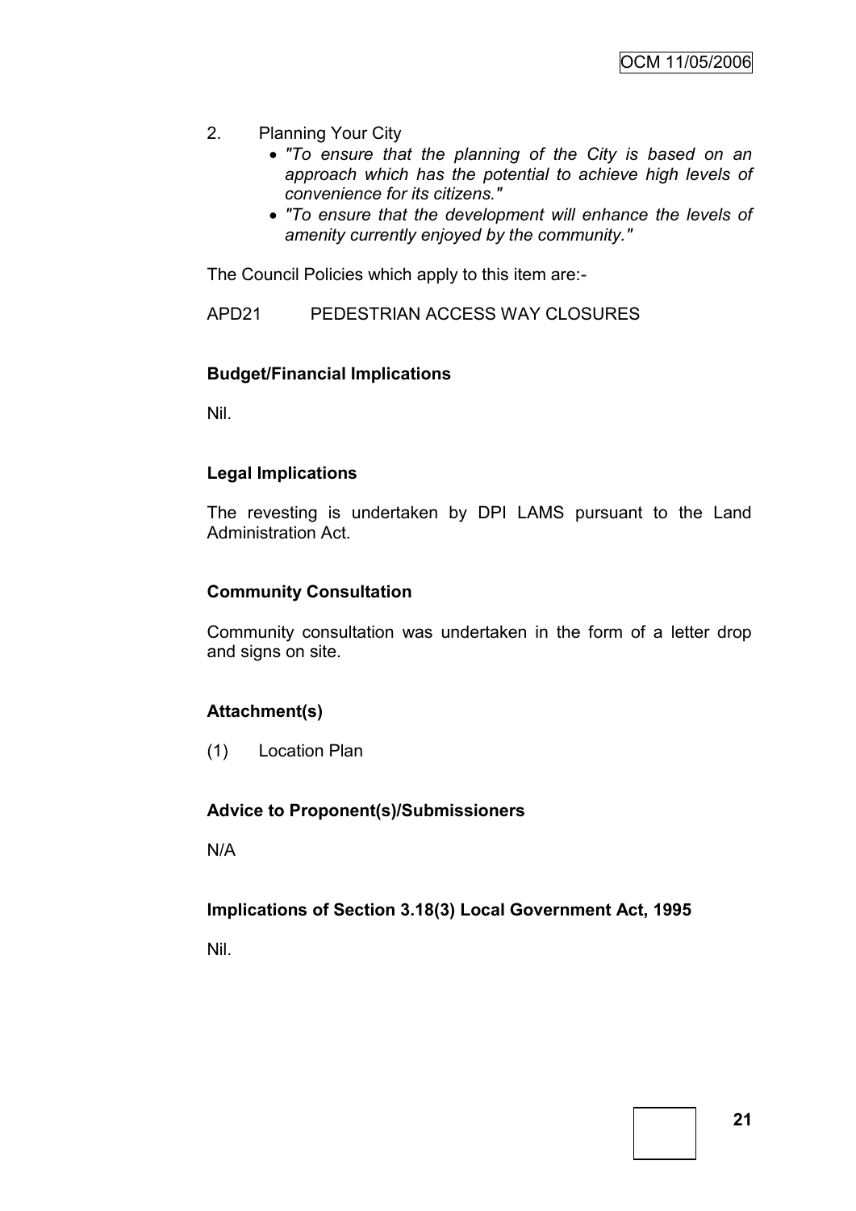2. Planning Your City
   - *"To ensure that the planning of the City is based on an approach which has the potential to achieve high levels of convenience for its citizens."*
   - *"To ensure that the development will enhance the levels of amenity currently enjoyed by the community."*

The Council Policies which apply to this item are:-

APD21 PEDESTRIAN ACCESS WAY CLOSURES

**Budget/Financial Implications**

Nil.

**Legal Implications**

The revesting is undertaken by DPI LAMS pursuant to the Land Administration Act.

**Community Consultation**

Community consultation was undertaken in the form of a letter drop and signs on site.

**Attachment(s)**

(1) Location Plan

**Advice to Proponent(s)/Submissioners**

N/A

**Implications of Section 3.18(3) Local Government Act, 1995**

Nil.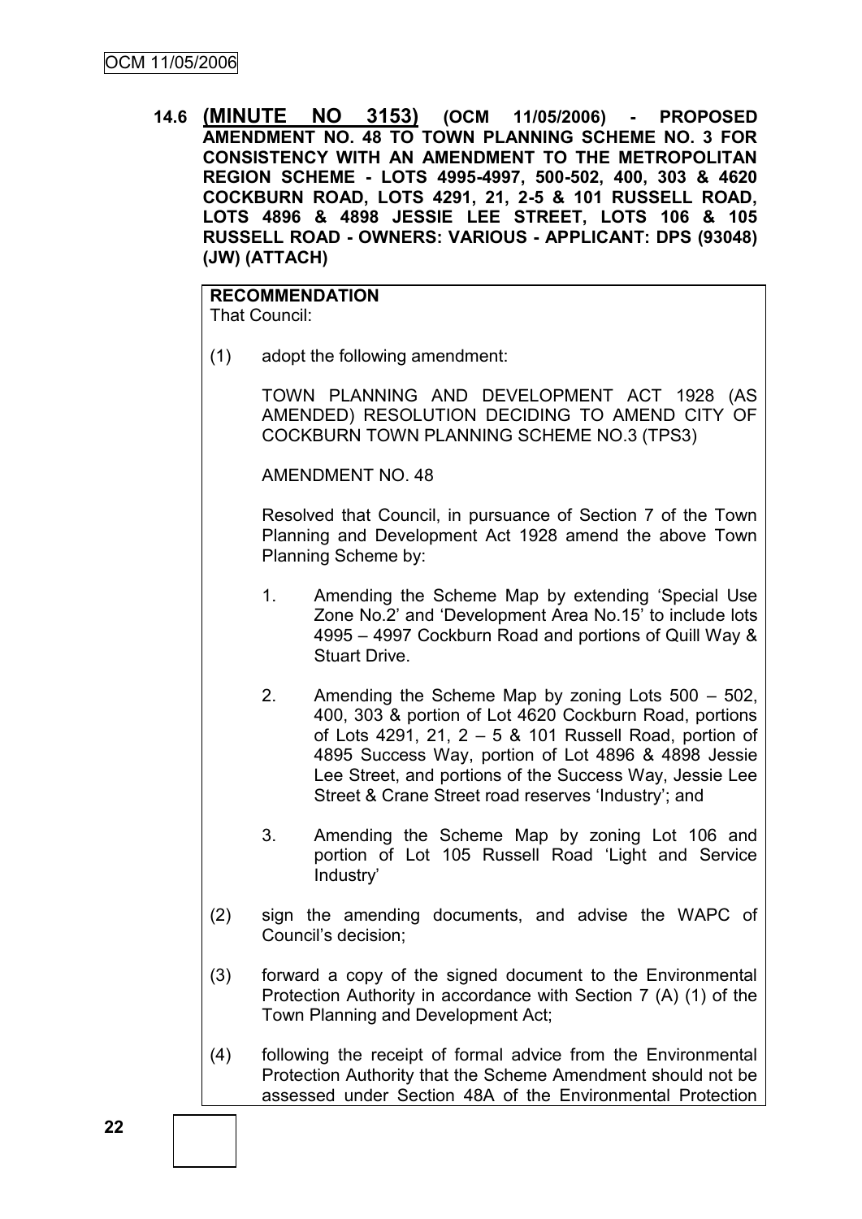**14.6 (MINUTE NO 3153) (OCM 11/05/2006) - PROPOSED AMENDMENT NO. 48 TO TOWN PLANNING SCHEME NO. 3 FOR CONSISTENCY WITH AN AMENDMENT TO THE METROPOLITAN REGION SCHEME - LOTS 4995-4997, 500-502, 400, 303 & 4620 COCKBURN ROAD, LOTS 4291, 21, 2-5 & 101 RUSSELL ROAD, LOTS 4896 & 4898 JESSIE LEE STREET, LOTS 106 & 105 RUSSELL ROAD - OWNERS: VARIOUS - APPLICANT: DPS (93048) (JW) (ATTACH)**

**RECOMMENDATION**
That Council:

(1) adopt the following amendment:

TOWN PLANNING AND DEVELOPMENT ACT 1928 (AS AMENDED) RESOLUTION DECIDING TO AMEND CITY OF COCKBURN TOWN PLANNING SCHEME NO.3 (TPS3)

AMENDMENT NO. 48

Resolved that Council, in pursuance of Section 7 of the Town Planning and Development Act 1928 amend the above Town Planning Scheme by:

1. Amending the Scheme Map by extending 'Special Use Zone No.2' and 'Development Area No.15' to include lots 4995 – 4997 Cockburn Road and portions of Quill Way & Stuart Drive.

2. Amending the Scheme Map by zoning Lots 500 – 502, 400, 303 & portion of Lot 4620 Cockburn Road, portions of Lots 4291, 21, 2 – 5 & 101 Russell Road, portion of 4895 Success Way, portion of Lot 4896 & 4898 Jessie Lee Street, and portions of the Success Way, Jessie Lee Street & Crane Street road reserves 'Industry'; and

3. Amending the Scheme Map by zoning Lot 106 and portion of Lot 105 Russell Road 'Light and Service Industry'

(2) sign the amending documents, and advise the WAPC of Council's decision;

(3) forward a copy of the signed document to the Environmental Protection Authority in accordance with Section 7 (A) (1) of the Town Planning and Development Act;

(4) following the receipt of formal advice from the Environmental Protection Authority that the Scheme Amendment should not be assessed under Section 48A of the Environmental Protection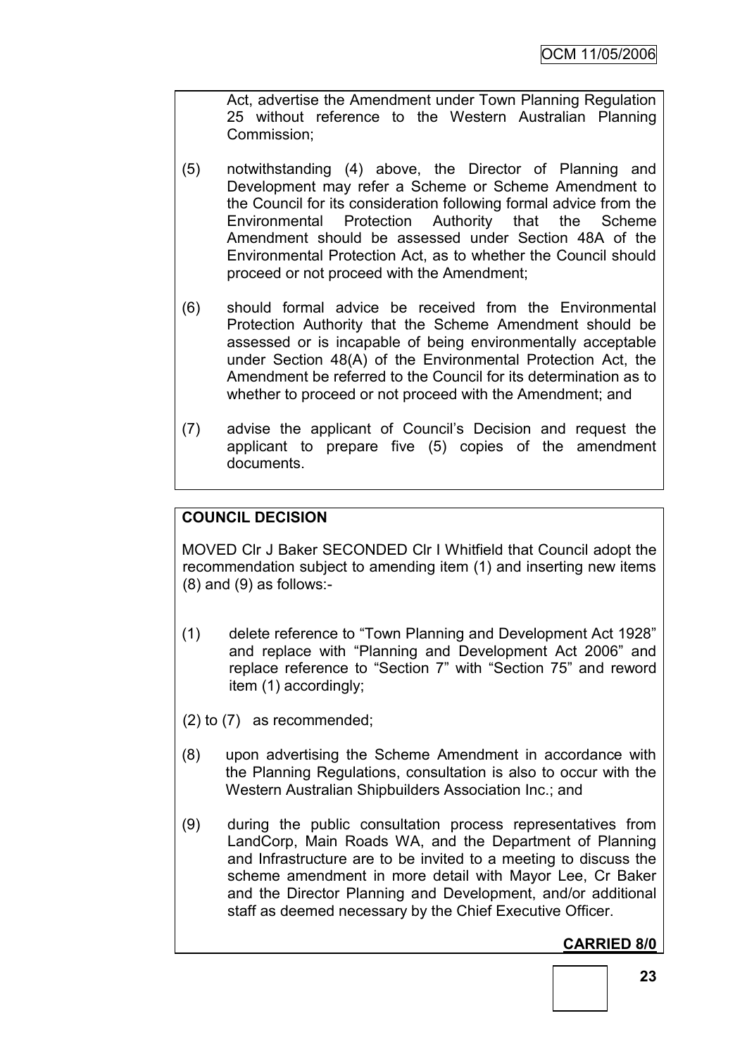Act, advertise the Amendment under Town Planning Regulation 25 without reference to the Western Australian Planning Commission;

(5) notwithstanding (4) above, the Director of Planning and Development may refer a Scheme or Scheme Amendment to the Council for its consideration following formal advice from the Environmental Protection Authority that the Scheme Amendment should be assessed under Section 48A of the Environmental Protection Act, as to whether the Council should proceed or not proceed with the Amendment;

(6) should formal advice be received from the Environmental Protection Authority that the Scheme Amendment should be assessed or is incapable of being environmentally acceptable under Section 48(A) of the Environmental Protection Act, the Amendment be referred to the Council for its determination as to whether to proceed or not proceed with the Amendment; and

(7) advise the applicant of Council's Decision and request the applicant to prepare five (5) copies of the amendment documents.

**COUNCIL DECISION**

MOVED Clr J Baker SECONDED Clr I Whitfield that Council adopt the recommendation subject to amending item (1) and inserting new items (8) and (9) as follows:-

(1) delete reference to "Town Planning and Development Act 1928" and replace with "Planning and Development Act 2006" and replace reference to "Section 7" with "Section 75" and reword item (1) accordingly;

(2) to (7) as recommended;

(8) upon advertising the Scheme Amendment in accordance with the Planning Regulations, consultation is also to occur with the Western Australian Shipbuilders Association Inc.; and

(9) during the public consultation process representatives from LandCorp, Main Roads WA, and the Department of Planning and Infrastructure are to be invited to a meeting to discuss the scheme amendment in more detail with Mayor Lee, Cr Baker and the Director Planning and Development, and/or additional staff as deemed necessary by the Chief Executive Officer.

**CARRIED 8/0**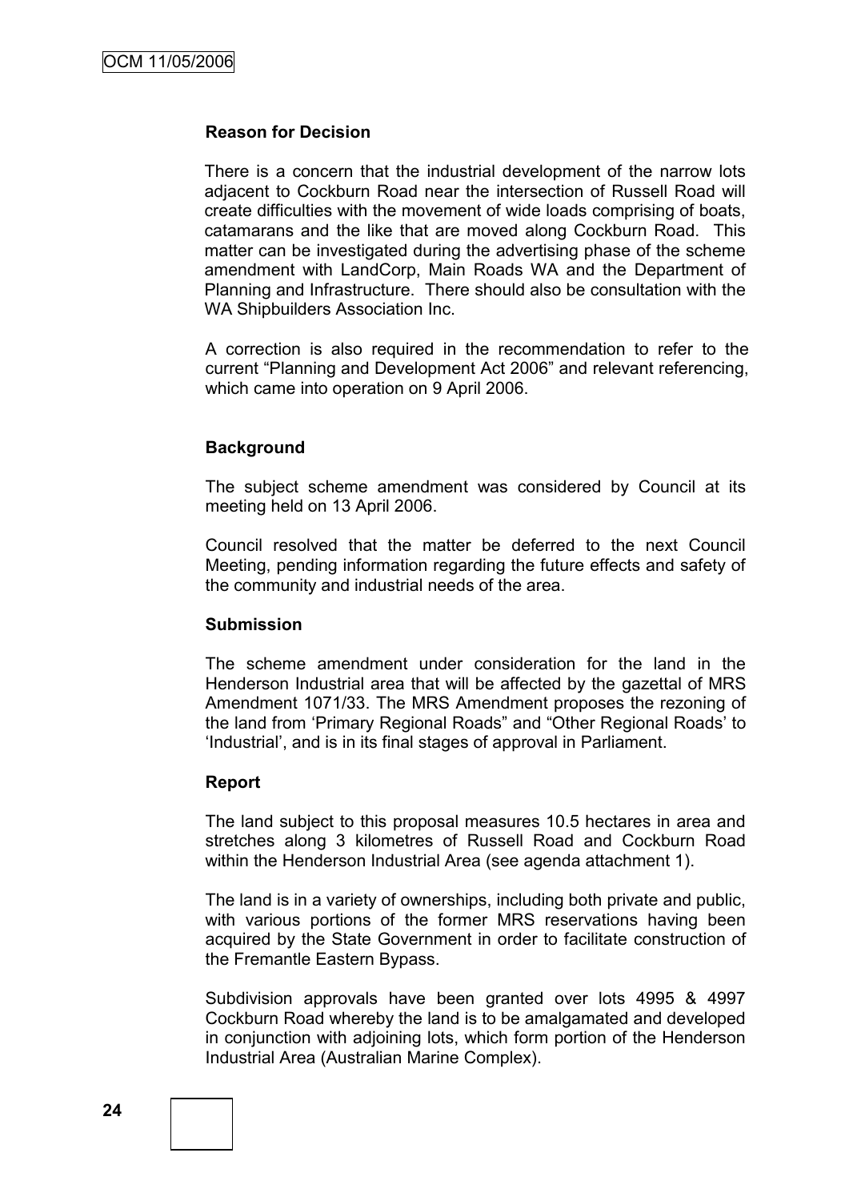**Reason for Decision**

There is a concern that the industrial development of the narrow lots adjacent to Cockburn Road near the intersection of Russell Road will create difficulties with the movement of wide loads comprising of boats, catamarans and the like that are moved along Cockburn Road. This matter can be investigated during the advertising phase of the scheme amendment with LandCorp, Main Roads WA and the Department of Planning and Infrastructure. There should also be consultation with the WA Shipbuilders Association Inc.

A correction is also required in the recommendation to refer to the current "Planning and Development Act 2006" and relevant referencing, which came into operation on 9 April 2006.

**Background**

The subject scheme amendment was considered by Council at its meeting held on 13 April 2006.

Council resolved that the matter be deferred to the next Council Meeting, pending information regarding the future effects and safety of the community and industrial needs of the area.

**Submission**

The scheme amendment under consideration for the land in the Henderson Industrial area that will be affected by the gazettal of MRS Amendment 1071/33. The MRS Amendment proposes the rezoning of the land from 'Primary Regional Roads" and "Other Regional Roads' to 'Industrial', and is in its final stages of approval in Parliament.

**Report**

The land subject to this proposal measures 10.5 hectares in area and stretches along 3 kilometres of Russell Road and Cockburn Road within the Henderson Industrial Area (see agenda attachment 1).

The land is in a variety of ownerships, including both private and public, with various portions of the former MRS reservations having been acquired by the State Government in order to facilitate construction of the Fremantle Eastern Bypass.

Subdivision approvals have been granted over lots 4995 & 4997 Cockburn Road whereby the land is to be amalgamated and developed in conjunction with adjoining lots, which form portion of the Henderson Industrial Area (Australian Marine Complex).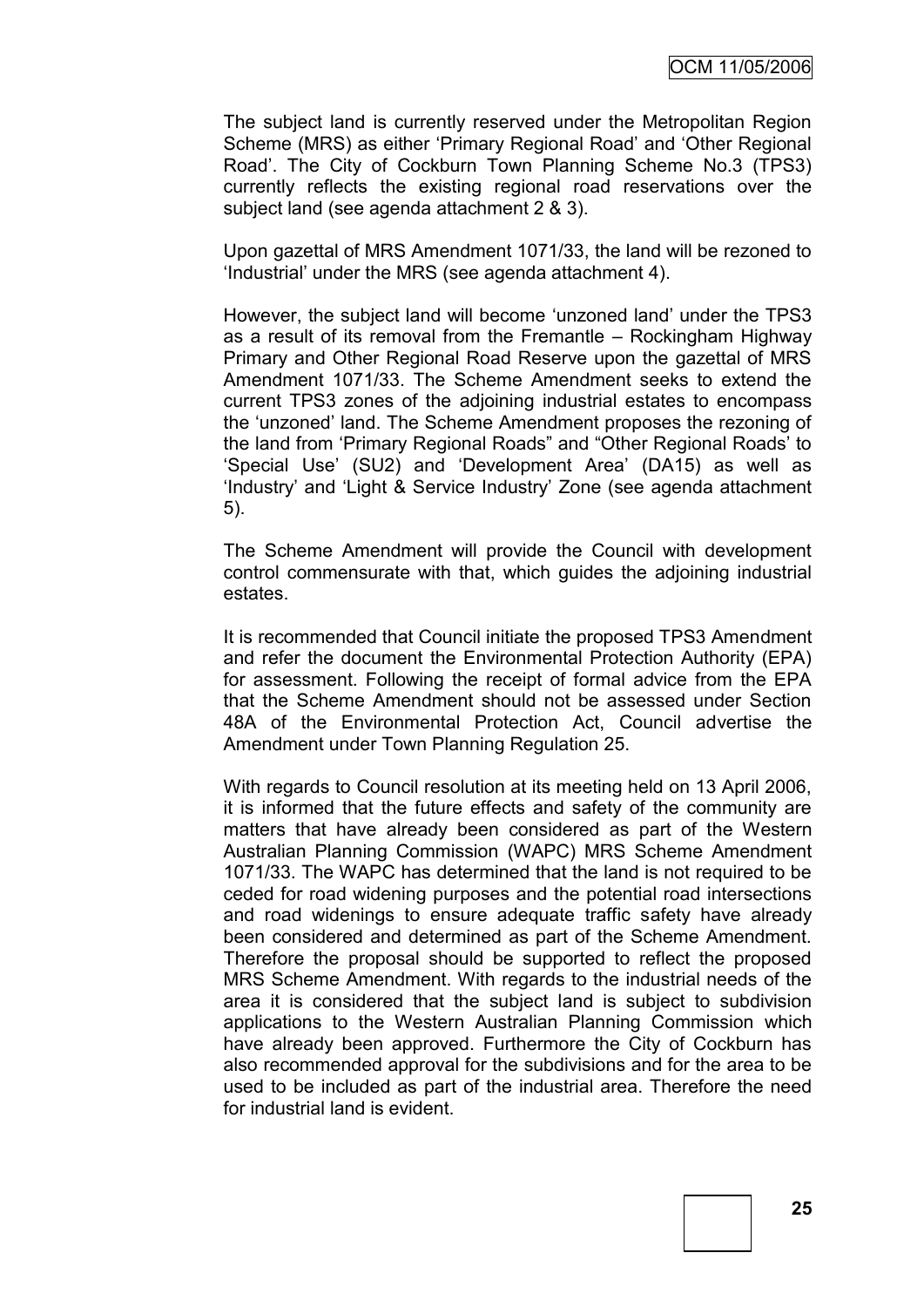The subject land is currently reserved under the Metropolitan Region Scheme (MRS) as either 'Primary Regional Road' and 'Other Regional Road'. The City of Cockburn Town Planning Scheme No.3 (TPS3) currently reflects the existing regional road reservations over the subject land (see agenda attachment 2 & 3).

Upon gazettal of MRS Amendment 1071/33, the land will be rezoned to 'Industrial' under the MRS (see agenda attachment 4).

However, the subject land will become 'unzoned land' under the TPS3 as a result of its removal from the Fremantle – Rockingham Highway Primary and Other Regional Road Reserve upon the gazettal of MRS Amendment 1071/33. The Scheme Amendment seeks to extend the current TPS3 zones of the adjoining industrial estates to encompass the 'unzoned' land. The Scheme Amendment proposes the rezoning of the land from 'Primary Regional Roads" and "Other Regional Roads' to 'Special Use' (SU2) and 'Development Area' (DA15) as well as 'Industry' and 'Light & Service Industry' Zone (see agenda attachment 5).

The Scheme Amendment will provide the Council with development control commensurate with that, which guides the adjoining industrial estates.

It is recommended that Council initiate the proposed TPS3 Amendment and refer the document the Environmental Protection Authority (EPA) for assessment. Following the receipt of formal advice from the EPA that the Scheme Amendment should not be assessed under Section 48A of the Environmental Protection Act, Council advertise the Amendment under Town Planning Regulation 25.

With regards to Council resolution at its meeting held on 13 April 2006, it is informed that the future effects and safety of the community are matters that have already been considered as part of the Western Australian Planning Commission (WAPC) MRS Scheme Amendment 1071/33. The WAPC has determined that the land is not required to be ceded for road widening purposes and the potential road intersections and road widenings to ensure adequate traffic safety have already been considered and determined as part of the Scheme Amendment. Therefore the proposal should be supported to reflect the proposed MRS Scheme Amendment. With regards to the industrial needs of the area it is considered that the subject land is subject to subdivision applications to the Western Australian Planning Commission which have already been approved. Furthermore the City of Cockburn has also recommended approval for the subdivisions and for the area to be used to be included as part of the industrial area. Therefore the need for industrial land is evident.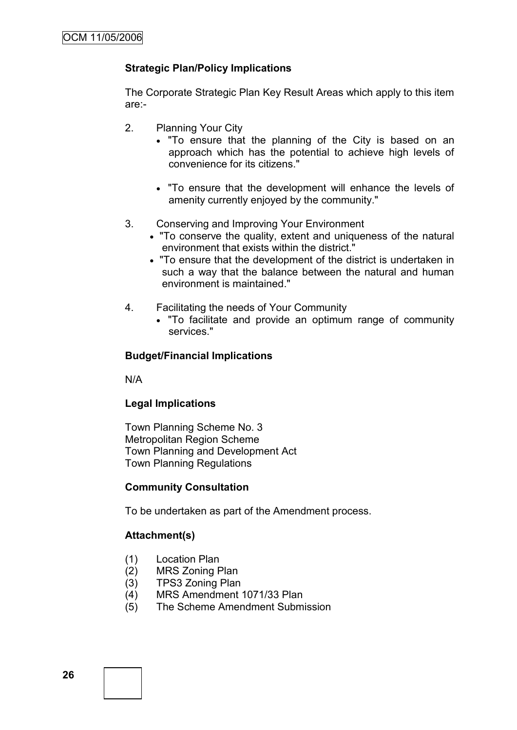**Strategic Plan/Policy Implications**

The Corporate Strategic Plan Key Result Areas which apply to this item are:-

2. Planning Your City
   - "To ensure that the planning of the City is based on an approach which has the potential to achieve high levels of convenience for its citizens."
   - "To ensure that the development will enhance the levels of amenity currently enjoyed by the community."

3. Conserving and Improving Your Environment
   - "To conserve the quality, extent and uniqueness of the natural environment that exists within the district."
   - "To ensure that the development of the district is undertaken in such a way that the balance between the natural and human environment is maintained."

4. Facilitating the needs of Your Community
   - "To facilitate and provide an optimum range of community services."

**Budget/Financial Implications**

N/A

**Legal Implications**

Town Planning Scheme No. 3
Metropolitan Region Scheme
Town Planning and Development Act
Town Planning Regulations

**Community Consultation**

To be undertaken as part of the Amendment process.

**Attachment(s)**

(1) Location Plan
(2) MRS Zoning Plan
(3) TPS3 Zoning Plan
(4) MRS Amendment 1071/33 Plan
(5) The Scheme Amendment Submission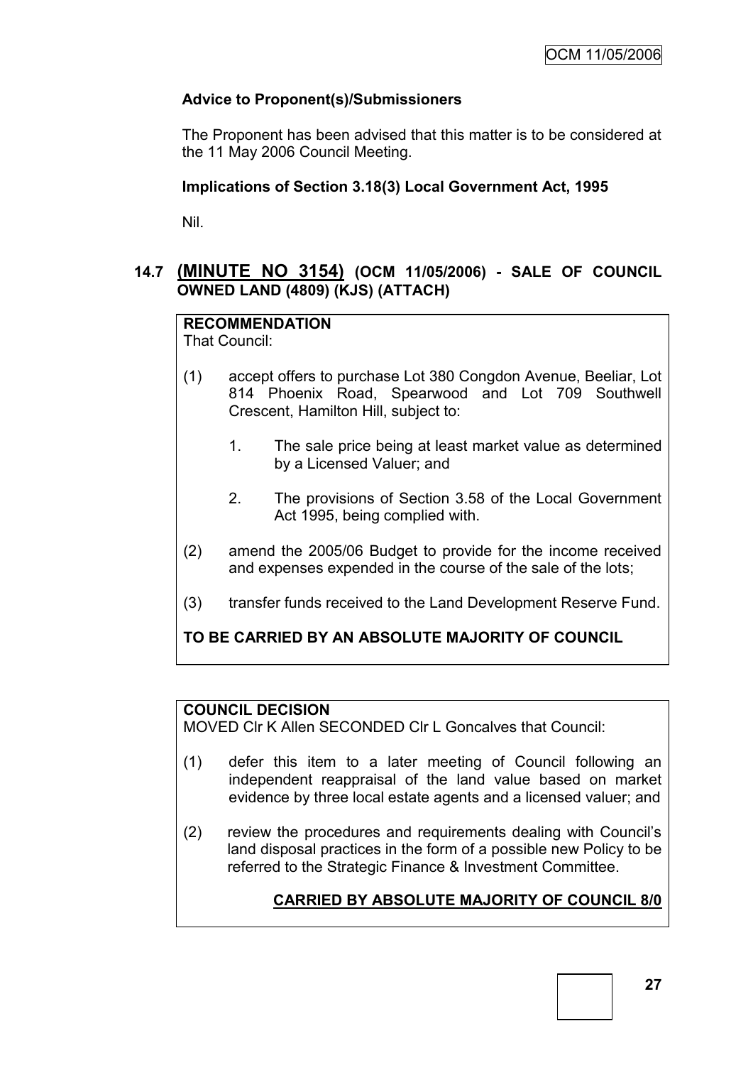**Advice to Proponent(s)/Submissioners**

The Proponent has been advised that this matter is to be considered at the 11 May 2006 Council Meeting.

**Implications of Section 3.18(3) Local Government Act, 1995**

Nil.

## 14.7 (MINUTE NO 3154) (OCM 11/05/2006) - SALE OF COUNCIL OWNED LAND (4809) (KJS) (ATTACH)

**RECOMMENDATION**

That Council:

(1) accept offers to purchase Lot 380 Congdon Avenue, Beeliar, Lot 814 Phoenix Road, Spearwood and Lot 709 Southwell Crescent, Hamilton Hill, subject to:

   1. The sale price being at least market value as determined by a Licensed Valuer; and

   2. The provisions of Section 3.58 of the Local Government Act 1995, being complied with.

(2) amend the 2005/06 Budget to provide for the income received and expenses expended in the course of the sale of the lots;

(3) transfer funds received to the Land Development Reserve Fund.

**TO BE CARRIED BY AN ABSOLUTE MAJORITY OF COUNCIL**

**COUNCIL DECISION**

MOVED Clr K Allen SECONDED Clr L Goncalves that Council:

(1) defer this item to a later meeting of Council following an independent reappraisal of the land value based on market evidence by three local estate agents and a licensed valuer; and

(2) review the procedures and requirements dealing with Council's land disposal practices in the form of a possible new Policy to be referred to the Strategic Finance & Investment Committee.

**CARRIED BY ABSOLUTE MAJORITY OF COUNCIL 8/0**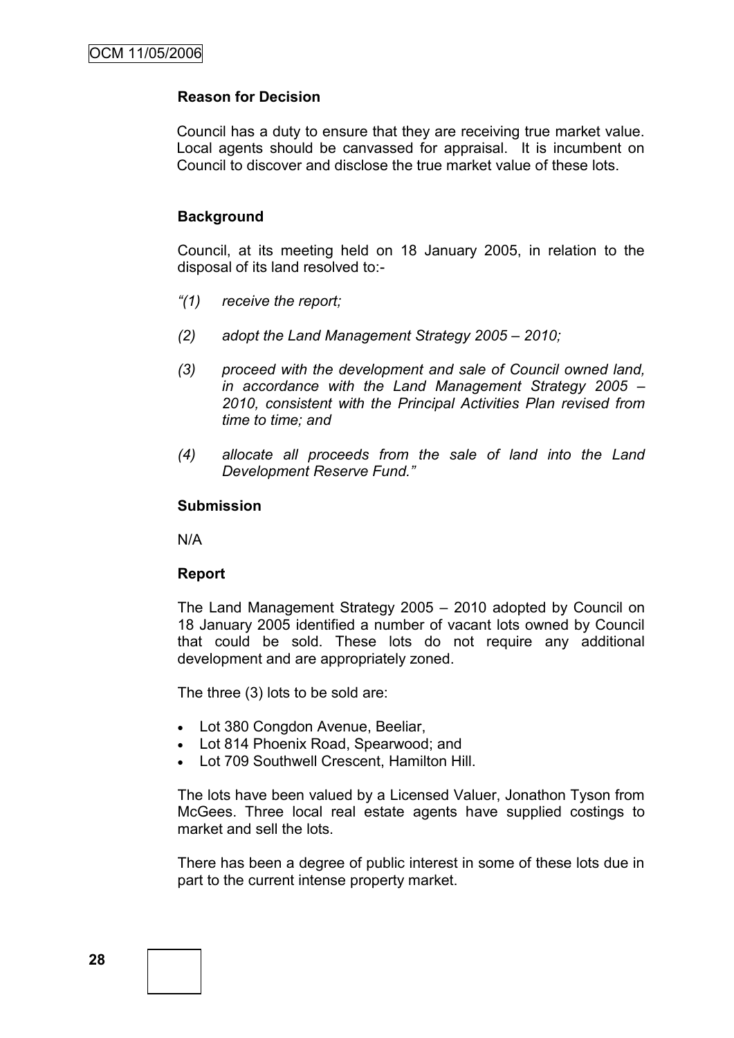**Reason for Decision**

Council has a duty to ensure that they are receiving true market value. Local agents should be canvassed for appraisal. It is incumbent on Council to discover and disclose the true market value of these lots.

**Background**

Council, at its meeting held on 18 January 2005, in relation to the disposal of its land resolved to:-

*"(1) receive the report;*

*(2) adopt the Land Management Strategy 2005 – 2010;*

*(3) proceed with the development and sale of Council owned land, in accordance with the Land Management Strategy 2005 – 2010, consistent with the Principal Activities Plan revised from time to time; and*

*(4) allocate all proceeds from the sale of land into the Land Development Reserve Fund."*

**Submission**

N/A

**Report**

The Land Management Strategy 2005 – 2010 adopted by Council on 18 January 2005 identified a number of vacant lots owned by Council that could be sold. These lots do not require any additional development and are appropriately zoned.

The three (3) lots to be sold are:

- Lot 380 Congdon Avenue, Beeliar,
- Lot 814 Phoenix Road, Spearwood; and
- Lot 709 Southwell Crescent, Hamilton Hill.

The lots have been valued by a Licensed Valuer, Jonathon Tyson from McGees. Three local real estate agents have supplied costings to market and sell the lots.

There has been a degree of public interest in some of these lots due in part to the current intense property market.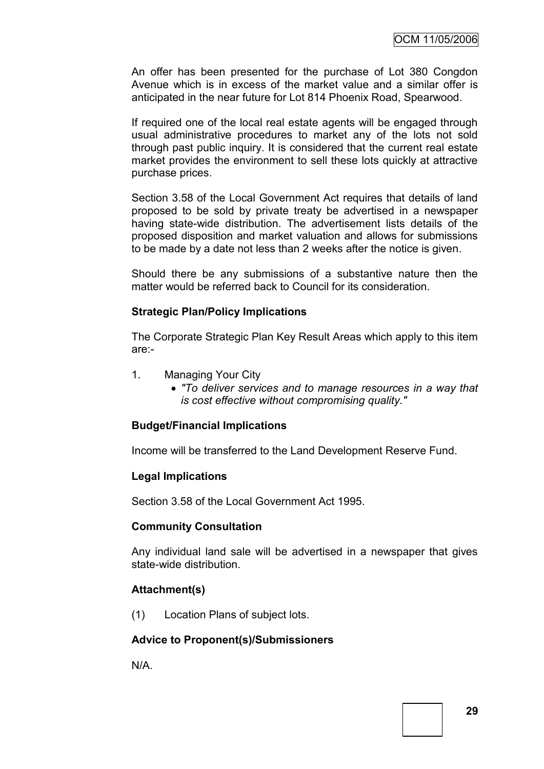An offer has been presented for the purchase of Lot 380 Congdon Avenue which is in excess of the market value and a similar offer is anticipated in the near future for Lot 814 Phoenix Road, Spearwood.

If required one of the local real estate agents will be engaged through usual administrative procedures to market any of the lots not sold through past public inquiry. It is considered that the current real estate market provides the environment to sell these lots quickly at attractive purchase prices.

Section 3.58 of the Local Government Act requires that details of land proposed to be sold by private treaty be advertised in a newspaper having state-wide distribution. The advertisement lists details of the proposed disposition and market valuation and allows for submissions to be made by a date not less than 2 weeks after the notice is given.

Should there be any submissions of a substantive nature then the matter would be referred back to Council for its consideration.

**Strategic Plan/Policy Implications**

The Corporate Strategic Plan Key Result Areas which apply to this item are:-

1. Managing Your City
   - *"To deliver services and to manage resources in a way that is cost effective without compromising quality."*

**Budget/Financial Implications**

Income will be transferred to the Land Development Reserve Fund.

**Legal Implications**

Section 3.58 of the Local Government Act 1995.

**Community Consultation**

Any individual land sale will be advertised in a newspaper that gives state-wide distribution.

**Attachment(s)**

(1) Location Plans of subject lots.

**Advice to Proponent(s)/Submissioners**

N/A.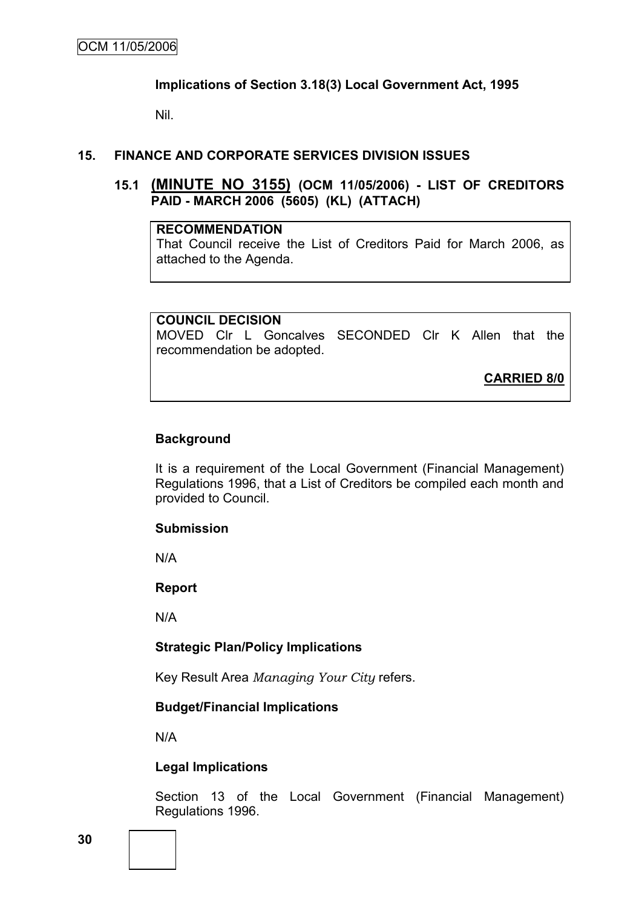**Implications of Section 3.18(3) Local Government Act, 1995**

Nil.

## 15. FINANCE AND CORPORATE SERVICES DIVISION ISSUES

### 15.1 <u>(MINUTE NO 3155)</u> (OCM 11/05/2006) - LIST OF CREDITORS PAID - MARCH 2006 (5605) (KL) (ATTACH)

**RECOMMENDATION**

That Council receive the List of Creditors Paid for March 2006, as attached to the Agenda.

**COUNCIL DECISION**

MOVED Clr L Goncalves SECONDED Clr K Allen that the recommendation be adopted.

**<u>CARRIED 8/0</u>**

**Background**

It is a requirement of the Local Government (Financial Management) Regulations 1996, that a List of Creditors be compiled each month and provided to Council.

**Submission**

N/A

**Report**

N/A

**Strategic Plan/Policy Implications**

Key Result Area *Managing Your City* refers.

**Budget/Financial Implications**

N/A

**Legal Implications**

Section 13 of the Local Government (Financial Management) Regulations 1996.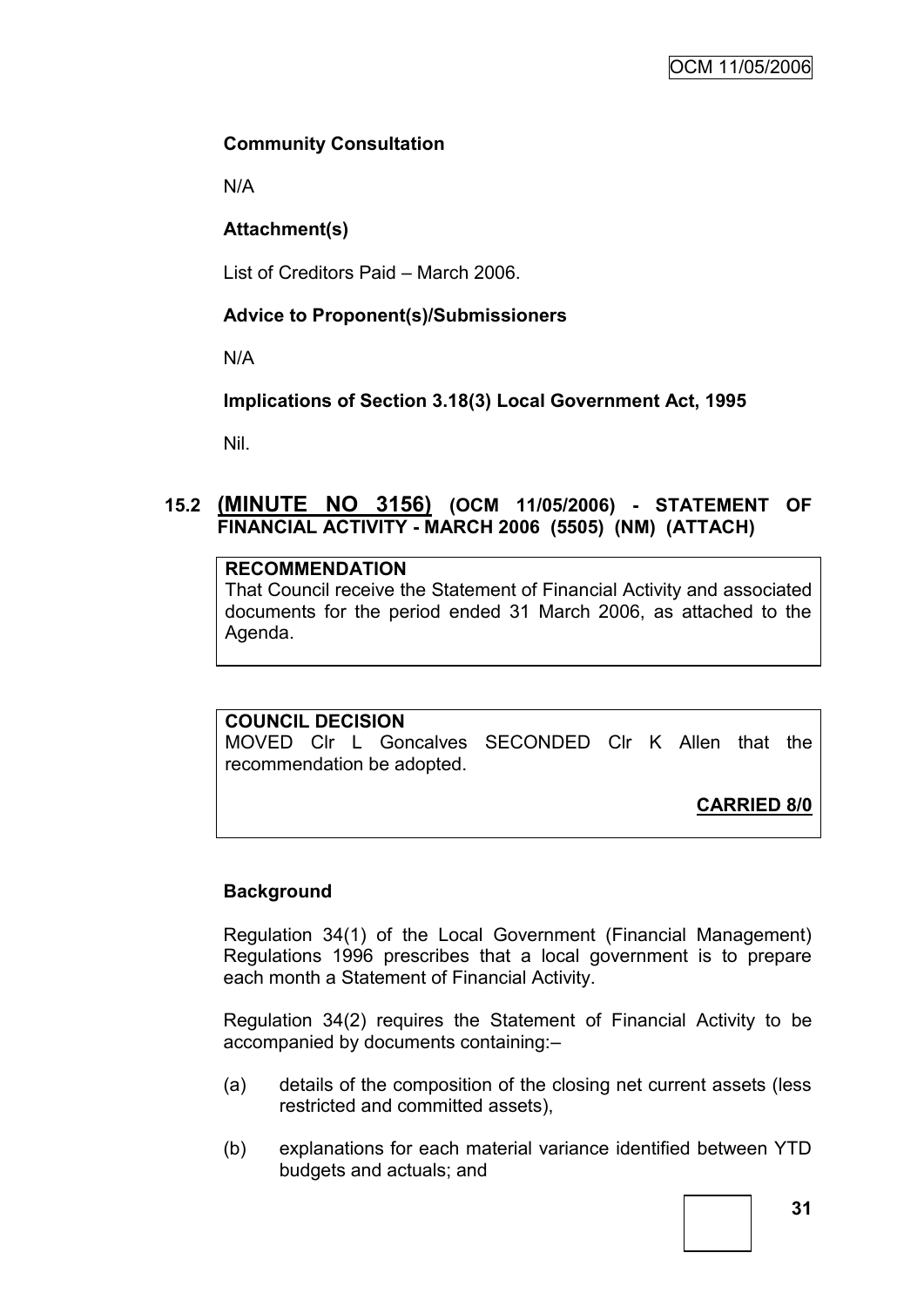**Community Consultation**

N/A

**Attachment(s)**

List of Creditors Paid – March 2006.

**Advice to Proponent(s)/Submissioners**

N/A

**Implications of Section 3.18(3) Local Government Act, 1995**

Nil.

## 15.2 (MINUTE NO 3156) (OCM 11/05/2006) - STATEMENT OF FINANCIAL ACTIVITY - MARCH 2006 (5505) (NM) (ATTACH)

**RECOMMENDATION**
That Council receive the Statement of Financial Activity and associated documents for the period ended 31 March 2006, as attached to the Agenda.

**COUNCIL DECISION**
MOVED Clr L Goncalves SECONDED Clr K Allen that the recommendation be adopted.

**CARRIED 8/0**

**Background**

Regulation 34(1) of the Local Government (Financial Management) Regulations 1996 prescribes that a local government is to prepare each month a Statement of Financial Activity.

Regulation 34(2) requires the Statement of Financial Activity to be accompanied by documents containing:–

(a) details of the composition of the closing net current assets (less restricted and committed assets),

(b) explanations for each material variance identified between YTD budgets and actuals; and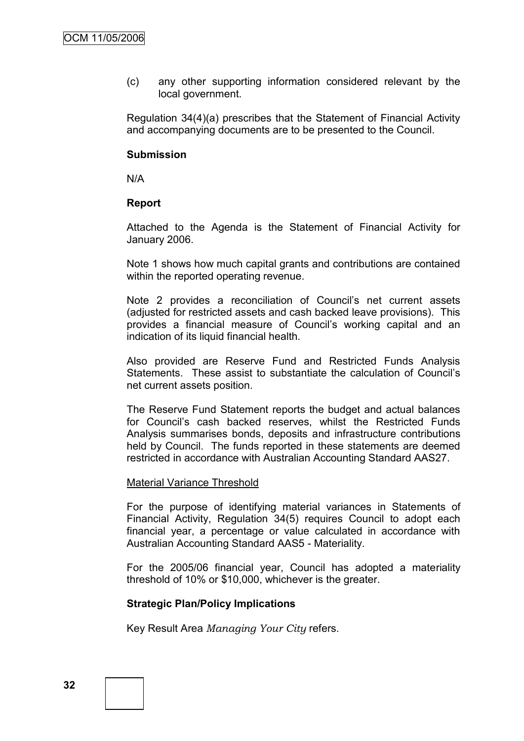(c) any other supporting information considered relevant by the local government.

Regulation 34(4)(a) prescribes that the Statement of Financial Activity and accompanying documents are to be presented to the Council.

**Submission**

N/A

**Report**

Attached to the Agenda is the Statement of Financial Activity for January 2006.

Note 1 shows how much capital grants and contributions are contained within the reported operating revenue.

Note 2 provides a reconciliation of Council's net current assets (adjusted for restricted assets and cash backed leave provisions). This provides a financial measure of Council's working capital and an indication of its liquid financial health.

Also provided are Reserve Fund and Restricted Funds Analysis Statements. These assist to substantiate the calculation of Council's net current assets position.

The Reserve Fund Statement reports the budget and actual balances for Council's cash backed reserves, whilst the Restricted Funds Analysis summarises bonds, deposits and infrastructure contributions held by Council. The funds reported in these statements are deemed restricted in accordance with Australian Accounting Standard AAS27.

Material Variance Threshold

For the purpose of identifying material variances in Statements of Financial Activity, Regulation 34(5) requires Council to adopt each financial year, a percentage or value calculated in accordance with Australian Accounting Standard AAS5 - Materiality.

For the 2005/06 financial year, Council has adopted a materiality threshold of 10% or $10,000, whichever is the greater.

**Strategic Plan/Policy Implications**

Key Result Area *Managing Your City* refers.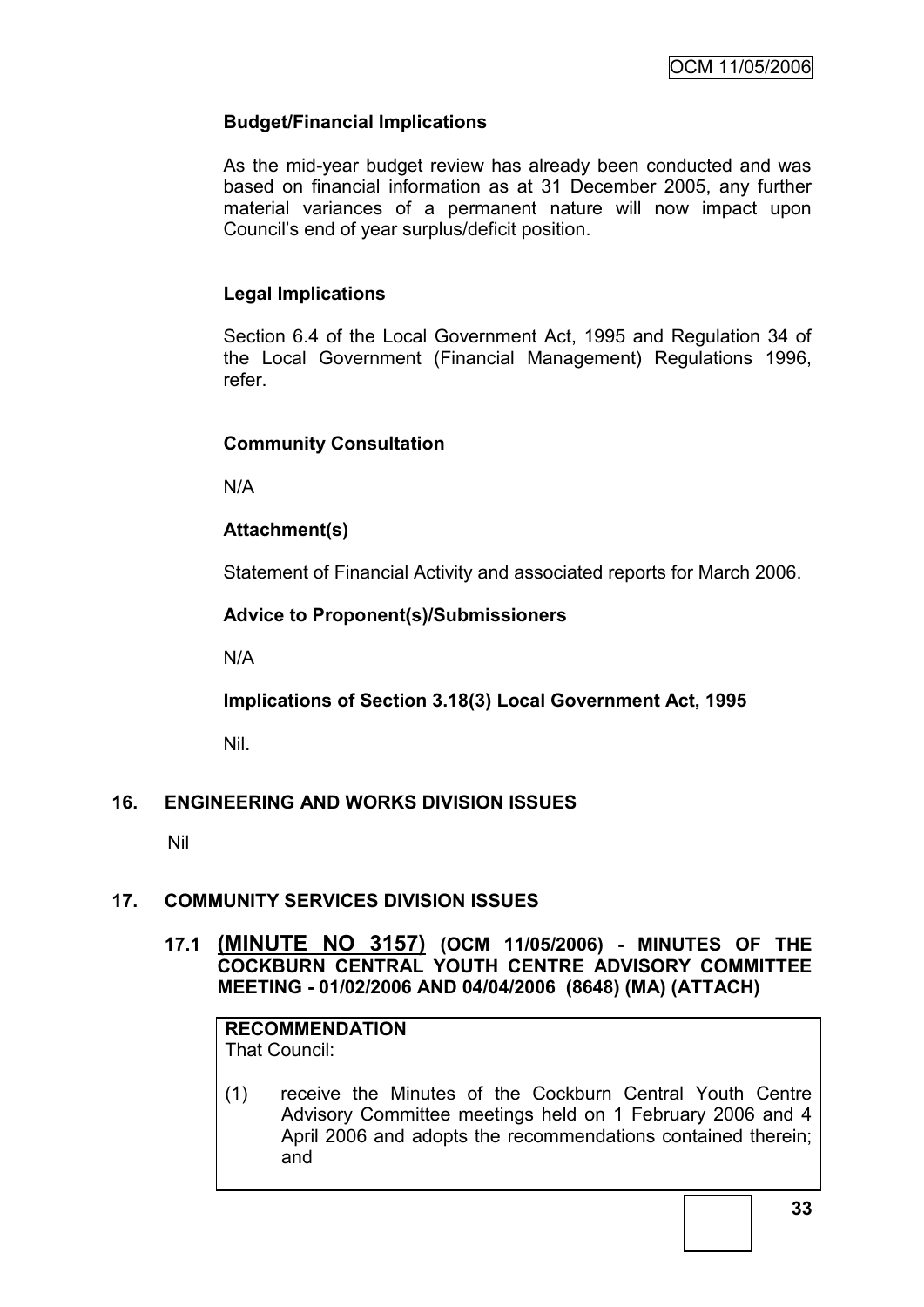**Budget/Financial Implications**

As the mid-year budget review has already been conducted and was based on financial information as at 31 December 2005, any further material variances of a permanent nature will now impact upon Council's end of year surplus/deficit position.

**Legal Implications**

Section 6.4 of the Local Government Act, 1995 and Regulation 34 of the Local Government (Financial Management) Regulations 1996, refer.

**Community Consultation**

N/A

**Attachment(s)**

Statement of Financial Activity and associated reports for March 2006.

**Advice to Proponent(s)/Submissioners**

N/A

**Implications of Section 3.18(3) Local Government Act, 1995**

Nil.

## 16. ENGINEERING AND WORKS DIVISION ISSUES

Nil

## 17. COMMUNITY SERVICES DIVISION ISSUES

### 17.1 (MINUTE NO 3157) (OCM 11/05/2006) - MINUTES OF THE COCKBURN CENTRAL YOUTH CENTRE ADVISORY COMMITTEE MEETING - 01/02/2006 AND 04/04/2006 (8648) (MA) (ATTACH)

**RECOMMENDATION**
That Council:

(1) receive the Minutes of the Cockburn Central Youth Centre Advisory Committee meetings held on 1 February 2006 and 4 April 2006 and adopts the recommendations contained therein; and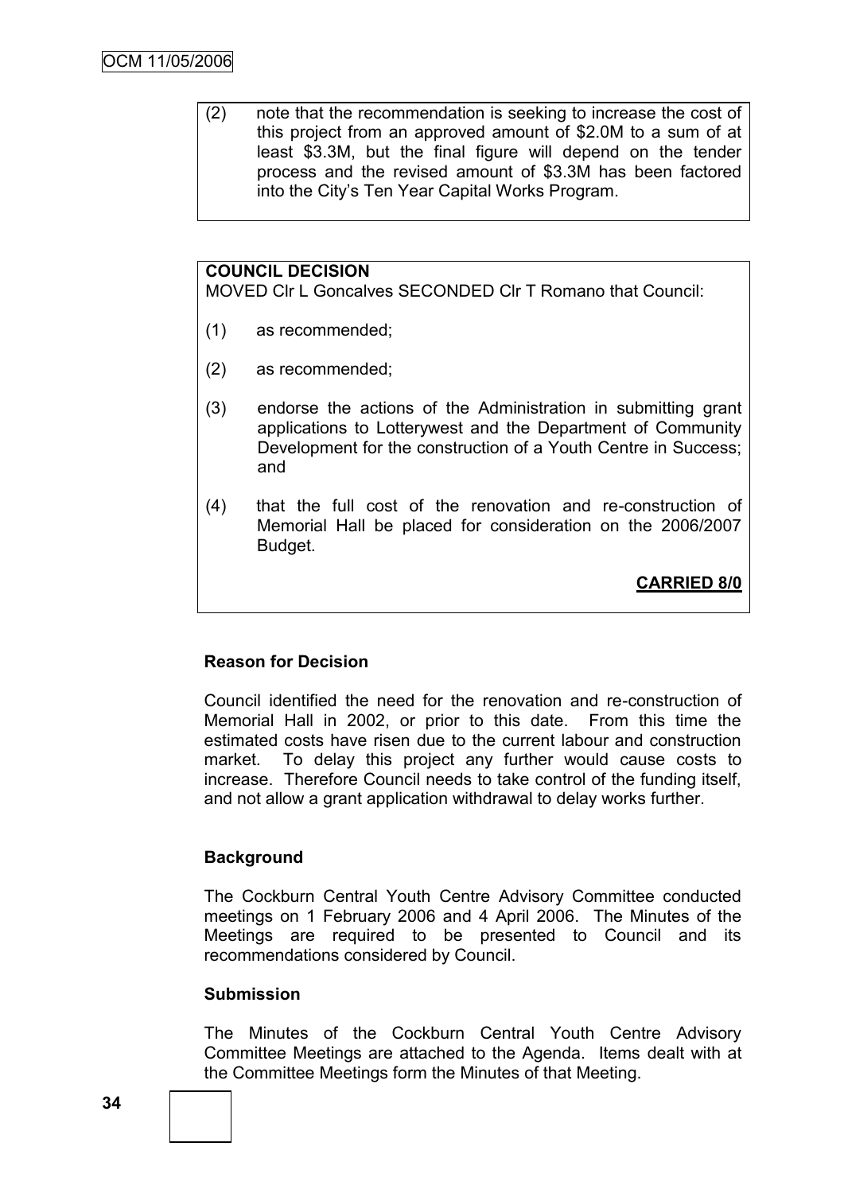(2) note that the recommendation is seeking to increase the cost of this project from an approved amount of $2.0M to a sum of at least $3.3M, but the final figure will depend on the tender process and the revised amount of $3.3M has been factored into the City's Ten Year Capital Works Program.

**COUNCIL DECISION**
MOVED Clr L Goncalves SECONDED Clr T Romano that Council:

(1) as recommended;

(2) as recommended;

(3) endorse the actions of the Administration in submitting grant applications to Lotterywest and the Department of Community Development for the construction of a Youth Centre in Success; and

(4) that the full cost of the renovation and re-construction of Memorial Hall be placed for consideration on the 2006/2007 Budget.

**CARRIED 8/0**

**Reason for Decision**

Council identified the need for the renovation and re-construction of Memorial Hall in 2002, or prior to this date. From this time the estimated costs have risen due to the current labour and construction market. To delay this project any further would cause costs to increase. Therefore Council needs to take control of the funding itself, and not allow a grant application withdrawal to delay works further.

**Background**

The Cockburn Central Youth Centre Advisory Committee conducted meetings on 1 February 2006 and 4 April 2006. The Minutes of the Meetings are required to be presented to Council and its recommendations considered by Council.

**Submission**

The Minutes of the Cockburn Central Youth Centre Advisory Committee Meetings are attached to the Agenda. Items dealt with at the Committee Meetings form the Minutes of that Meeting.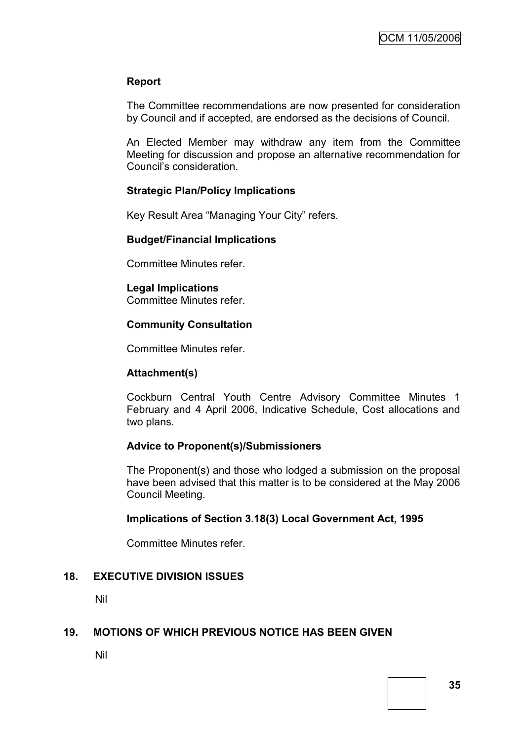**Report**

The Committee recommendations are now presented for consideration by Council and if accepted, are endorsed as the decisions of Council.

An Elected Member may withdraw any item from the Committee Meeting for discussion and propose an alternative recommendation for Council's consideration.

**Strategic Plan/Policy Implications**

Key Result Area "Managing Your City" refers.

**Budget/Financial Implications**

Committee Minutes refer.

**Legal Implications**

Committee Minutes refer.

**Community Consultation**

Committee Minutes refer.

**Attachment(s)**

Cockburn Central Youth Centre Advisory Committee Minutes 1 February and 4 April 2006, Indicative Schedule, Cost allocations and two plans.

**Advice to Proponent(s)/Submissioners**

The Proponent(s) and those who lodged a submission on the proposal have been advised that this matter is to be considered at the May 2006 Council Meeting.

**Implications of Section 3.18(3) Local Government Act, 1995**

Committee Minutes refer.

## 18. EXECUTIVE DIVISION ISSUES

Nil

## 19. MOTIONS OF WHICH PREVIOUS NOTICE HAS BEEN GIVEN

Nil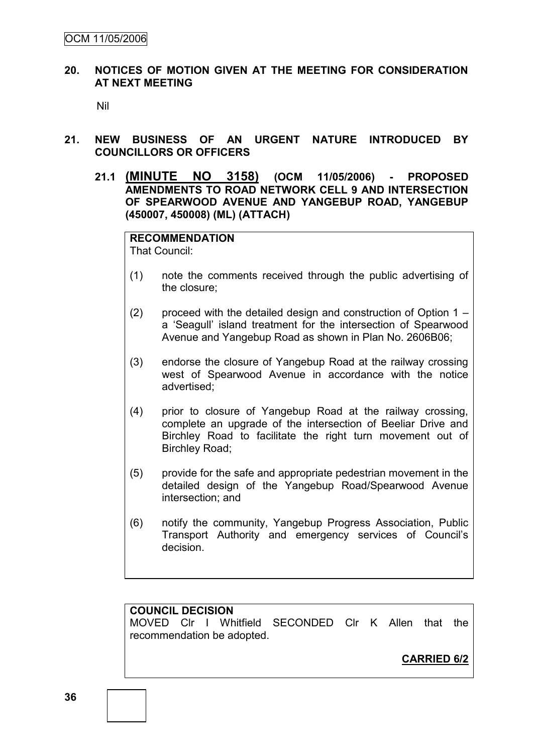## 20. NOTICES OF MOTION GIVEN AT THE MEETING FOR CONSIDERATION AT NEXT MEETING

Nil

## 21. NEW BUSINESS OF AN URGENT NATURE INTRODUCED BY COUNCILLORS OR OFFICERS

### 21.1 (MINUTE NO 3158) (OCM 11/05/2006) - PROPOSED AMENDMENTS TO ROAD NETWORK CELL 9 AND INTERSECTION OF SPEARWOOD AVENUE AND YANGEBUP ROAD, YANGEBUP (450007, 450008) (ML) (ATTACH)

**RECOMMENDATION**

That Council:

(1) note the comments received through the public advertising of the closure;

(2) proceed with the detailed design and construction of Option 1 – a 'Seagull' island treatment for the intersection of Spearwood Avenue and Yangebup Road as shown in Plan No. 2606B06;

(3) endorse the closure of Yangebup Road at the railway crossing west of Spearwood Avenue in accordance with the notice advertised;

(4) prior to closure of Yangebup Road at the railway crossing, complete an upgrade of the intersection of Beeliar Drive and Birchley Road to facilitate the right turn movement out of Birchley Road;

(5) provide for the safe and appropriate pedestrian movement in the detailed design of the Yangebup Road/Spearwood Avenue intersection; and

(6) notify the community, Yangebup Progress Association, Public Transport Authority and emergency services of Council's decision.

**COUNCIL DECISION**

MOVED Clr I Whitfield SECONDED Clr K Allen that the recommendation be adopted.

**CARRIED 6/2**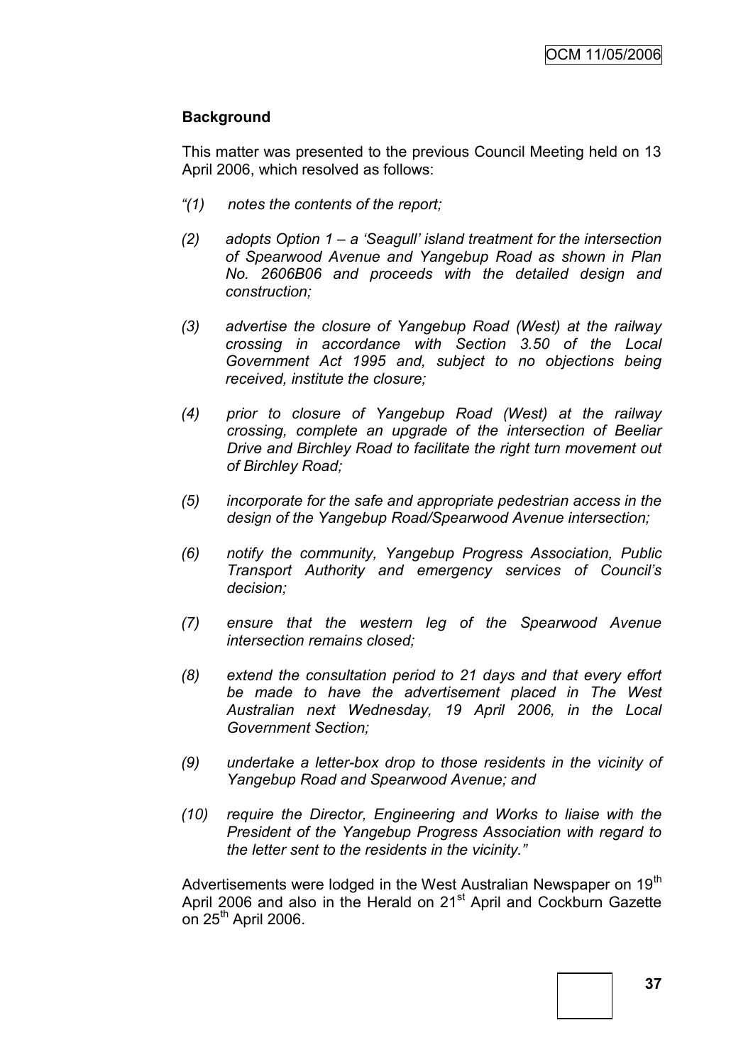## Background

This matter was presented to the previous Council Meeting held on 13 April 2006, which resolved as follows:

*"(1) notes the contents of the report;*

*(2) adopts Option 1 – a 'Seagull' island treatment for the intersection of Spearwood Avenue and Yangebup Road as shown in Plan No. 2606B06 and proceeds with the detailed design and construction;*

*(3) advertise the closure of Yangebup Road (West) at the railway crossing in accordance with Section 3.50 of the Local Government Act 1995 and, subject to no objections being received, institute the closure;*

*(4) prior to closure of Yangebup Road (West) at the railway crossing, complete an upgrade of the intersection of Beeliar Drive and Birchley Road to facilitate the right turn movement out of Birchley Road;*

*(5) incorporate for the safe and appropriate pedestrian access in the design of the Yangebup Road/Spearwood Avenue intersection;*

*(6) notify the community, Yangebup Progress Association, Public Transport Authority and emergency services of Council's decision;*

*(7) ensure that the western leg of the Spearwood Avenue intersection remains closed;*

*(8) extend the consultation period to 21 days and that every effort be made to have the advertisement placed in The West Australian next Wednesday, 19 April 2006, in the Local Government Section;*

*(9) undertake a letter-box drop to those residents in the vicinity of Yangebup Road and Spearwood Avenue; and*

*(10) require the Director, Engineering and Works to liaise with the President of the Yangebup Progress Association with regard to the letter sent to the residents in the vicinity."*

Advertisements were lodged in the West Australian Newspaper on 19th April 2006 and also in the Herald on 21st April and Cockburn Gazette on 25th April 2006.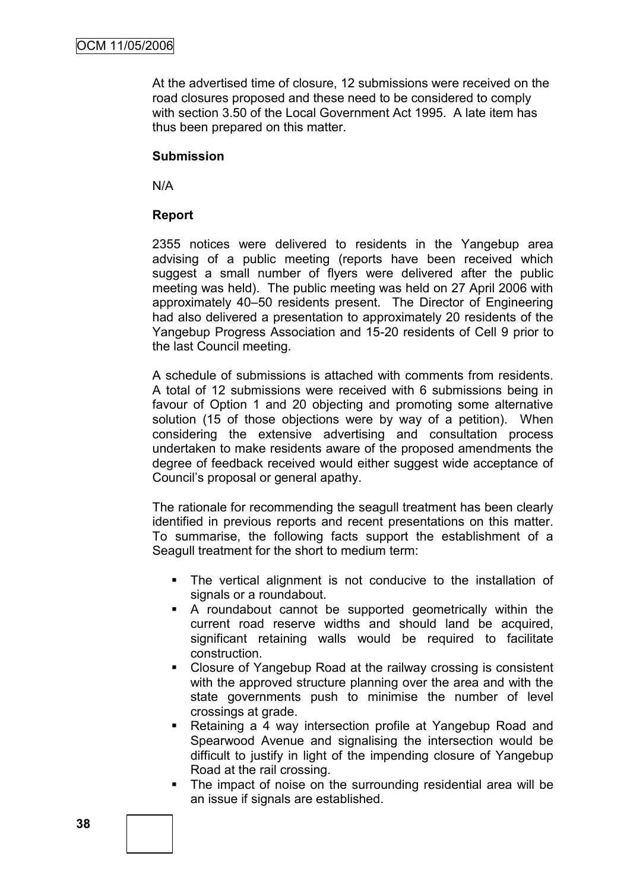At the advertised time of closure, 12 submissions were received on the road closures proposed and these need to be considered to comply with section 3.50 of the Local Government Act 1995. A late item has thus been prepared on this matter.

**Submission**

N/A

**Report**

2355 notices were delivered to residents in the Yangebup area advising of a public meeting (reports have been received which suggest a small number of flyers were delivered after the public meeting was held). The public meeting was held on 27 April 2006 with approximately 40–50 residents present. The Director of Engineering had also delivered a presentation to approximately 20 residents of the Yangebup Progress Association and 15-20 residents of Cell 9 prior to the last Council meeting.

A schedule of submissions is attached with comments from residents. A total of 12 submissions were received with 6 submissions being in favour of Option 1 and 20 objecting and promoting some alternative solution (15 of those objections were by way of a petition). When considering the extensive advertising and consultation process undertaken to make residents aware of the proposed amendments the degree of feedback received would either suggest wide acceptance of Council's proposal or general apathy.

The rationale for recommending the seagull treatment has been clearly identified in previous reports and recent presentations on this matter. To summarise, the following facts support the establishment of a Seagull treatment for the short to medium term:

- The vertical alignment is not conducive to the installation of signals or a roundabout.
- A roundabout cannot be supported geometrically within the current road reserve widths and should land be acquired, significant retaining walls would be required to facilitate construction.
- Closure of Yangebup Road at the railway crossing is consistent with the approved structure planning over the area and with the state governments push to minimise the number of level crossings at grade.
- Retaining a 4 way intersection profile at Yangebup Road and Spearwood Avenue and signalising the intersection would be difficult to justify in light of the impending closure of Yangebup Road at the rail crossing.
- The impact of noise on the surrounding residential area will be an issue if signals are established.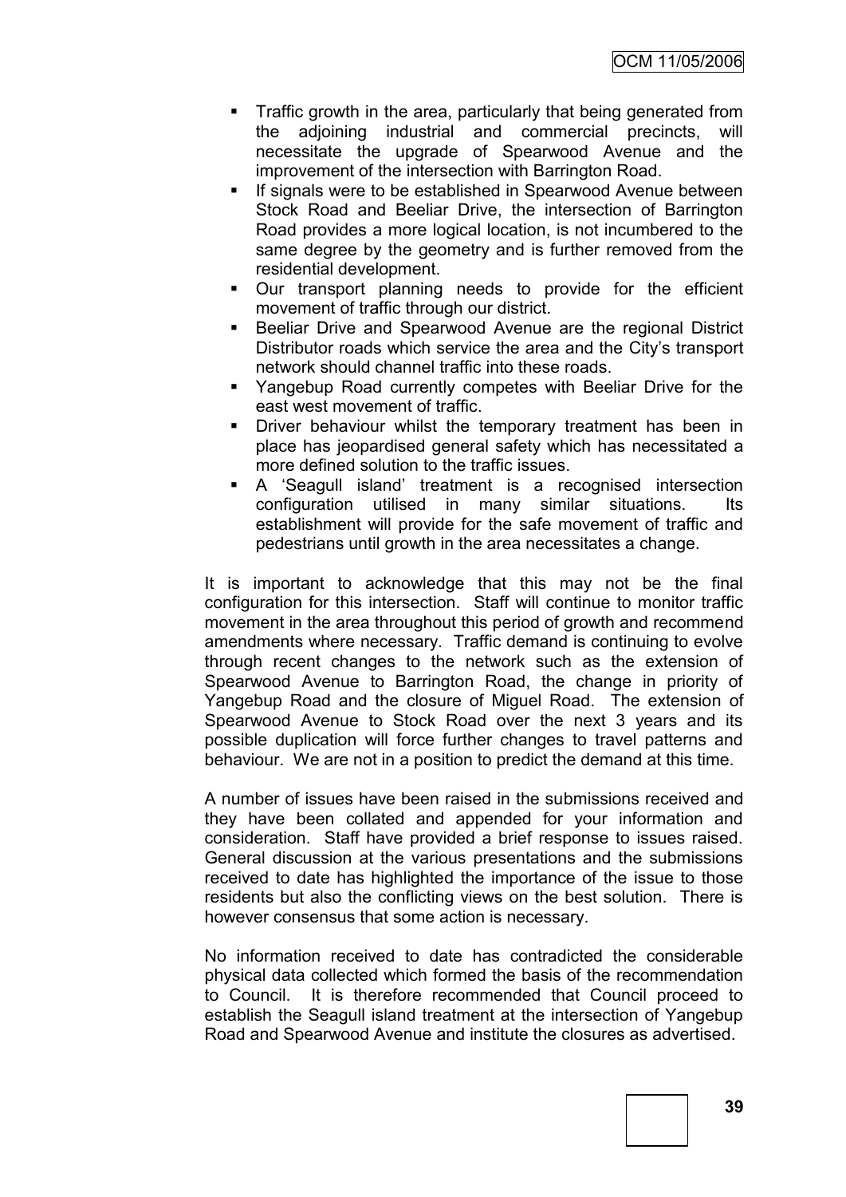- Traffic growth in the area, particularly that being generated from the adjoining industrial and commercial precincts, will necessitate the upgrade of Spearwood Avenue and the improvement of the intersection with Barrington Road.
- If signals were to be established in Spearwood Avenue between Stock Road and Beeliar Drive, the intersection of Barrington Road provides a more logical location, is not incumbered to the same degree by the geometry and is further removed from the residential development.
- Our transport planning needs to provide for the efficient movement of traffic through our district.
- Beeliar Drive and Spearwood Avenue are the regional District Distributor roads which service the area and the City's transport network should channel traffic into these roads.
- Yangebup Road currently competes with Beeliar Drive for the east west movement of traffic.
- Driver behaviour whilst the temporary treatment has been in place has jeopardised general safety which has necessitated a more defined solution to the traffic issues.
- A 'Seagull island' treatment is a recognised intersection configuration utilised in many similar situations. Its establishment will provide for the safe movement of traffic and pedestrians until growth in the area necessitates a change.

It is important to acknowledge that this may not be the final configuration for this intersection. Staff will continue to monitor traffic movement in the area throughout this period of growth and recommend amendments where necessary. Traffic demand is continuing to evolve through recent changes to the network such as the extension of Spearwood Avenue to Barrington Road, the change in priority of Yangebup Road and the closure of Miguel Road. The extension of Spearwood Avenue to Stock Road over the next 3 years and its possible duplication will force further changes to travel patterns and behaviour. We are not in a position to predict the demand at this time.

A number of issues have been raised in the submissions received and they have been collated and appended for your information and consideration. Staff have provided a brief response to issues raised. General discussion at the various presentations and the submissions received to date has highlighted the importance of the issue to those residents but also the conflicting views on the best solution. There is however consensus that some action is necessary.

No information received to date has contradicted the considerable physical data collected which formed the basis of the recommendation to Council. It is therefore recommended that Council proceed to establish the Seagull island treatment at the intersection of Yangebup Road and Spearwood Avenue and institute the closures as advertised.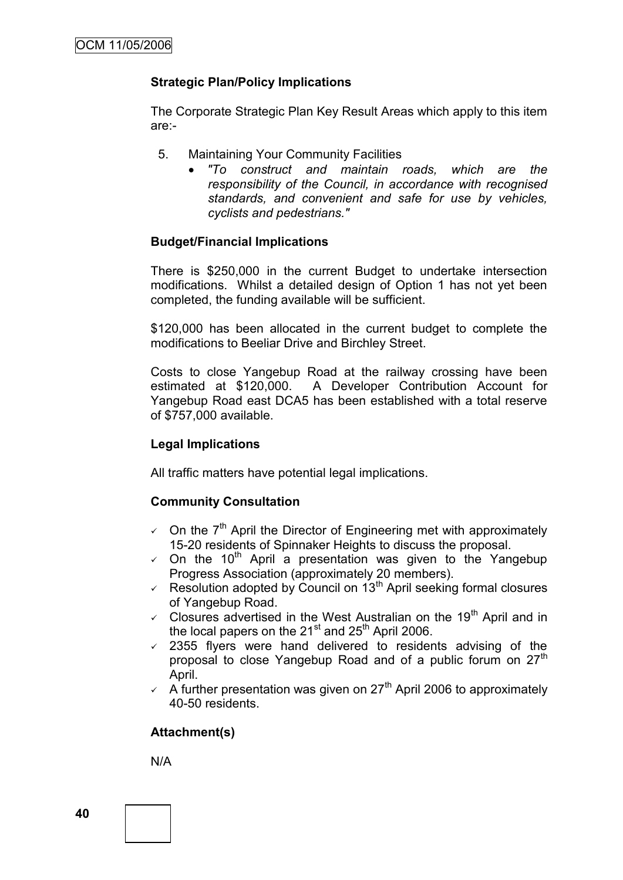**Strategic Plan/Policy Implications**

The Corporate Strategic Plan Key Result Areas which apply to this item are:-

5. Maintaining Your Community Facilities
   - *"To construct and maintain roads, which are the responsibility of the Council, in accordance with recognised standards, and convenient and safe for use by vehicles, cyclists and pedestrians."*

**Budget/Financial Implications**

There is $250,000 in the current Budget to undertake intersection modifications. Whilst a detailed design of Option 1 has not yet been completed, the funding available will be sufficient.

$120,000 has been allocated in the current budget to complete the modifications to Beeliar Drive and Birchley Street.

Costs to close Yangebup Road at the railway crossing have been estimated at $120,000. A Developer Contribution Account for Yangebup Road east DCA5 has been established with a total reserve of $757,000 available.

**Legal Implications**

All traffic matters have potential legal implications.

**Community Consultation**

- ✓ On the 7th April the Director of Engineering met with approximately 15-20 residents of Spinnaker Heights to discuss the proposal.
- ✓ On the 10th April a presentation was given to the Yangebup Progress Association (approximately 20 members).
- ✓ Resolution adopted by Council on 13th April seeking formal closures of Yangebup Road.
- ✓ Closures advertised in the West Australian on the 19th April and in the local papers on the 21st and 25th April 2006.
- ✓ 2355 flyers were hand delivered to residents advising of the proposal to close Yangebup Road and of a public forum on 27th April.
- ✓ A further presentation was given on 27th April 2006 to approximately 40-50 residents.

**Attachment(s)**

N/A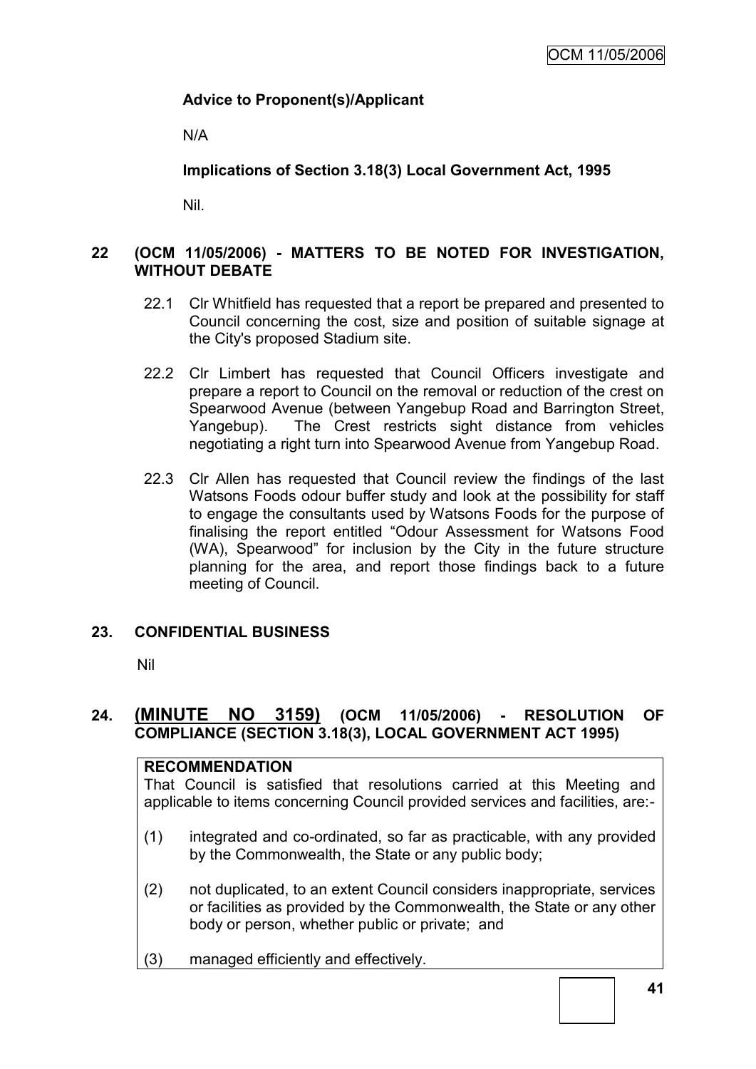**Advice to Proponent(s)/Applicant**

N/A

**Implications of Section 3.18(3) Local Government Act, 1995**

Nil.

## 22 (OCM 11/05/2006) - MATTERS TO BE NOTED FOR INVESTIGATION, WITHOUT DEBATE

22.1 Clr Whitfield has requested that a report be prepared and presented to Council concerning the cost, size and position of suitable signage at the City's proposed Stadium site.

22.2 Clr Limbert has requested that Council Officers investigate and prepare a report to Council on the removal or reduction of the crest on Spearwood Avenue (between Yangebup Road and Barrington Street, Yangebup). The Crest restricts sight distance from vehicles negotiating a right turn into Spearwood Avenue from Yangebup Road.

22.3 Clr Allen has requested that Council review the findings of the last Watsons Foods odour buffer study and look at the possibility for staff to engage the consultants used by Watsons Foods for the purpose of finalising the report entitled "Odour Assessment for Watsons Food (WA), Spearwood" for inclusion by the City in the future structure planning for the area, and report those findings back to a future meeting of Council.

## 23. CONFIDENTIAL BUSINESS

Nil

## 24. (MINUTE NO 3159) (OCM 11/05/2006) - RESOLUTION OF COMPLIANCE (SECTION 3.18(3), LOCAL GOVERNMENT ACT 1995)

**RECOMMENDATION**

That Council is satisfied that resolutions carried at this Meeting and applicable to items concerning Council provided services and facilities, are:-

(1) integrated and co-ordinated, so far as practicable, with any provided by the Commonwealth, the State or any public body;

(2) not duplicated, to an extent Council considers inappropriate, services or facilities as provided by the Commonwealth, the State or any other body or person, whether public or private; and

(3) managed efficiently and effectively.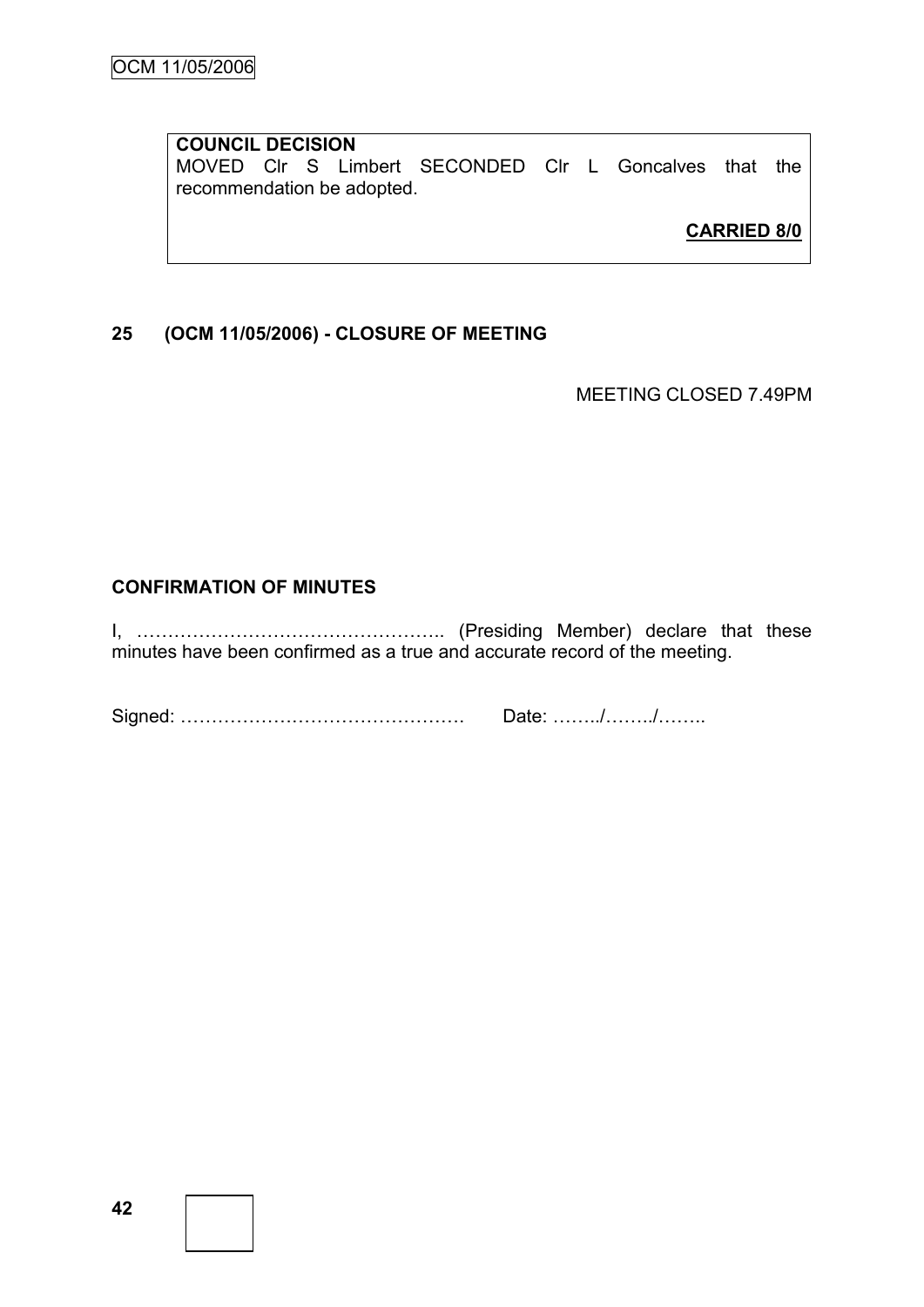**COUNCIL DECISION**
MOVED Clr S Limbert SECONDED Clr L Goncalves that the recommendation be adopted.

**CARRIED 8/0**

## 25 (OCM 11/05/2006) - CLOSURE OF MEETING

MEETING CLOSED 7.49PM

## CONFIRMATION OF MINUTES

I, ………………………………………….. (Presiding Member) declare that these minutes have been confirmed as a true and accurate record of the meeting.

Signed: ………………………………………. Date: ……../……../……..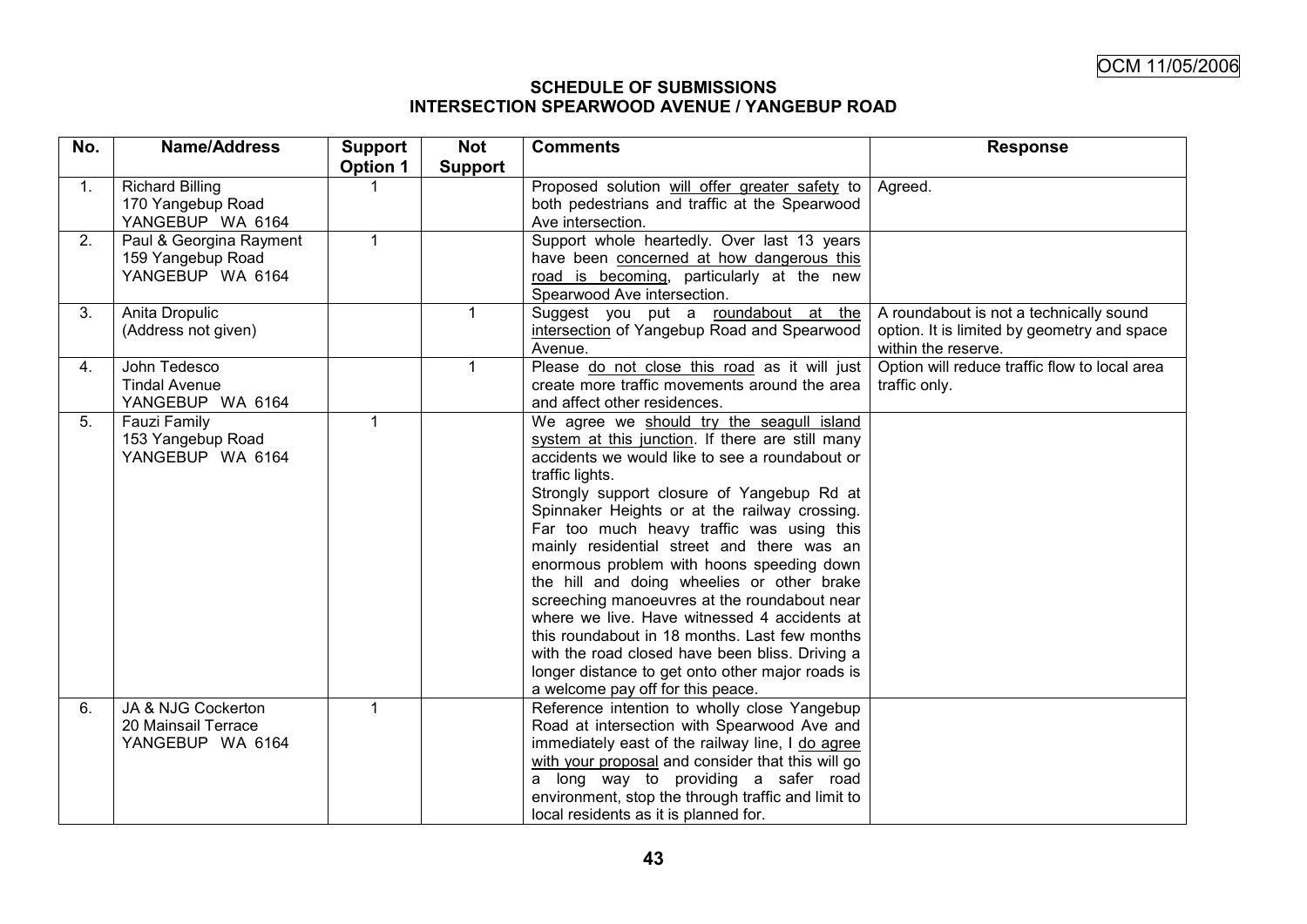OCM 11/05/2006

**SCHEDULE OF SUBMISSIONS**
**INTERSECTION SPEARWOOD AVENUE / YANGEBUP ROAD**

| No. | Name/Address | Support Option 1 | Not Support | Comments | Response |
|---|---|---|---|---|---|
| 1. | Richard Billing<br>170 Yangebup Road<br>YANGEBUP WA 6164 | 1 | | Proposed solution will offer greater safety to both pedestrians and traffic at the Spearwood Ave intersection. | Agreed. |
| 2. | Paul & Georgina Rayment<br>159 Yangebup Road<br>YANGEBUP WA 6164 | 1 | | Support whole heartedly. Over last 13 years have been concerned at how dangerous this road is becoming, particularly at the new Spearwood Ave intersection. | |
| 3. | Anita Dropulic<br>(Address not given) | | 1 | Suggest you put a roundabout at the intersection of Yangebup Road and Spearwood Avenue. | A roundabout is not a technically sound option. It is limited by geometry and space within the reserve. |
| 4. | John Tedesco<br>Tindal Avenue<br>YANGEBUP WA 6164 | | 1 | Please do not close this road as it will just create more traffic movements around the area and affect other residences. | Option will reduce traffic flow to local area traffic only. |
| 5. | Fauzi Family<br>153 Yangebup Road<br>YANGEBUP WA 6164 | 1 | | We agree we should try the seagull island system at this junction. If there are still many accidents we would like to see a roundabout or traffic lights.<br>Strongly support closure of Yangebup Rd at Spinnaker Heights or at the railway crossing. Far too much heavy traffic was using this mainly residential street and there was an enormous problem with hoons speeding down the hill and doing wheelies or other brake screeching manoeuvres at the roundabout near where we live. Have witnessed 4 accidents at this roundabout in 18 months. Last few months with the road closed have been bliss. Driving a longer distance to get onto other major roads is a welcome pay off for this peace. | |
| 6. | JA & NJG Cockerton<br>20 Mainsail Terrace<br>YANGEBUP WA 6164 | 1 | | Reference intention to wholly close Yangebup Road at intersection with Spearwood Ave and immediately east of the railway line, I do agree with your proposal and consider that this will go a long way to providing a safer road environment, stop the through traffic and limit to local residents as it is planned for. | |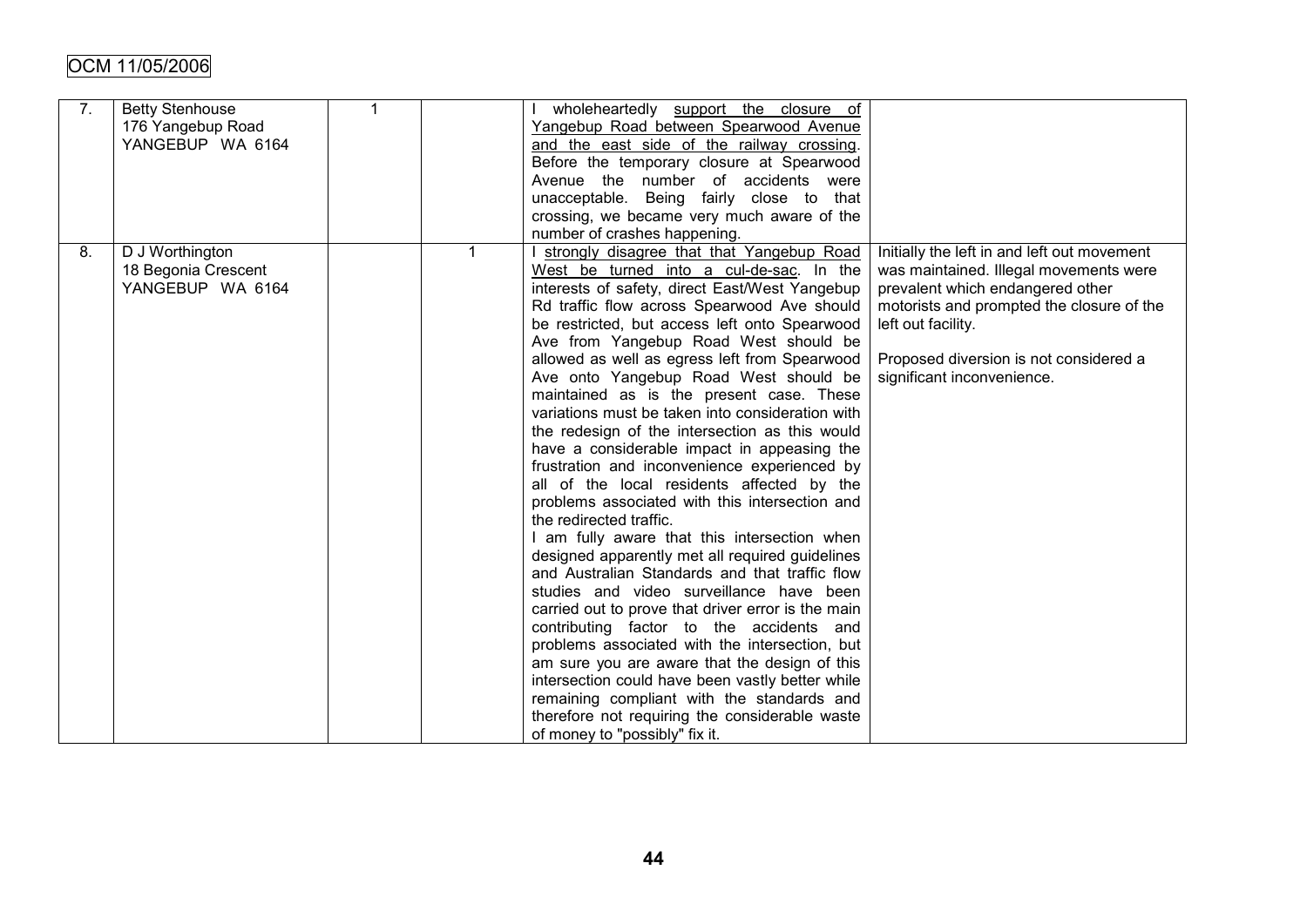OCM 11/05/2006

| | | | | | |
|---|---|---|---|---|---|
| 7. | Betty Stenhouse<br>176 Yangebup Road<br>YANGEBUP WA 6164 | 1 | | I wholeheartedly support the closure of Yangebup Road between Spearwood Avenue and the east side of the railway crossing. Before the temporary closure at Spearwood Avenue the number of accidents were unacceptable. Being fairly close to that crossing, we became very much aware of the number of crashes happening. | |
| 8. | D J Worthington<br>18 Begonia Crescent<br>YANGEBUP WA 6164 | | 1 | I strongly disagree that that Yangebup Road West be turned into a cul-de-sac. In the interests of safety, direct East/West Yangebup Rd traffic flow across Spearwood Ave should be restricted, but access left onto Spearwood Ave from Yangebup Road West should be allowed as well as egress left from Spearwood Ave onto Yangebup Road West should be maintained as is the present case. These variations must be taken into consideration with the redesign of the intersection as this would have a considerable impact in appeasing the frustration and inconvenience experienced by all of the local residents affected by the problems associated with this intersection and the redirected traffic.<br>I am fully aware that this intersection when designed apparently met all required guidelines and Australian Standards and that traffic flow studies and video surveillance have been carried out to prove that driver error is the main contributing factor to the accidents and problems associated with the intersection, but am sure you are aware that the design of this intersection could have been vastly better while remaining compliant with the standards and therefore not requiring the considerable waste of money to "possibly" fix it. | Initially the left in and left out movement was maintained. Illegal movements were prevalent which endangered other motorists and prompted the closure of the left out facility.<br><br>Proposed diversion is not considered a significant inconvenience. |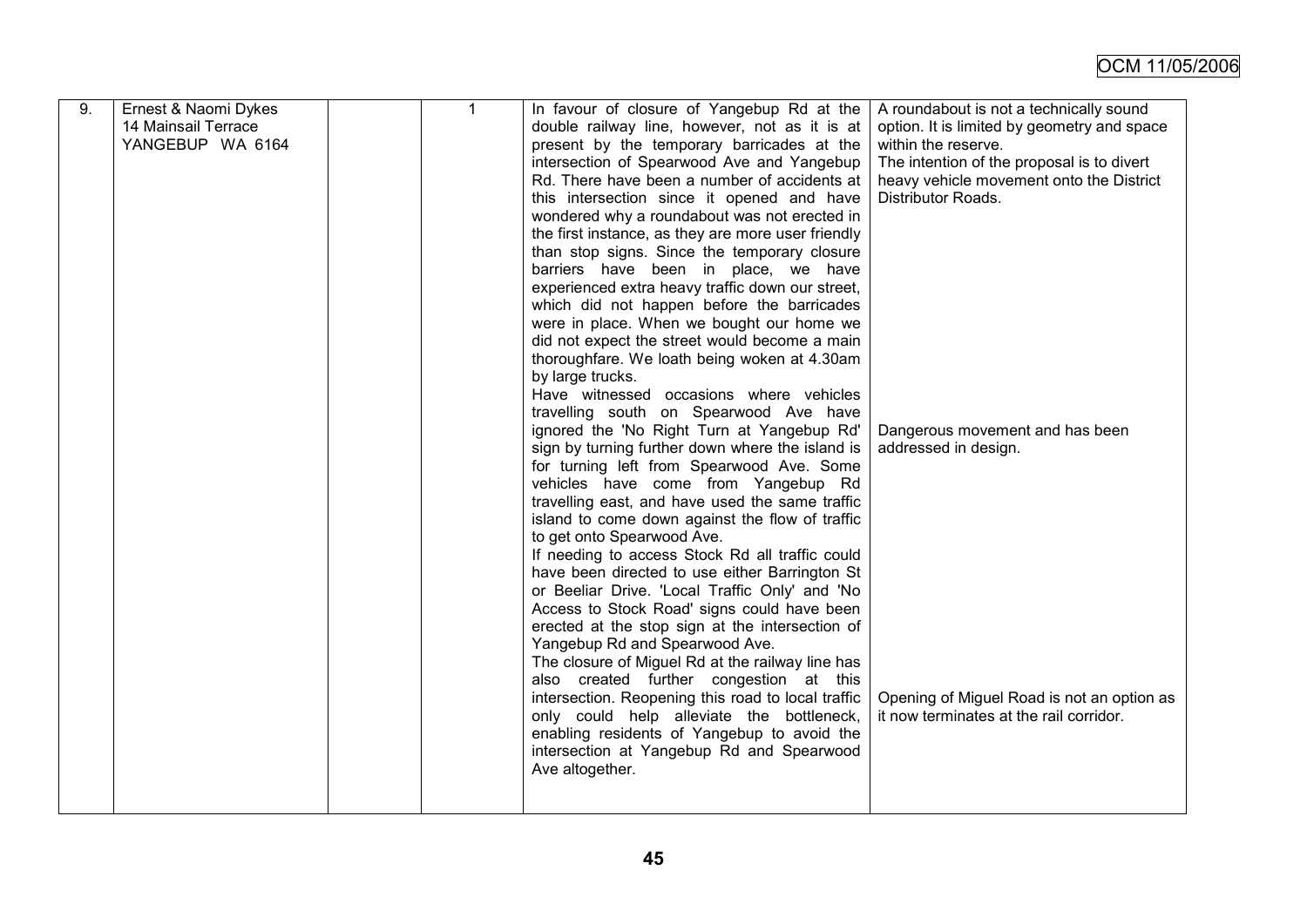| 9. | Ernest & Naomi Dykes<br>14 Mainsail Terrace<br>YANGEBUP WA 6164 | | 1 | In favour of closure of Yangebup Rd at the double railway line, however, not as it is at present by the temporary barricades at the intersection of Spearwood Ave and Yangebup Rd. There have been a number of accidents at this intersection since it opened and have wondered why a roundabout was not erected in the first instance, as they are more user friendly than stop signs. Since the temporary closure barriers have been in place, we have experienced extra heavy traffic down our street, which did not happen before the barricades were in place. When we bought our home we did not expect the street would become a main thoroughfare. We loath being woken at 4.30am by large trucks.<br>Have witnessed occasions where vehicles travelling south on Spearwood Ave have ignored the 'No Right Turn at Yangebup Rd' sign by turning further down where the island is for turning left from Spearwood Ave. Some vehicles have come from Yangebup Rd travelling east, and have used the same traffic island to come down against the flow of traffic to get onto Spearwood Ave.<br>If needing to access Stock Rd all traffic could have been directed to use either Barrington St or Beeliar Drive. 'Local Traffic Only' and 'No Access to Stock Road' signs could have been erected at the stop sign at the intersection of Yangebup Rd and Spearwood Ave.<br>The closure of Miguel Rd at the railway line has also created further congestion at this intersection. Reopening this road to local traffic only could help alleviate the bottleneck, enabling residents of Yangebup to avoid the intersection at Yangebup Rd and Spearwood Ave altogether. | A roundabout is not a technically sound option. It is limited by geometry and space within the reserve.<br>The intention of the proposal is to divert heavy vehicle movement onto the District Distributor Roads.<br><br>Dangerous movement and has been addressed in design.<br><br>Opening of Miguel Road is not an option as it now terminates at the rail corridor. |
|---|---|---|---|---|---|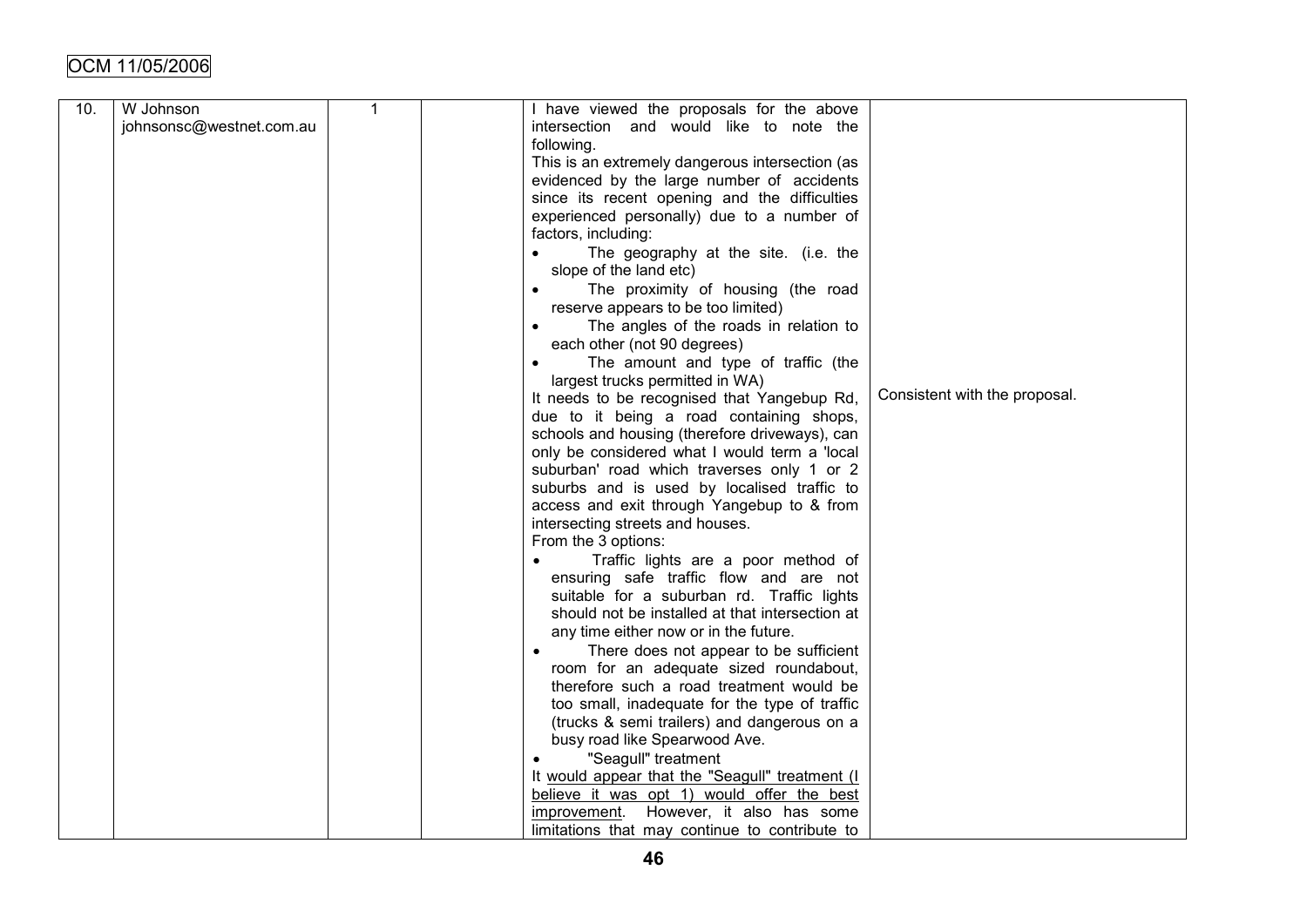| 10. | W Johnson<br>johnsonsc@westnet.com.au | 1 | | I have viewed the proposals for the above intersection and would like to note the following.<br>This is an extremely dangerous intersection (as evidenced by the large number of accidents since its recent opening and the difficulties experienced personally) due to a number of factors, including:<br>• The geography at the site. (i.e. the slope of the land etc)<br>• The proximity of housing (the road reserve appears to be too limited)<br>• The angles of the roads in relation to each other (not 90 degrees)<br>• The amount and type of traffic (the largest trucks permitted in WA)<br>It needs to be recognised that Yangebup Rd, due to it being a road containing shops, schools and housing (therefore driveways), can only be considered what I would term a 'local suburban' road which traverses only 1 or 2 suburbs and is used by localised traffic to access and exit through Yangebup to & from intersecting streets and houses.<br>From the 3 options:<br>• Traffic lights are a poor method of ensuring safe traffic flow and are not suitable for a suburban rd. Traffic lights should not be installed at that intersection at any time either now or in the future.<br>• There does not appear to be sufficient room for an adequate sized roundabout, therefore such a road treatment would be too small, inadequate for the type of traffic (trucks & semi trailers) and dangerous on a busy road like Spearwood Ave.<br>• "Seagull" treatment<br>It would appear that the "Seagull" treatment (I believe it was opt 1) would offer the best improvement. However, it also has some limitations that may continue to contribute to | Consistent with the proposal. |
|---|---|---|---|---|---|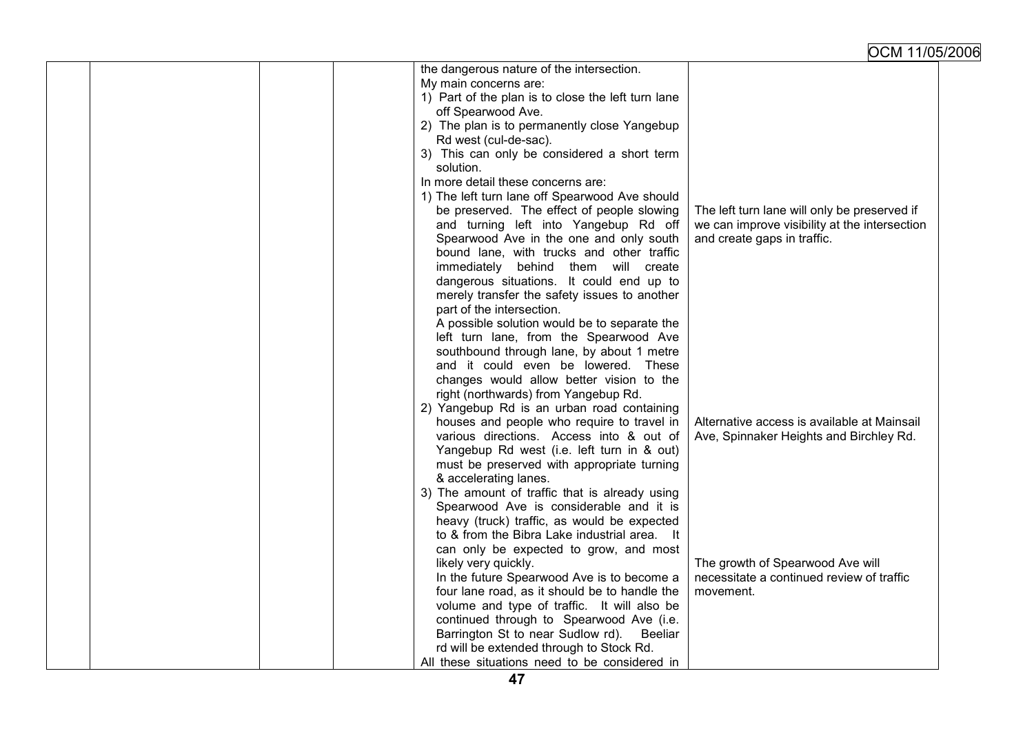| | | | | the dangerous nature of the intersection.<br>My main concerns are:<br>1) Part of the plan is to close the left turn lane off Spearwood Ave.<br>2) The plan is to permanently close Yangebup Rd west (cul-de-sac).<br>3) This can only be considered a short term solution.<br>In more detail these concerns are:<br>1) The left turn lane off Spearwood Ave should be preserved. The effect of people slowing and turning left into Yangebup Rd off Spearwood Ave in the one and only south bound lane, with trucks and other traffic immediately behind them will create dangerous situations. It could end up to merely transfer the safety issues to another part of the intersection.<br>A possible solution would be to separate the left turn lane, from the Spearwood Ave southbound through lane, by about 1 metre and it could even be lowered. These changes would allow better vision to the right (northwards) from Yangebup Rd.<br>2) Yangebup Rd is an urban road containing houses and people who require to travel in various directions. Access into & out of Yangebup Rd west (i.e. left turn in & out) must be preserved with appropriate turning & accelerating lanes.<br>3) The amount of traffic that is already using Spearwood Ave is considerable and it is heavy (truck) traffic, as would be expected to & from the Bibra Lake industrial area. It can only be expected to grow, and most likely very quickly.<br>In the future Spearwood Ave is to become a four lane road, as it should be to handle the volume and type of traffic. It will also be continued through to Spearwood Ave (i.e. Barrington St to near Sudlow rd). Beeliar rd will be extended through to Stock Rd.<br>All these situations need to be considered in | The left turn lane will only be preserved if we can improve visibility at the intersection and create gaps in traffic.<br><br>Alternative access is available at Mainsail Ave, Spinnaker Heights and Birchley Rd.<br><br>The growth of Spearwood Ave will necessitate a continued review of traffic movement. |
|---|---|---|---|---|---|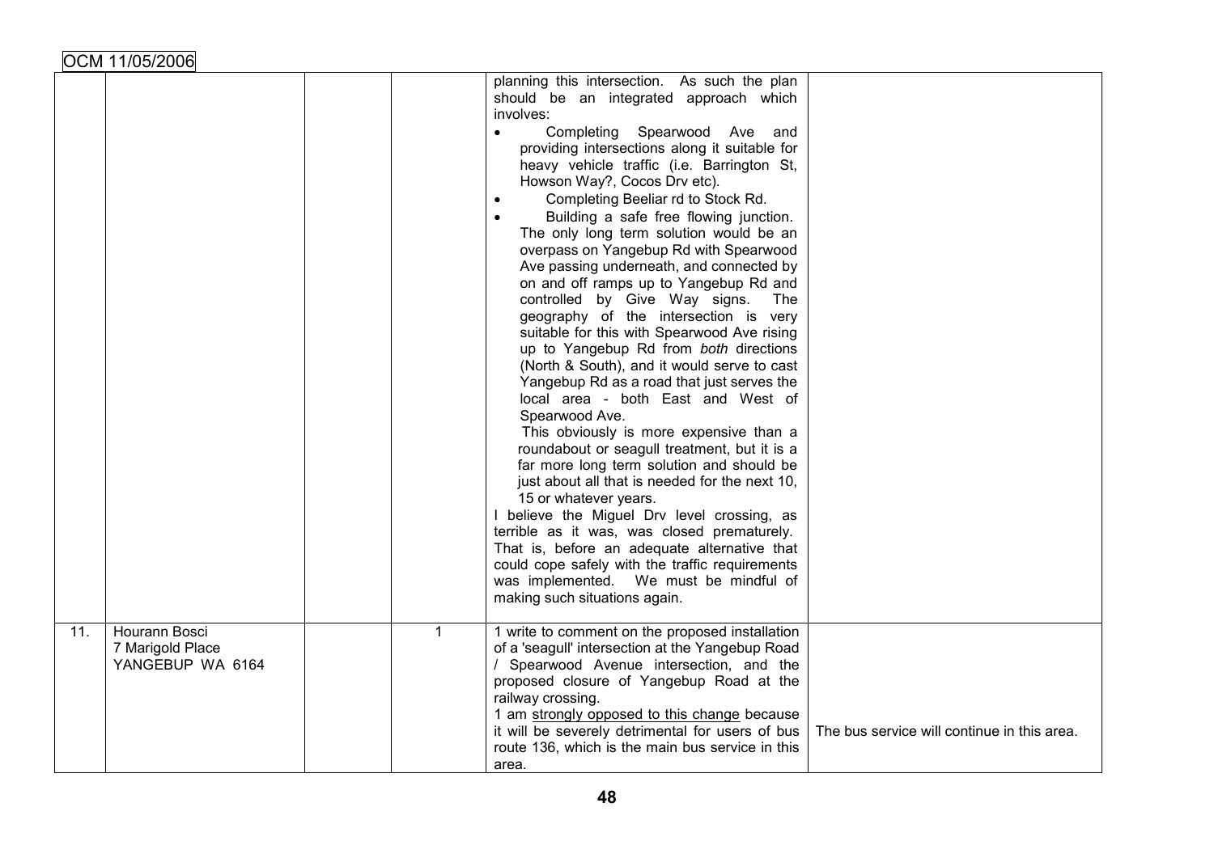| | | | | | |
|---|---|---|---|---|---|
| | | | | planning this intersection. As such the plan should be an integrated approach which involves:<br>• Completing Spearwood Ave and providing intersections along it suitable for heavy vehicle traffic (i.e. Barrington St, Howson Way?, Cocos Drv etc).<br>• Completing Beeliar rd to Stock Rd.<br>• Building a safe free flowing junction. The only long term solution would be an overpass on Yangebup Rd with Spearwood Ave passing underneath, and connected by on and off ramps up to Yangebup Rd and controlled by Give Way signs. The geography of the intersection is very suitable for this with Spearwood Ave rising up to Yangebup Rd from *both* directions (North & South), and it would serve to cast Yangebup Rd as a road that just serves the local area - both East and West of Spearwood Ave.<br>This obviously is more expensive than a roundabout or seagull treatment, but it is a far more long term solution and should be just about all that is needed for the next 10, 15 or whatever years.<br>I believe the Miguel Drv level crossing, as terrible as it was, was closed prematurely. That is, before an adequate alternative that could cope safely with the traffic requirements was implemented. We must be mindful of making such situations again. | |
| 11. | Hourann Bosci<br>7 Marigold Place<br>YANGEBUP WA 6164 | | 1 | 1 write to comment on the proposed installation of a 'seagull' intersection at the Yangebup Road / Spearwood Avenue intersection, and the proposed closure of Yangebup Road at the railway crossing.<br>1 am strongly opposed to this change because it will be severely detrimental for users of bus route 136, which is the main bus service in this area. | The bus service will continue in this area. |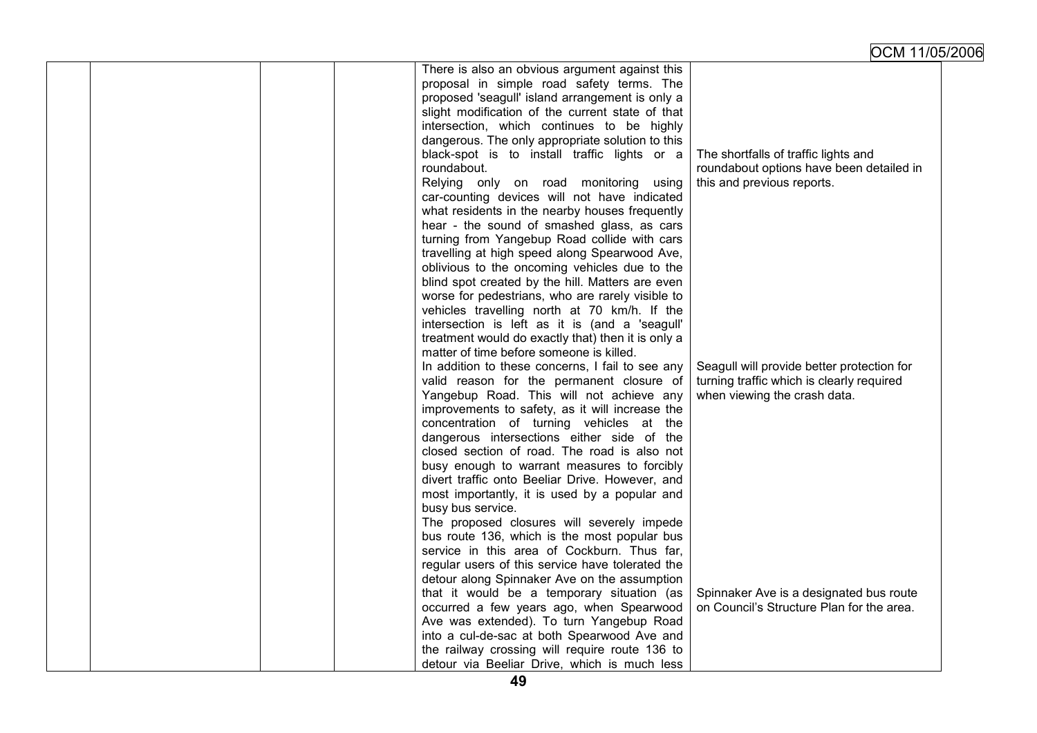| | | | | Submission | Comment |
|---|---|---|---|---|---|
| | | | | There is also an obvious argument against this proposal in simple road safety terms. The proposed 'seagull' island arrangement is only a slight modification of the current state of that intersection, which continues to be highly dangerous. The only appropriate solution to this black-spot is to install traffic lights or a roundabout. | The shortfalls of traffic lights and roundabout options have been detailed in this and previous reports. |
| | | | | Relying only on road monitoring using car-counting devices will not have indicated what residents in the nearby houses frequently hear - the sound of smashed glass, as cars turning from Yangebup Road collide with cars travelling at high speed along Spearwood Ave, oblivious to the oncoming vehicles due to the blind spot created by the hill. Matters are even worse for pedestrians, who are rarely visible to vehicles travelling north at 70 km/h. If the intersection is left as it is (and a 'seagull' treatment would do exactly that) then it is only a matter of time before someone is killed. | |
| | | | | In addition to these concerns, I fail to see any valid reason for the permanent closure of Yangebup Road. This will not achieve any improvements to safety, as it will increase the concentration of turning vehicles at the dangerous intersections either side of the closed section of road. The road is also not busy enough to warrant measures to forcibly divert traffic onto Beeliar Drive. However, and most importantly, it is used by a popular and busy bus service. | Seagull will provide better protection for turning traffic which is clearly required when viewing the crash data. |
| | | | | The proposed closures will severely impede bus route 136, which is the most popular bus service in this area of Cockburn. Thus far, regular users of this service have tolerated the detour along Spinnaker Ave on the assumption that it would be a temporary situation (as occurred a few years ago, when Spearwood Ave was extended). To turn Yangebup Road into a cul-de-sac at both Spearwood Ave and the railway crossing will require route 136 to detour via Beeliar Drive, which is much less | Spinnaker Ave is a designated bus route on Council's Structure Plan for the area. |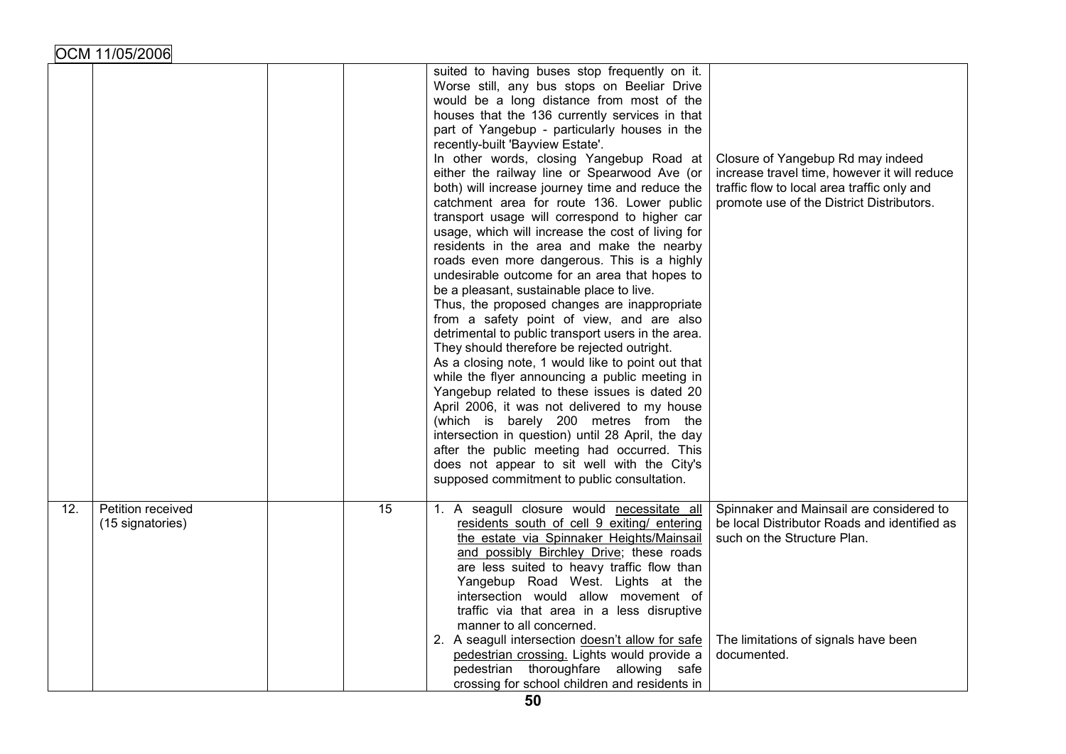| | | | | | |
|---|---|---|---|---|---|
| | | | | suited to having buses stop frequently on it. Worse still, any bus stops on Beeliar Drive would be a long distance from most of the houses that the 136 currently services in that part of Yangebup - particularly houses in the recently-built 'Bayview Estate'.<br>In other words, closing Yangebup Road at either the railway line or Spearwood Ave (or both) will increase journey time and reduce the catchment area for route 136. Lower public transport usage will correspond to higher car usage, which will increase the cost of living for residents in the area and make the nearby roads even more dangerous. This is a highly undesirable outcome for an area that hopes to be a pleasant, sustainable place to live.<br>Thus, the proposed changes are inappropriate from a safety point of view, and are also detrimental to public transport users in the area. They should therefore be rejected outright.<br>As a closing note, 1 would like to point out that while the flyer announcing a public meeting in Yangebup related to these issues is dated 20 April 2006, it was not delivered to my house (which is barely 200 metres from the intersection in question) until 28 April, the day after the public meeting had occurred. This does not appear to sit well with the City's supposed commitment to public consultation. | Closure of Yangebup Rd may indeed increase travel time, however it will reduce traffic flow to local area traffic only and promote use of the District Distributors. |
| 12. | Petition received (15 signatories) | | 15 | 1. A seagull closure would <u>necessitate all residents south of cell 9 exiting/ entering the estate via Spinnaker Heights/Mainsail and possibly Birchley Drive</u>; these roads are less suited to heavy traffic flow than Yangebup Road West. Lights at the intersection would allow movement of traffic via that area in a less disruptive manner to all concerned.<br>2. A seagull intersection <u>doesn't allow for safe pedestrian crossing.</u> Lights would provide a pedestrian thoroughfare allowing safe crossing for school children and residents in | Spinnaker and Mainsail are considered to be local Distributor Roads and identified as such on the Structure Plan.<br><br>The limitations of signals have been documented. |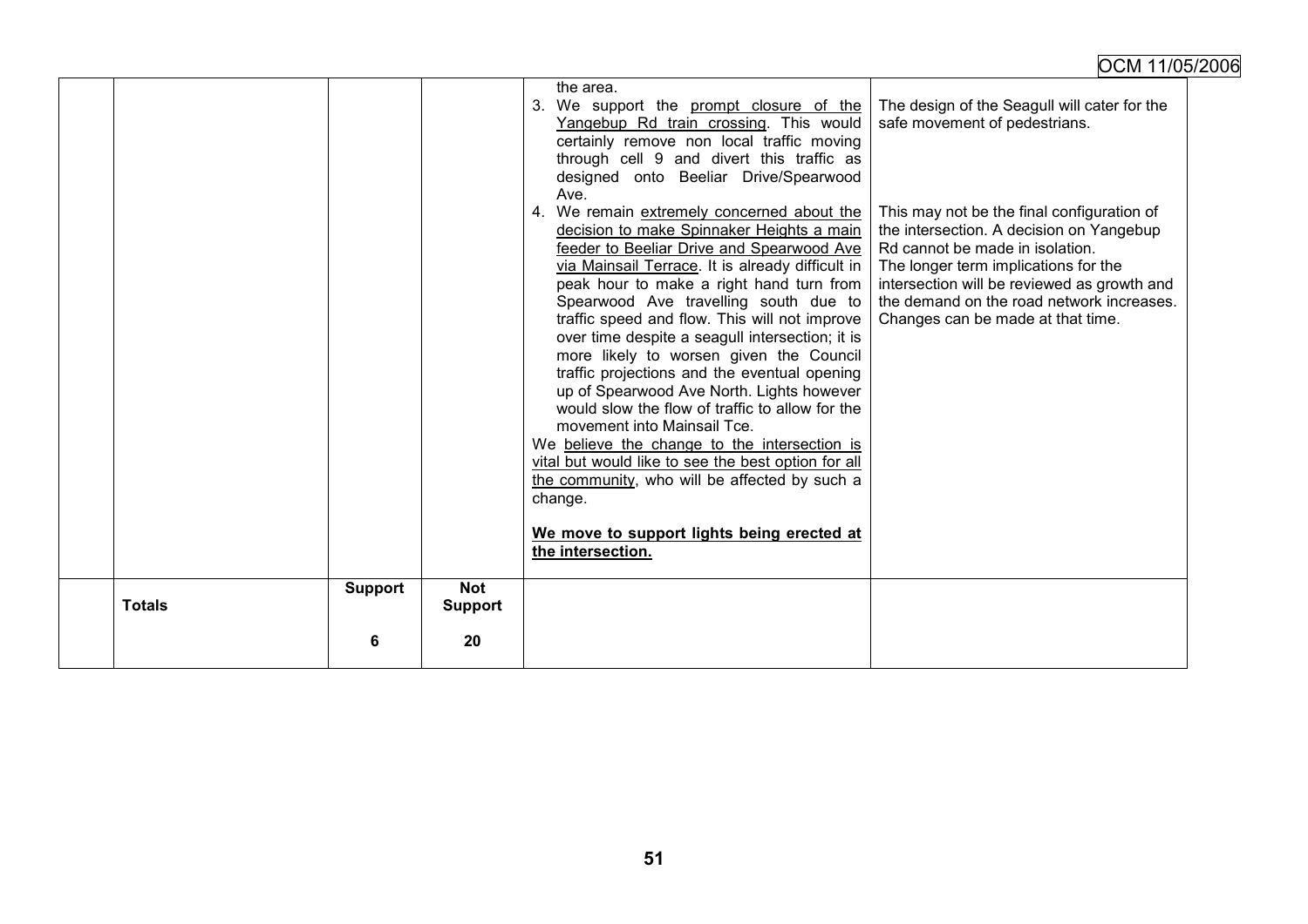| | | | | | |
|---|---|---|---|---|---|
| | | | | the area.<br>3. We support the prompt closure of the Yangebup Rd train crossing. This would certainly remove non local traffic moving through cell 9 and divert this traffic as designed onto Beeliar Drive/Spearwood Ave.<br>4. We remain extremely concerned about the decision to make Spinnaker Heights a main feeder to Beeliar Drive and Spearwood Ave via Mainsail Terrace. It is already difficult in peak hour to make a right hand turn from Spearwood Ave travelling south due to traffic speed and flow. This will not improve over time despite a seagull intersection; it is more likely to worsen given the Council traffic projections and the eventual opening up of Spearwood Ave North. Lights however would slow the flow of traffic to allow for the movement into Mainsail Tce.<br>We believe the change to the intersection is vital but would like to see the best option for all the community, who will be affected by such a change.<br>**We move to support lights being erected at the intersection.** | The design of the Seagull will cater for the safe movement of pedestrians.<br>This may not be the final configuration of the intersection. A decision on Yangebup Rd cannot be made in isolation. The longer term implications for the intersection will be reviewed as growth and the demand on the road network increases. Changes can be made at that time. |
| | **Totals** | **Support**<br>**6** | **Not Support**<br>**20** | | |